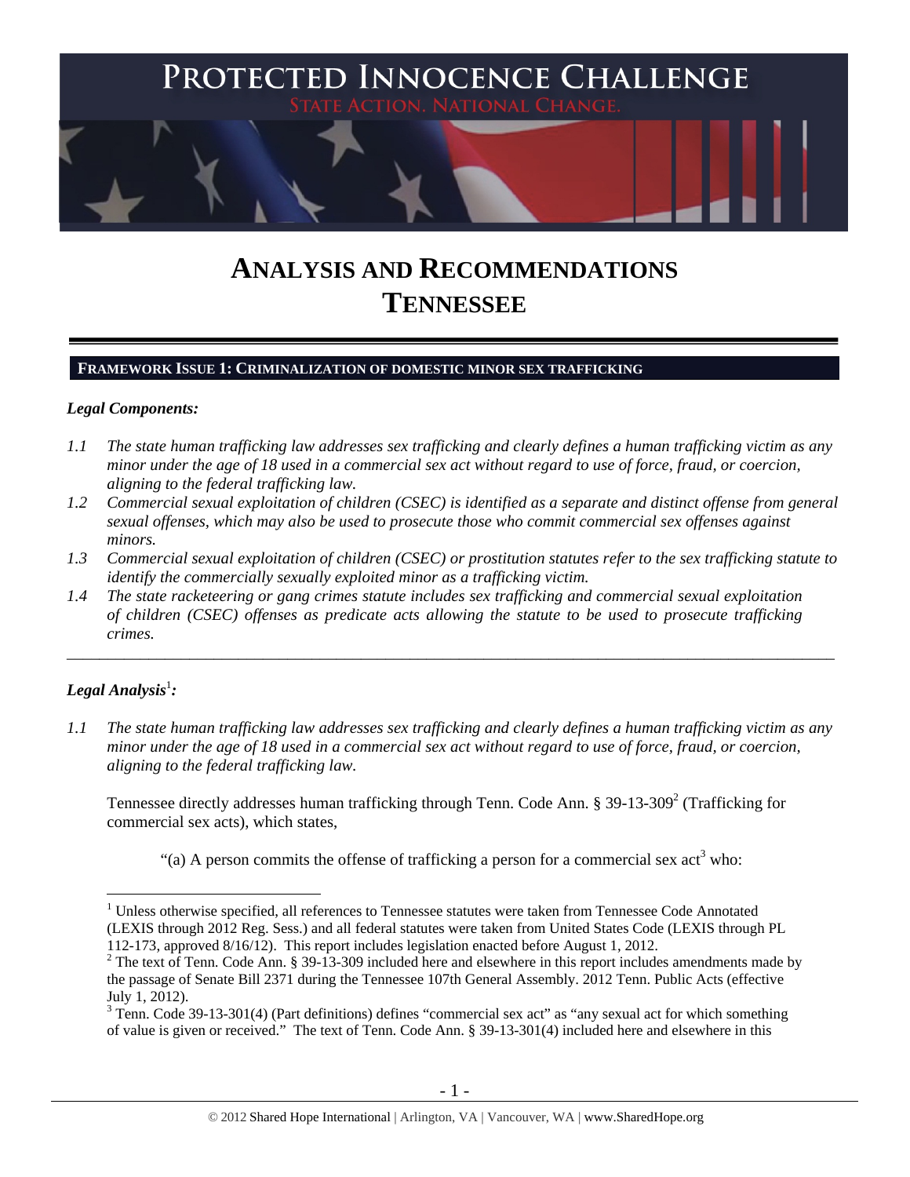# PROTECTED INNOCENCE CHALLENGE

STATE ACTION. NATIONAL CHANGE.

# ANALYSIS AND RECOMMENDATIONS
# TENNESSEE

## FRAMEWORK ISSUE 1: CRIMINALIZATION OF DOMESTIC MINOR SEX TRAFFICKING

### *Legal Components:*

*1.1 The state human trafficking law addresses sex trafficking and clearly defines a human trafficking victim as any minor under the age of 18 used in a commercial sex act without regard to use of force, fraud, or coercion, aligning to the federal trafficking law.*

*1.2 Commercial sexual exploitation of children (CSEC) is identified as a separate and distinct offense from general sexual offenses, which may also be used to prosecute those who commit commercial sex offenses against minors.*

*1.3 Commercial sexual exploitation of children (CSEC) or prostitution statutes refer to the sex trafficking statute to identify the commercially sexually exploited minor as a trafficking victim.*

*1.4 The state racketeering or gang crimes statute includes sex trafficking and commercial sexual exploitation of children (CSEC) offenses as predicate acts allowing the statute to be used to prosecute trafficking crimes.*

---

### *Legal Analysis*[1]*:*

*1.1 The state human trafficking law addresses sex trafficking and clearly defines a human trafficking victim as any minor under the age of 18 used in a commercial sex act without regard to use of force, fraud, or coercion, aligning to the federal trafficking law.*

Tennessee directly addresses human trafficking through Tenn. Code Ann. § 39-13-309[2] (Trafficking for commercial sex acts), which states,

"(a) A person commits the offense of trafficking a person for a commercial sex act[3] who:

---

[1] Unless otherwise specified, all references to Tennessee statutes were taken from Tennessee Code Annotated (LEXIS through 2012 Reg. Sess.) and all federal statutes were taken from United States Code (LEXIS through PL 112-173, approved 8/16/12). This report includes legislation enacted before August 1, 2012.

[2] The text of Tenn. Code Ann. § 39-13-309 included here and elsewhere in this report includes amendments made by the passage of Senate Bill 2371 during the Tennessee 107th General Assembly. 2012 Tenn. Public Acts (effective July 1, 2012).

[3] Tenn. Code 39-13-301(4) (Part definitions) defines "commercial sex act" as "any sexual act for which something of value is given or received." The text of Tenn. Code Ann. § 39-13-301(4) included here and elsewhere in this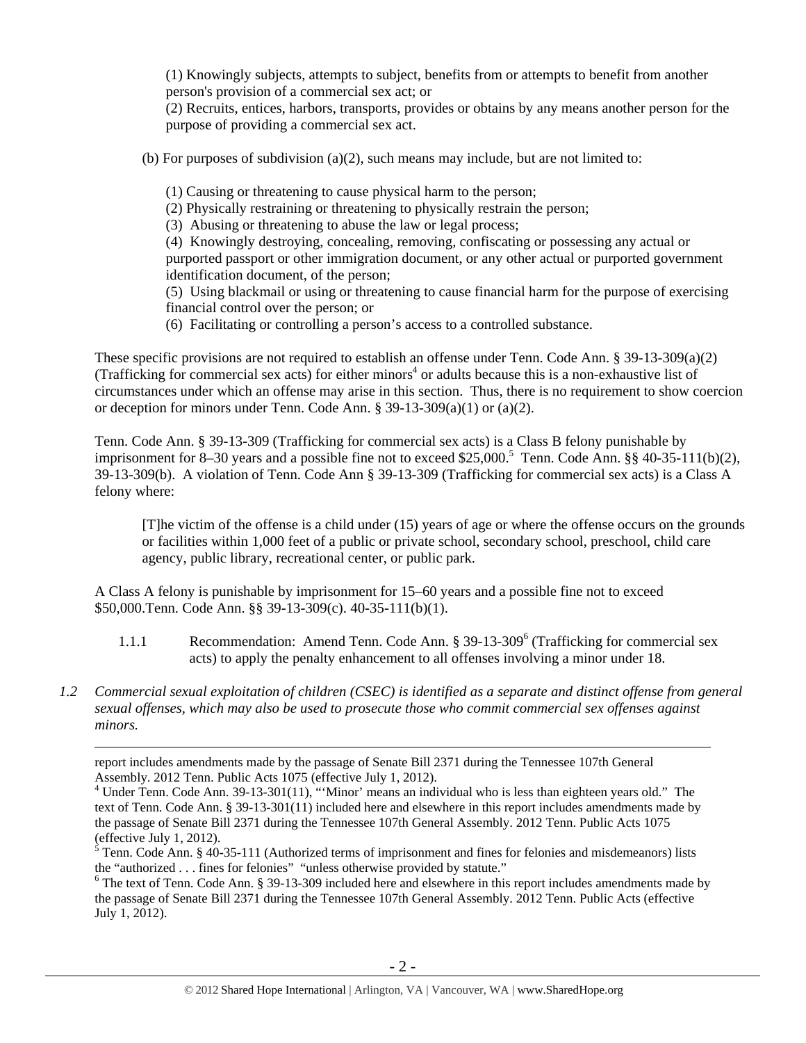(1) Knowingly subjects, attempts to subject, benefits from or attempts to benefit from another person's provision of a commercial sex act; or

(2) Recruits, entices, harbors, transports, provides or obtains by any means another person for the purpose of providing a commercial sex act.

(b) For purposes of subdivision (a)(2), such means may include, but are not limited to:

(1) Causing or threatening to cause physical harm to the person;
(2) Physically restraining or threatening to physically restrain the person;
(3) Abusing or threatening to abuse the law or legal process;
(4) Knowingly destroying, concealing, removing, confiscating or possessing any actual or purported passport or other immigration document, or any other actual or purported government identification document, of the person;
(5) Using blackmail or using or threatening to cause financial harm for the purpose of exercising financial control over the person; or
(6) Facilitating or controlling a person's access to a controlled substance.

These specific provisions are not required to establish an offense under Tenn. Code Ann. § 39-13-309(a)(2) (Trafficking for commercial sex acts) for either minors[4] or adults because this is a non-exhaustive list of circumstances under which an offense may arise in this section. Thus, there is no requirement to show coercion or deception for minors under Tenn. Code Ann. § 39-13-309(a)(1) or (a)(2).

Tenn. Code Ann. § 39-13-309 (Trafficking for commercial sex acts) is a Class B felony punishable by imprisonment for 8–30 years and a possible fine not to exceed $25,000.[5] Tenn. Code Ann. §§ 40-35-111(b)(2), 39-13-309(b). A violation of Tenn. Code Ann § 39-13-309 (Trafficking for commercial sex acts) is a Class A felony where:

> [T]he victim of the offense is a child under (15) years of age or where the offense occurs on the grounds or facilities within 1,000 feet of a public or private school, secondary school, preschool, child care agency, public library, recreational center, or public park.

A Class A felony is punishable by imprisonment for 15–60 years and a possible fine not to exceed $50,000.Tenn. Code Ann. §§ 39-13-309(c). 40-35-111(b)(1).

1.1.1 Recommendation: Amend Tenn. Code Ann. § 39-13-309[6] (Trafficking for commercial sex acts) to apply the penalty enhancement to all offenses involving a minor under 18.

*1.2 Commercial sexual exploitation of children (CSEC) is identified as a separate and distinct offense from general sexual offenses, which may also be used to prosecute those who commit commercial sex offenses against minors.*

---

report includes amendments made by the passage of Senate Bill 2371 during the Tennessee 107th General Assembly. 2012 Tenn. Public Acts 1075 (effective July 1, 2012).

[4] Under Tenn. Code Ann. 39-13-301(11), "'Minor' means an individual who is less than eighteen years old." The text of Tenn. Code Ann. § 39-13-301(11) included here and elsewhere in this report includes amendments made by the passage of Senate Bill 2371 during the Tennessee 107th General Assembly. 2012 Tenn. Public Acts 1075 (effective July 1, 2012).

[5] Tenn. Code Ann. § 40-35-111 (Authorized terms of imprisonment and fines for felonies and misdemeanors) lists the "authorized . . . fines for felonies" "unless otherwise provided by statute."

[6] The text of Tenn. Code Ann. § 39-13-309 included here and elsewhere in this report includes amendments made by the passage of Senate Bill 2371 during the Tennessee 107th General Assembly. 2012 Tenn. Public Acts (effective July 1, 2012).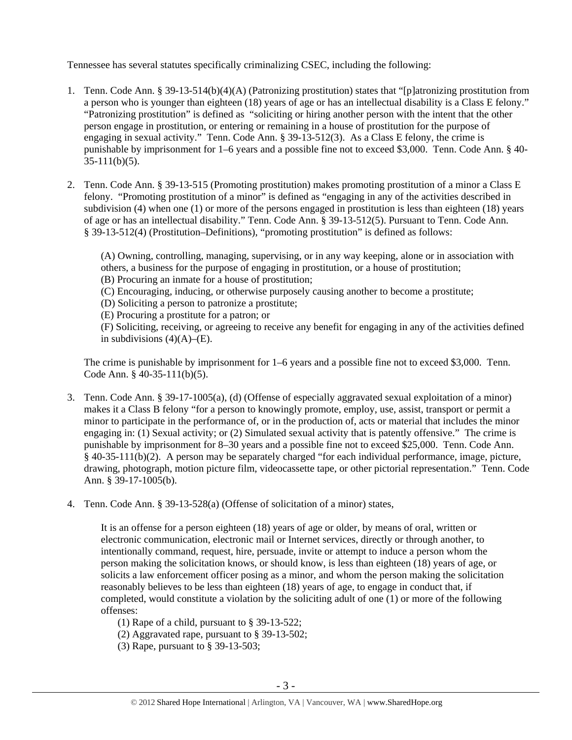Tennessee has several statutes specifically criminalizing CSEC, including the following:

1. Tenn. Code Ann. § 39-13-514(b)(4)(A) (Patronizing prostitution) states that "[p]atronizing prostitution from a person who is younger than eighteen (18) years of age or has an intellectual disability is a Class E felony." "Patronizing prostitution" is defined as "soliciting or hiring another person with the intent that the other person engage in prostitution, or entering or remaining in a house of prostitution for the purpose of engaging in sexual activity." Tenn. Code Ann. § 39-13-512(3). As a Class E felony, the crime is punishable by imprisonment for 1–6 years and a possible fine not to exceed $3,000. Tenn. Code Ann. § 40-35-111(b)(5).

2. Tenn. Code Ann. § 39-13-515 (Promoting prostitution) makes promoting prostitution of a minor a Class E felony. "Promoting prostitution of a minor" is defined as "engaging in any of the activities described in subdivision (4) when one (1) or more of the persons engaged in prostitution is less than eighteen (18) years of age or has an intellectual disability." Tenn. Code Ann. § 39-13-512(5). Pursuant to Tenn. Code Ann. § 39-13-512(4) (Prostitution–Definitions), "promoting prostitution" is defined as follows:

   (A) Owning, controlling, managing, supervising, or in any way keeping, alone or in association with others, a business for the purpose of engaging in prostitution, or a house of prostitution;
   (B) Procuring an inmate for a house of prostitution;
   (C) Encouraging, inducing, or otherwise purposely causing another to become a prostitute;
   (D) Soliciting a person to patronize a prostitute;
   (E) Procuring a prostitute for a patron; or
   (F) Soliciting, receiving, or agreeing to receive any benefit for engaging in any of the activities defined in subdivisions (4)(A)–(E).

   The crime is punishable by imprisonment for 1–6 years and a possible fine not to exceed $3,000. Tenn. Code Ann. § 40-35-111(b)(5).

3. Tenn. Code Ann. § 39-17-1005(a), (d) (Offense of especially aggravated sexual exploitation of a minor) makes it a Class B felony "for a person to knowingly promote, employ, use, assist, transport or permit a minor to participate in the performance of, or in the production of, acts or material that includes the minor engaging in: (1) Sexual activity; or (2) Simulated sexual activity that is patently offensive." The crime is punishable by imprisonment for 8–30 years and a possible fine not to exceed $25,000. Tenn. Code Ann. § 40-35-111(b)(2). A person may be separately charged "for each individual performance, image, picture, drawing, photograph, motion picture film, videocassette tape, or other pictorial representation." Tenn. Code Ann. § 39-17-1005(b).

4. Tenn. Code Ann. § 39-13-528(a) (Offense of solicitation of a minor) states,

   It is an offense for a person eighteen (18) years of age or older, by means of oral, written or electronic communication, electronic mail or Internet services, directly or through another, to intentionally command, request, hire, persuade, invite or attempt to induce a person whom the person making the solicitation knows, or should know, is less than eighteen (18) years of age, or solicits a law enforcement officer posing as a minor, and whom the person making the solicitation reasonably believes to be less than eighteen (18) years of age, to engage in conduct that, if completed, would constitute a violation by the soliciting adult of one (1) or more of the following offenses:
   (1) Rape of a child, pursuant to § 39-13-522;
   (2) Aggravated rape, pursuant to § 39-13-502;
   (3) Rape, pursuant to § 39-13-503;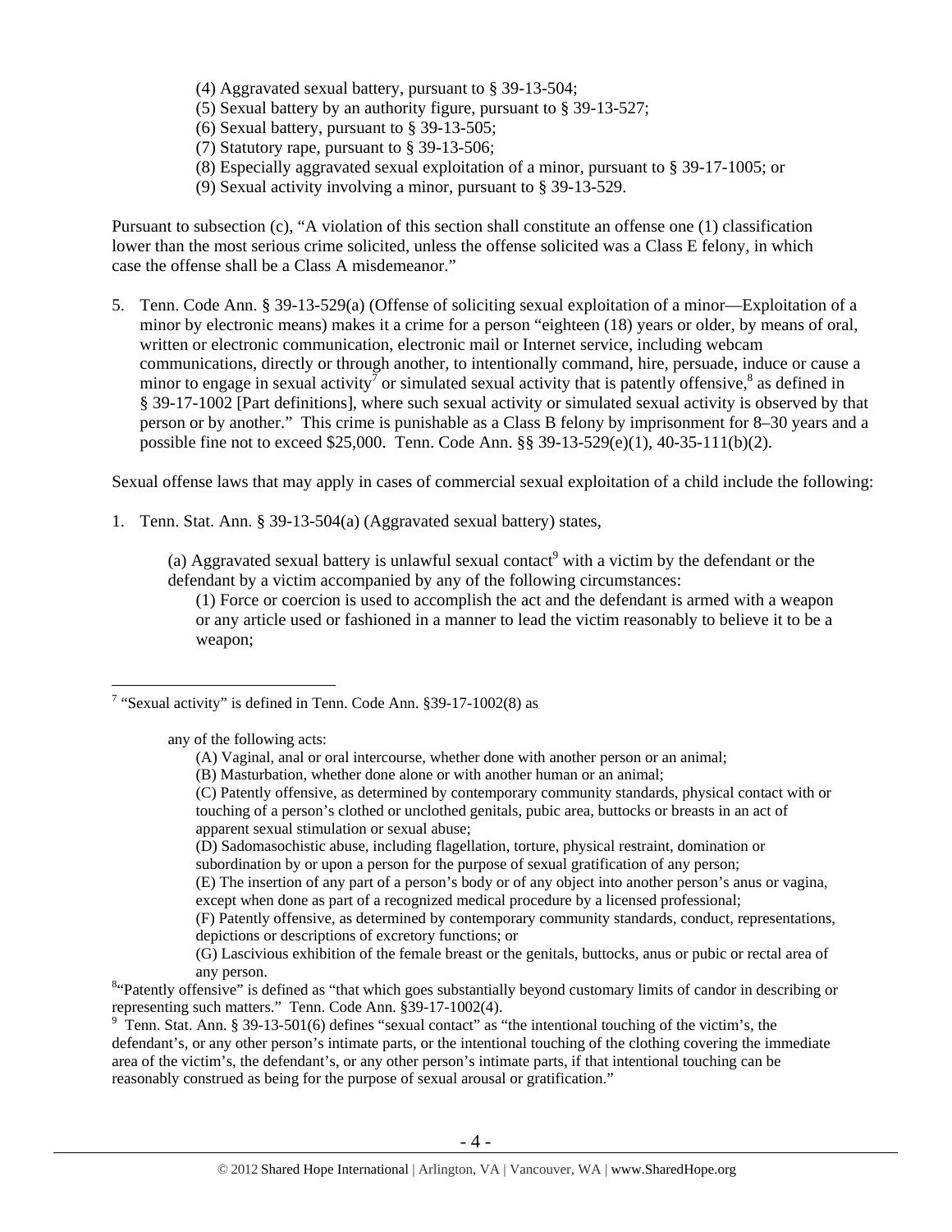(4) Aggravated sexual battery, pursuant to § 39-13-504;
(5) Sexual battery by an authority figure, pursuant to § 39-13-527;
(6) Sexual battery, pursuant to § 39-13-505;
(7) Statutory rape, pursuant to § 39-13-506;
(8) Especially aggravated sexual exploitation of a minor, pursuant to § 39-17-1005; or
(9) Sexual activity involving a minor, pursuant to § 39-13-529.

Pursuant to subsection (c), "A violation of this section shall constitute an offense one (1) classification lower than the most serious crime solicited, unless the offense solicited was a Class E felony, in which case the offense shall be a Class A misdemeanor."

5. Tenn. Code Ann. § 39-13-529(a) (Offense of soliciting sexual exploitation of a minor—Exploitation of a minor by electronic means) makes it a crime for a person "eighteen (18) years or older, by means of oral, written or electronic communication, electronic mail or Internet service, including webcam communications, directly or through another, to intentionally command, hire, persuade, induce or cause a minor to engage in sexual activity[7] or simulated sexual activity that is patently offensive,[8] as defined in § 39-17-1002 [Part definitions], where such sexual activity or simulated sexual activity is observed by that person or by another." This crime is punishable as a Class B felony by imprisonment for 8–30 years and a possible fine not to exceed $25,000. Tenn. Code Ann. §§ 39-13-529(e)(1), 40-35-111(b)(2).

Sexual offense laws that may apply in cases of commercial sexual exploitation of a child include the following:

1. Tenn. Stat. Ann. § 39-13-504(a) (Aggravated sexual battery) states,

   (a) Aggravated sexual battery is unlawful sexual contact[9] with a victim by the defendant or the defendant by a victim accompanied by any of the following circumstances:
   
   (1) Force or coercion is used to accomplish the act and the defendant is armed with a weapon or any article used or fashioned in a manner to lead the victim reasonably to believe it to be a weapon;

---

[7] "Sexual activity" is defined in Tenn. Code Ann. §39-17-1002(8) as

any of the following acts:
(A) Vaginal, anal or oral intercourse, whether done with another person or an animal;
(B) Masturbation, whether done alone or with another human or an animal;
(C) Patently offensive, as determined by contemporary community standards, physical contact with or touching of a person's clothed or unclothed genitals, pubic area, buttocks or breasts in an act of apparent sexual stimulation or sexual abuse;
(D) Sadomasochistic abuse, including flagellation, torture, physical restraint, domination or subordination by or upon a person for the purpose of sexual gratification of any person;
(E) The insertion of any part of a person's body or of any object into another person's anus or vagina, except when done as part of a recognized medical procedure by a licensed professional;
(F) Patently offensive, as determined by contemporary community standards, conduct, representations, depictions or descriptions of excretory functions; or
(G) Lascivious exhibition of the female breast or the genitals, buttocks, anus or pubic or rectal area of any person.

[8] "Patently offensive" is defined as "that which goes substantially beyond customary limits of candor in describing or representing such matters." Tenn. Code Ann. §39-17-1002(4).

[9] Tenn. Stat. Ann. § 39-13-501(6) defines "sexual contact" as "the intentional touching of the victim's, the defendant's, or any other person's intimate parts, or the intentional touching of the clothing covering the immediate area of the victim's, the defendant's, or any other person's intimate parts, if that intentional touching can be reasonably construed as being for the purpose of sexual arousal or gratification."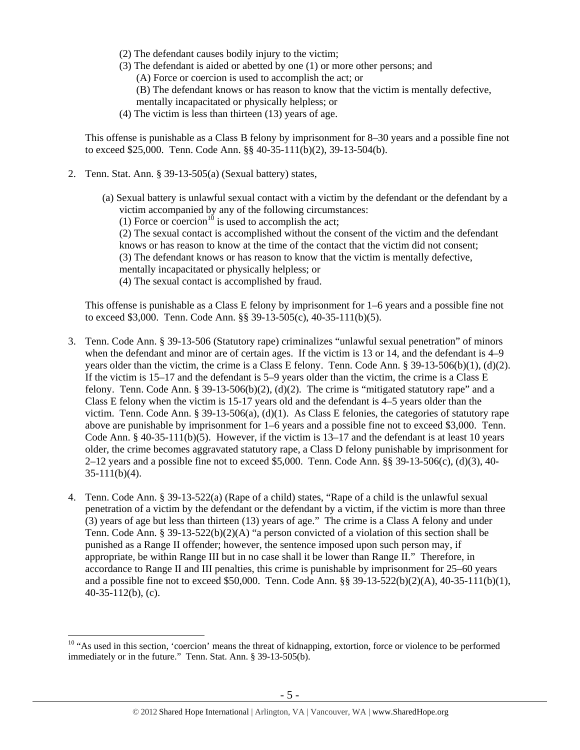(2) The defendant causes bodily injury to the victim;
(3) The defendant is aided or abetted by one (1) or more other persons; and
  (A) Force or coercion is used to accomplish the act; or
  (B) The defendant knows or has reason to know that the victim is mentally defective, mentally incapacitated or physically helpless; or
(4) The victim is less than thirteen (13) years of age.

This offense is punishable as a Class B felony by imprisonment for 8–30 years and a possible fine not to exceed $25,000. Tenn. Code Ann. §§ 40-35-111(b)(2), 39-13-504(b).

2. Tenn. Stat. Ann. § 39-13-505(a) (Sexual battery) states,

   (a) Sexual battery is unlawful sexual contact with a victim by the defendant or the defendant by a victim accompanied by any of the following circumstances:
   (1) Force or coercion[10] is used to accomplish the act;
   (2) The sexual contact is accomplished without the consent of the victim and the defendant knows or has reason to know at the time of the contact that the victim did not consent;
   (3) The defendant knows or has reason to know that the victim is mentally defective, mentally incapacitated or physically helpless; or
   (4) The sexual contact is accomplished by fraud.

   This offense is punishable as a Class E felony by imprisonment for 1–6 years and a possible fine not to exceed $3,000. Tenn. Code Ann. §§ 39-13-505(c), 40-35-111(b)(5).

3. Tenn. Code Ann. § 39-13-506 (Statutory rape) criminalizes "unlawful sexual penetration" of minors when the defendant and minor are of certain ages. If the victim is 13 or 14, and the defendant is 4–9 years older than the victim, the crime is a Class E felony. Tenn. Code Ann. § 39-13-506(b)(1), (d)(2). If the victim is 15–17 and the defendant is 5–9 years older than the victim, the crime is a Class E felony. Tenn. Code Ann. § 39-13-506(b)(2), (d)(2). The crime is "mitigated statutory rape" and a Class E felony when the victim is 15-17 years old and the defendant is 4–5 years older than the victim. Tenn. Code Ann. § 39-13-506(a), (d)(1). As Class E felonies, the categories of statutory rape above are punishable by imprisonment for 1–6 years and a possible fine not to exceed $3,000. Tenn. Code Ann. § 40-35-111(b)(5). However, if the victim is 13–17 and the defendant is at least 10 years older, the crime becomes aggravated statutory rape, a Class D felony punishable by imprisonment for 2–12 years and a possible fine not to exceed $5,000. Tenn. Code Ann. §§ 39-13-506(c), (d)(3), 40-35-111(b)(4).

4. Tenn. Code Ann. § 39-13-522(a) (Rape of a child) states, "Rape of a child is the unlawful sexual penetration of a victim by the defendant or the defendant by a victim, if the victim is more than three (3) years of age but less than thirteen (13) years of age." The crime is a Class A felony and under Tenn. Code Ann. § 39-13-522(b)(2)(A) "a person convicted of a violation of this section shall be punished as a Range II offender; however, the sentence imposed upon such person may, if appropriate, be within Range III but in no case shall it be lower than Range II." Therefore, in accordance to Range II and III penalties, this crime is punishable by imprisonment for 25–60 years and a possible fine not to exceed $50,000. Tenn. Code Ann. §§ 39-13-522(b)(2)(A), 40-35-111(b)(1), 40-35-112(b), (c).

[10] "As used in this section, 'coercion' means the threat of kidnapping, extortion, force or violence to be performed immediately or in the future." Tenn. Stat. Ann. § 39-13-505(b).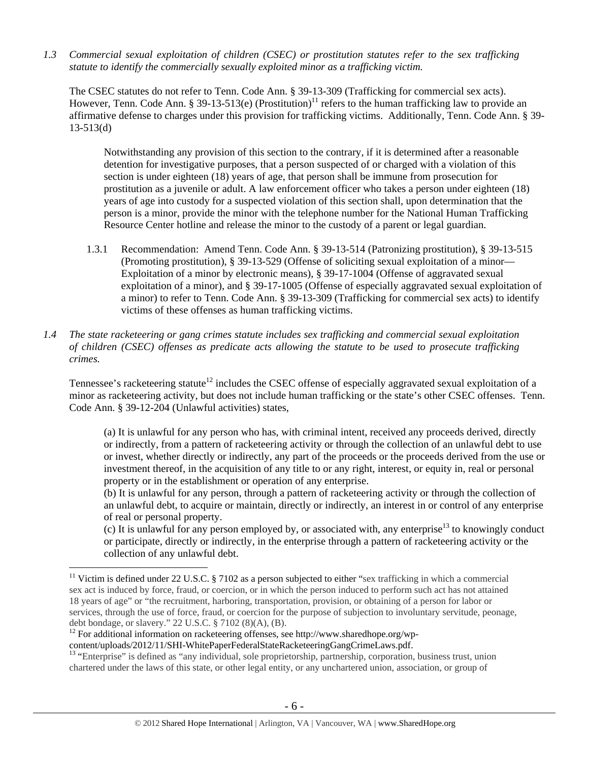*1.3 Commercial sexual exploitation of children (CSEC) or prostitution statutes refer to the sex trafficking statute to identify the commercially sexually exploited minor as a trafficking victim.*

The CSEC statutes do not refer to Tenn. Code Ann. § 39-13-309 (Trafficking for commercial sex acts). However, Tenn. Code Ann. § 39-13-513(e) (Prostitution)[11] refers to the human trafficking law to provide an affirmative defense to charges under this provision for trafficking victims. Additionally, Tenn. Code Ann. § 39-13-513(d)

> Notwithstanding any provision of this section to the contrary, if it is determined after a reasonable detention for investigative purposes, that a person suspected of or charged with a violation of this section is under eighteen (18) years of age, that person shall be immune from prosecution for prostitution as a juvenile or adult. A law enforcement officer who takes a person under eighteen (18) years of age into custody for a suspected violation of this section shall, upon determination that the person is a minor, provide the minor with the telephone number for the National Human Trafficking Resource Center hotline and release the minor to the custody of a parent or legal guardian.

1.3.1 Recommendation: Amend Tenn. Code Ann. § 39-13-514 (Patronizing prostitution), § 39-13-515 (Promoting prostitution), § 39-13-529 (Offense of soliciting sexual exploitation of a minor—Exploitation of a minor by electronic means), § 39-17-1004 (Offense of aggravated sexual exploitation of a minor), and § 39-17-1005 (Offense of especially aggravated sexual exploitation of a minor) to refer to Tenn. Code Ann. § 39-13-309 (Trafficking for commercial sex acts) to identify victims of these offenses as human trafficking victims.

*1.4 The state racketeering or gang crimes statute includes sex trafficking and commercial sexual exploitation of children (CSEC) offenses as predicate acts allowing the statute to be used to prosecute trafficking crimes.*

Tennessee's racketeering statute[12] includes the CSEC offense of especially aggravated sexual exploitation of a minor as racketeering activity, but does not include human trafficking or the state's other CSEC offenses. Tenn. Code Ann. § 39-12-204 (Unlawful activities) states,

> (a) It is unlawful for any person who has, with criminal intent, received any proceeds derived, directly or indirectly, from a pattern of racketeering activity or through the collection of an unlawful debt to use or invest, whether directly or indirectly, any part of the proceeds or the proceeds derived from the use or investment thereof, in the acquisition of any title to or any right, interest, or equity in, real or personal property or in the establishment or operation of any enterprise.
> (b) It is unlawful for any person, through a pattern of racketeering activity or through the collection of an unlawful debt, to acquire or maintain, directly or indirectly, an interest in or control of any enterprise of real or personal property.
> (c) It is unlawful for any person employed by, or associated with, any enterprise[13] to knowingly conduct or participate, directly or indirectly, in the enterprise through a pattern of racketeering activity or the collection of any unlawful debt.

---

[11] Victim is defined under 22 U.S.C. § 7102 as a person subjected to either "sex trafficking in which a commercial sex act is induced by force, fraud, or coercion, or in which the person induced to perform such act has not attained 18 years of age" or "the recruitment, harboring, transportation, provision, or obtaining of a person for labor or services, through the use of force, fraud, or coercion for the purpose of subjection to involuntary servitude, peonage, debt bondage, or slavery." 22 U.S.C. § 7102 (8)(A), (B).

[12] For additional information on racketeering offenses, see http://www.sharedhope.org/wp-content/uploads/2012/11/SHI-WhitePaperFederalStateRacketeeringGangCrimeLaws.pdf.

[13] "Enterprise" is defined as "any individual, sole proprietorship, partnership, corporation, business trust, union chartered under the laws of this state, or other legal entity, or any unchartered union, association, or group of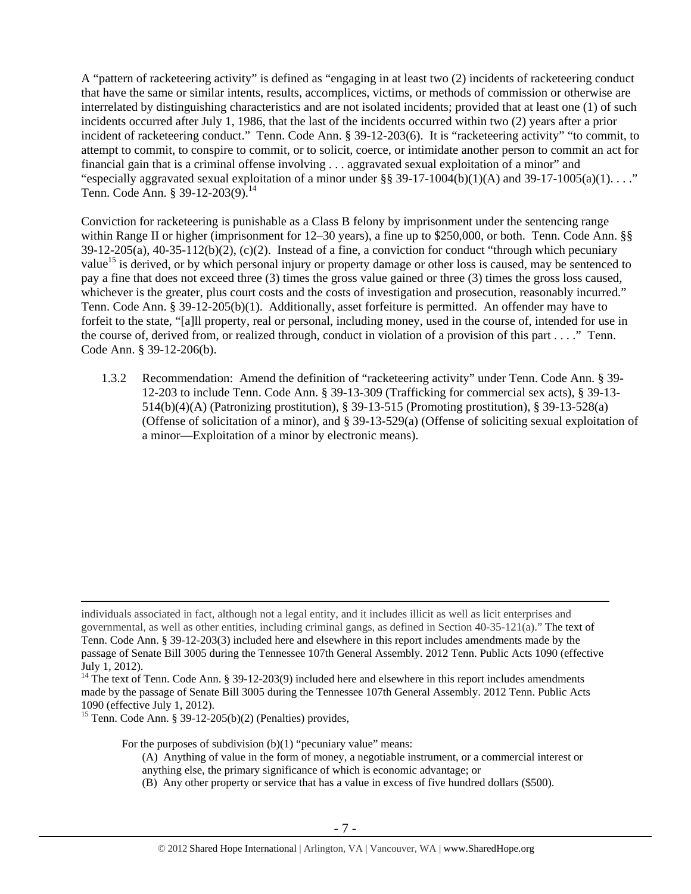A "pattern of racketeering activity" is defined as "engaging in at least two (2) incidents of racketeering conduct that have the same or similar intents, results, accomplices, victims, or methods of commission or otherwise are interrelated by distinguishing characteristics and are not isolated incidents; provided that at least one (1) of such incidents occurred after July 1, 1986, that the last of the incidents occurred within two (2) years after a prior incident of racketeering conduct." Tenn. Code Ann. § 39-12-203(6). It is "racketeering activity" "to commit, to attempt to commit, to conspire to commit, or to solicit, coerce, or intimidate another person to commit an act for financial gain that is a criminal offense involving . . . aggravated sexual exploitation of a minor" and "especially aggravated sexual exploitation of a minor under §§ 39-17-1004(b)(1)(A) and 39-17-1005(a)(1). . . ." Tenn. Code Ann. § 39-12-203(9).[14]

Conviction for racketeering is punishable as a Class B felony by imprisonment under the sentencing range within Range II or higher (imprisonment for 12–30 years), a fine up to $250,000, or both. Tenn. Code Ann. §§ 39-12-205(a), 40-35-112(b)(2), (c)(2). Instead of a fine, a conviction for conduct "through which pecuniary value[15] is derived, or by which personal injury or property damage or other loss is caused, may be sentenced to pay a fine that does not exceed three (3) times the gross value gained or three (3) times the gross loss caused, whichever is the greater, plus court costs and the costs of investigation and prosecution, reasonably incurred." Tenn. Code Ann. § 39-12-205(b)(1). Additionally, asset forfeiture is permitted. An offender may have to forfeit to the state, "[a]ll property, real or personal, including money, used in the course of, intended for use in the course of, derived from, or realized through, conduct in violation of a provision of this part . . . ." Tenn. Code Ann. § 39-12-206(b).

1.3.2 Recommendation: Amend the definition of "racketeering activity" under Tenn. Code Ann. § 39-12-203 to include Tenn. Code Ann. § 39-13-309 (Trafficking for commercial sex acts), § 39-13-514(b)(4)(A) (Patronizing prostitution), § 39-13-515 (Promoting prostitution), § 39-13-528(a) (Offense of solicitation of a minor), and § 39-13-529(a) (Offense of soliciting sexual exploitation of a minor—Exploitation of a minor by electronic means).

---

individuals associated in fact, although not a legal entity, and it includes illicit as well as licit enterprises and governmental, as well as other entities, including criminal gangs, as defined in Section 40-35-121(a)." The text of Tenn. Code Ann. § 39-12-203(3) included here and elsewhere in this report includes amendments made by the passage of Senate Bill 3005 during the Tennessee 107th General Assembly. 2012 Tenn. Public Acts 1090 (effective July 1, 2012).

[14] The text of Tenn. Code Ann. § 39-12-203(9) included here and elsewhere in this report includes amendments made by the passage of Senate Bill 3005 during the Tennessee 107th General Assembly. 2012 Tenn. Public Acts 1090 (effective July 1, 2012).

[15] Tenn. Code Ann. § 39-12-205(b)(2) (Penalties) provides,

> For the purposes of subdivision (b)(1) "pecuniary value" means:
> (A) Anything of value in the form of money, a negotiable instrument, or a commercial interest or anything else, the primary significance of which is economic advantage; or
> (B) Any other property or service that has a value in excess of five hundred dollars ($500).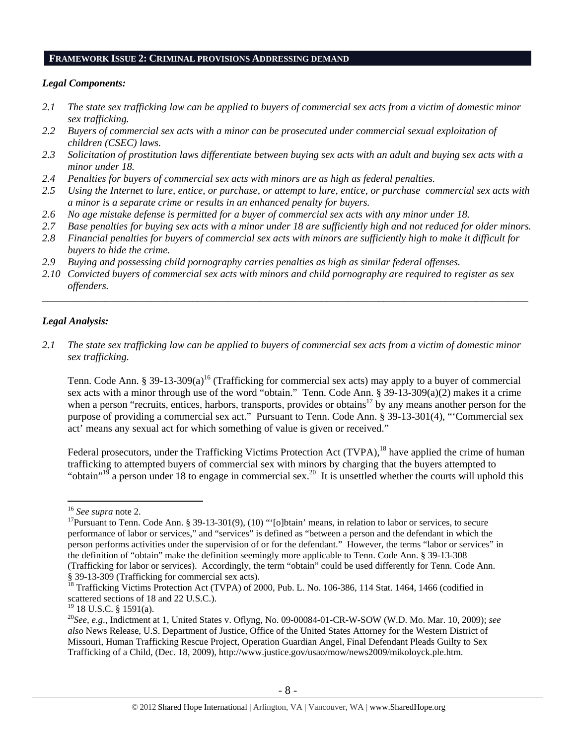## FRAMEWORK ISSUE 2: CRIMINAL PROVISIONS ADDRESSING DEMAND

***Legal Components:***

*2.1 The state sex trafficking law can be applied to buyers of commercial sex acts from a victim of domestic minor sex trafficking.*

*2.2 Buyers of commercial sex acts with a minor can be prosecuted under commercial sexual exploitation of children (CSEC) laws.*

*2.3 Solicitation of prostitution laws differentiate between buying sex acts with an adult and buying sex acts with a minor under 18.*

*2.4 Penalties for buyers of commercial sex acts with minors are as high as federal penalties.*

*2.5 Using the Internet to lure, entice, or purchase, or attempt to lure, entice, or purchase commercial sex acts with a minor is a separate crime or results in an enhanced penalty for buyers.*

*2.6 No age mistake defense is permitted for a buyer of commercial sex acts with any minor under 18.*

*2.7 Base penalties for buying sex acts with a minor under 18 are sufficiently high and not reduced for older minors.*

*2.8 Financial penalties for buyers of commercial sex acts with minors are sufficiently high to make it difficult for buyers to hide the crime.*

*2.9 Buying and possessing child pornography carries penalties as high as similar federal offenses.*

*2.10 Convicted buyers of commercial sex acts with minors and child pornography are required to register as sex offenders.*

---

***Legal Analysis:***

*2.1 The state sex trafficking law can be applied to buyers of commercial sex acts from a victim of domestic minor sex trafficking.*

Tenn. Code Ann. § 39-13-309(a)[16] (Trafficking for commercial sex acts) may apply to a buyer of commercial sex acts with a minor through use of the word "obtain." Tenn. Code Ann. § 39-13-309(a)(2) makes it a crime when a person "recruits, entices, harbors, transports, provides or obtains[17] by any means another person for the purpose of providing a commercial sex act." Pursuant to Tenn. Code Ann. § 39-13-301(4), "'Commercial sex act' means any sexual act for which something of value is given or received."

Federal prosecutors, under the Trafficking Victims Protection Act (TVPA),[18] have applied the crime of human trafficking to attempted buyers of commercial sex with minors by charging that the buyers attempted to "obtain"[19] a person under 18 to engage in commercial sex.[20] It is unsettled whether the courts will uphold this

---

[16] *See supra* note 2.

[17] Pursuant to Tenn. Code Ann. § 39-13-301(9), (10) "'[o]btain' means, in relation to labor or services, to secure performance of labor or services," and "services" is defined as "between a person and the defendant in which the person performs activities under the supervision of or for the defendant." However, the terms "labor or services" in the definition of "obtain" make the definition seemingly more applicable to Tenn. Code Ann. § 39-13-308 (Trafficking for labor or services). Accordingly, the term "obtain" could be used differently for Tenn. Code Ann. § 39-13-309 (Trafficking for commercial sex acts).

[18] Trafficking Victims Protection Act (TVPA) of 2000, Pub. L. No. 106-386, 114 Stat. 1464, 1466 (codified in scattered sections of 18 and 22 U.S.C.).

[19] 18 U.S.C. § 1591(a).

[20] *See, e.g*., Indictment at 1, United States v. Oflyng, No. 09-00084-01-CR-W-SOW (W.D. Mo. Mar. 10, 2009); *see also* News Release, U.S. Department of Justice, Office of the United States Attorney for the Western District of Missouri, Human Trafficking Rescue Project, Operation Guardian Angel, Final Defendant Pleads Guilty to Sex Trafficking of a Child, (Dec. 18, 2009), http://www.justice.gov/usao/mow/news2009/mikoloyck.ple.htm.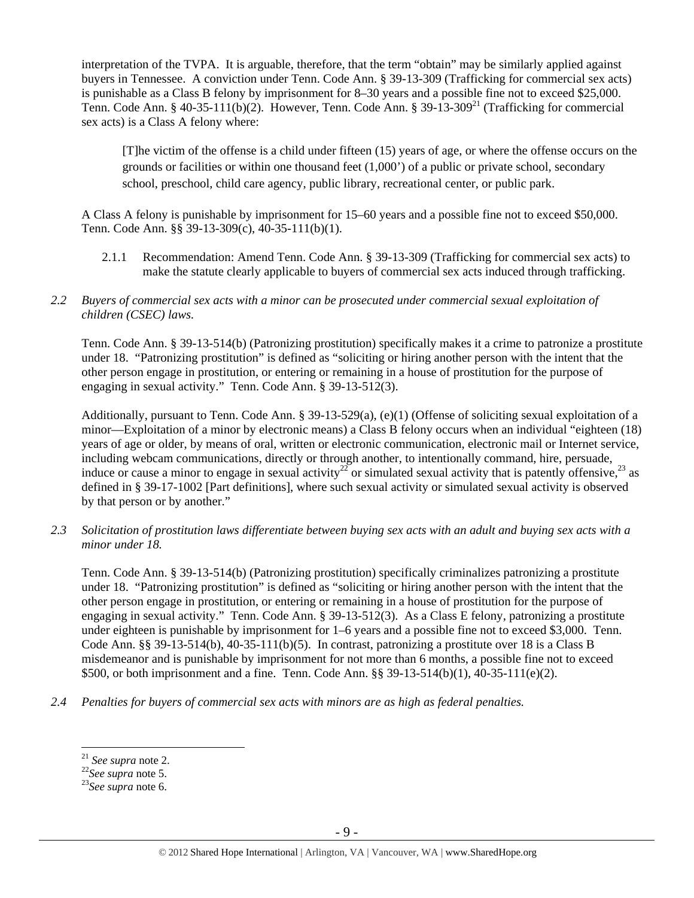interpretation of the TVPA. It is arguable, therefore, that the term "obtain" may be similarly applied against buyers in Tennessee. A conviction under Tenn. Code Ann. § 39-13-309 (Trafficking for commercial sex acts) is punishable as a Class B felony by imprisonment for 8–30 years and a possible fine not to exceed $25,000. Tenn. Code Ann. § 40-35-111(b)(2). However, Tenn. Code Ann. § 39-13-309[21] (Trafficking for commercial sex acts) is a Class A felony where:

> [T]he victim of the offense is a child under fifteen (15) years of age, or where the offense occurs on the grounds or facilities or within one thousand feet (1,000') of a public or private school, secondary school, preschool, child care agency, public library, recreational center, or public park.

A Class A felony is punishable by imprisonment for 15–60 years and a possible fine not to exceed $50,000. Tenn. Code Ann. §§ 39-13-309(c), 40-35-111(b)(1).

2.1.1 Recommendation: Amend Tenn. Code Ann. § 39-13-309 (Trafficking for commercial sex acts) to make the statute clearly applicable to buyers of commercial sex acts induced through trafficking.

*2.2 Buyers of commercial sex acts with a minor can be prosecuted under commercial sexual exploitation of children (CSEC) laws.*

Tenn. Code Ann. § 39-13-514(b) (Patronizing prostitution) specifically makes it a crime to patronize a prostitute under 18. "Patronizing prostitution" is defined as "soliciting or hiring another person with the intent that the other person engage in prostitution, or entering or remaining in a house of prostitution for the purpose of engaging in sexual activity." Tenn. Code Ann. § 39-13-512(3).

Additionally, pursuant to Tenn. Code Ann. § 39-13-529(a), (e)(1) (Offense of soliciting sexual exploitation of a minor—Exploitation of a minor by electronic means) a Class B felony occurs when an individual "eighteen (18) years of age or older, by means of oral, written or electronic communication, electronic mail or Internet service, including webcam communications, directly or through another, to intentionally command, hire, persuade, induce or cause a minor to engage in sexual activity[22] or simulated sexual activity that is patently offensive,[23] as defined in § 39-17-1002 [Part definitions], where such sexual activity or simulated sexual activity is observed by that person or by another."

*2.3 Solicitation of prostitution laws differentiate between buying sex acts with an adult and buying sex acts with a minor under 18.*

Tenn. Code Ann. § 39-13-514(b) (Patronizing prostitution) specifically criminalizes patronizing a prostitute under 18. "Patronizing prostitution" is defined as "soliciting or hiring another person with the intent that the other person engage in prostitution, or entering or remaining in a house of prostitution for the purpose of engaging in sexual activity." Tenn. Code Ann. § 39-13-512(3). As a Class E felony, patronizing a prostitute under eighteen is punishable by imprisonment for 1–6 years and a possible fine not to exceed $3,000. Tenn. Code Ann. §§ 39-13-514(b), 40-35-111(b)(5). In contrast, patronizing a prostitute over 18 is a Class B misdemeanor and is punishable by imprisonment for not more than 6 months, a possible fine not to exceed $500, or both imprisonment and a fine. Tenn. Code Ann. §§ 39-13-514(b)(1), 40-35-111(e)(2).

*2.4 Penalties for buyers of commercial sex acts with minors are as high as federal penalties.*

---

[21] *See supra* note 2.
[22] *See supra* note 5.
[23] *See supra* note 6.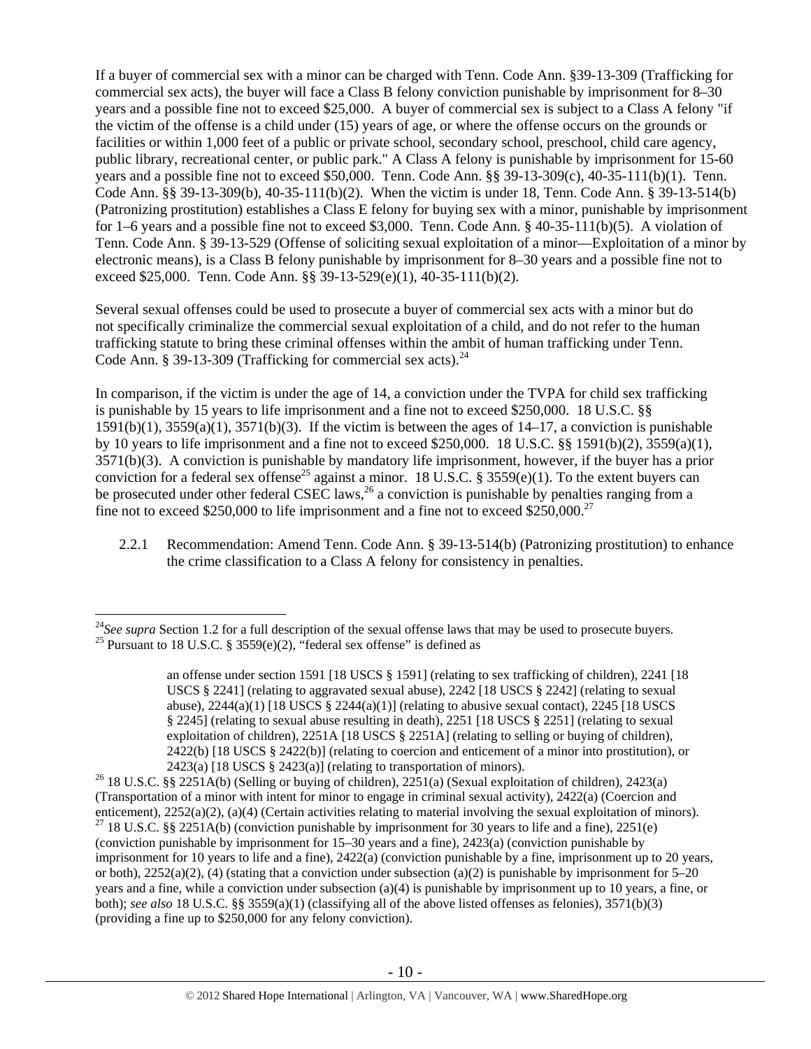If a buyer of commercial sex with a minor can be charged with Tenn. Code Ann. §39-13-309 (Trafficking for commercial sex acts), the buyer will face a Class B felony conviction punishable by imprisonment for 8–30 years and a possible fine not to exceed $25,000. A buyer of commercial sex is subject to a Class A felony "if the victim of the offense is a child under (15) years of age, or where the offense occurs on the grounds or facilities or within 1,000 feet of a public or private school, secondary school, preschool, child care agency, public library, recreational center, or public park." A Class A felony is punishable by imprisonment for 15-60 years and a possible fine not to exceed $50,000. Tenn. Code Ann. §§ 39-13-309(c), 40-35-111(b)(1). Tenn. Code Ann. §§ 39-13-309(b), 40-35-111(b)(2). When the victim is under 18, Tenn. Code Ann. § 39-13-514(b) (Patronizing prostitution) establishes a Class E felony for buying sex with a minor, punishable by imprisonment for 1–6 years and a possible fine not to exceed $3,000. Tenn. Code Ann. § 40-35-111(b)(5). A violation of Tenn. Code Ann. § 39-13-529 (Offense of soliciting sexual exploitation of a minor—Exploitation of a minor by electronic means), is a Class B felony punishable by imprisonment for 8–30 years and a possible fine not to exceed $25,000. Tenn. Code Ann. §§ 39-13-529(e)(1), 40-35-111(b)(2).

Several sexual offenses could be used to prosecute a buyer of commercial sex acts with a minor but do not specifically criminalize the commercial sexual exploitation of a child, and do not refer to the human trafficking statute to bring these criminal offenses within the ambit of human trafficking under Tenn. Code Ann. § 39-13-309 (Trafficking for commercial sex acts).[24]

In comparison, if the victim is under the age of 14, a conviction under the TVPA for child sex trafficking is punishable by 15 years to life imprisonment and a fine not to exceed $250,000. 18 U.S.C. §§ 1591(b)(1), 3559(a)(1), 3571(b)(3). If the victim is between the ages of 14–17, a conviction is punishable by 10 years to life imprisonment and a fine not to exceed $250,000. 18 U.S.C. §§ 1591(b)(2), 3559(a)(1), 3571(b)(3). A conviction is punishable by mandatory life imprisonment, however, if the buyer has a prior conviction for a federal sex offense[25] against a minor. 18 U.S.C. § 3559(e)(1). To the extent buyers can be prosecuted under other federal CSEC laws,[26] a conviction is punishable by penalties ranging from a fine not to exceed $250,000 to life imprisonment and a fine not to exceed $250,000.[27]

2.2.1 Recommendation: Amend Tenn. Code Ann. § 39-13-514(b) (Patronizing prostitution) to enhance the crime classification to a Class A felony for consistency in penalties.

---

[24] *See supra* Section 1.2 for a full description of the sexual offense laws that may be used to prosecute buyers.

[25] Pursuant to 18 U.S.C. § 3559(e)(2), "federal sex offense" is defined as

> an offense under section 1591 [18 USCS § 1591] (relating to sex trafficking of children), 2241 [18 USCS § 2241] (relating to aggravated sexual abuse), 2242 [18 USCS § 2242] (relating to sexual abuse), 2244(a)(1) [18 USCS § 2244(a)(1)] (relating to abusive sexual contact), 2245 [18 USCS § 2245] (relating to sexual abuse resulting in death), 2251 [18 USCS § 2251] (relating to sexual exploitation of children), 2251A [18 USCS § 2251A] (relating to selling or buying of children), 2422(b) [18 USCS § 2422(b)] (relating to coercion and enticement of a minor into prostitution), or 2423(a) [18 USCS § 2423(a)] (relating to transportation of minors).

[26] 18 U.S.C. §§ 2251A(b) (Selling or buying of children), 2251(a) (Sexual exploitation of children), 2423(a) (Transportation of a minor with intent for minor to engage in criminal sexual activity), 2422(a) (Coercion and enticement), 2252(a)(2), (a)(4) (Certain activities relating to material involving the sexual exploitation of minors).

[27] 18 U.S.C. §§ 2251A(b) (conviction punishable by imprisonment for 30 years to life and a fine), 2251(e) (conviction punishable by imprisonment for 15–30 years and a fine), 2423(a) (conviction punishable by imprisonment for 10 years to life and a fine), 2422(a) (conviction punishable by a fine, imprisonment up to 20 years, or both), 2252(a)(2), (4) (stating that a conviction under subsection (a)(2) is punishable by imprisonment for 5–20 years and a fine, while a conviction under subsection (a)(4) is punishable by imprisonment up to 10 years, a fine, or both); *see also* 18 U.S.C. §§ 3559(a)(1) (classifying all of the above listed offenses as felonies), 3571(b)(3) (providing a fine up to $250,000 for any felony conviction).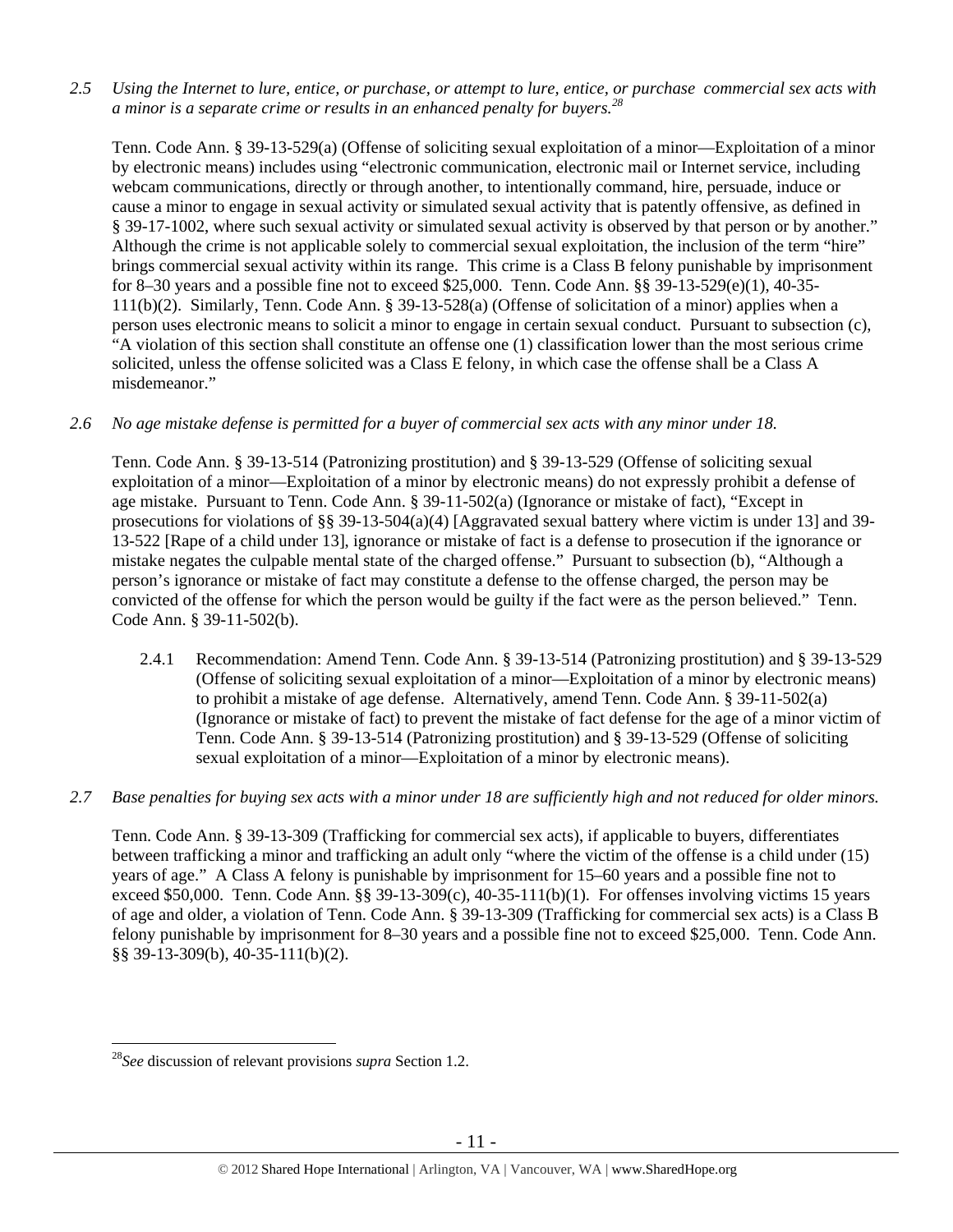*2.5 Using the Internet to lure, entice, or purchase, or attempt to lure, entice, or purchase commercial sex acts with a minor is a separate crime or results in an enhanced penalty for buyers.*[28]

Tenn. Code Ann. § 39-13-529(a) (Offense of soliciting sexual exploitation of a minor—Exploitation of a minor by electronic means) includes using "electronic communication, electronic mail or Internet service, including webcam communications, directly or through another, to intentionally command, hire, persuade, induce or cause a minor to engage in sexual activity or simulated sexual activity that is patently offensive, as defined in § 39-17-1002, where such sexual activity or simulated sexual activity is observed by that person or by another." Although the crime is not applicable solely to commercial sexual exploitation, the inclusion of the term "hire" brings commercial sexual activity within its range. This crime is a Class B felony punishable by imprisonment for 8–30 years and a possible fine not to exceed $25,000. Tenn. Code Ann. §§ 39-13-529(e)(1), 40-35-111(b)(2). Similarly, Tenn. Code Ann. § 39-13-528(a) (Offense of solicitation of a minor) applies when a person uses electronic means to solicit a minor to engage in certain sexual conduct. Pursuant to subsection (c), "A violation of this section shall constitute an offense one (1) classification lower than the most serious crime solicited, unless the offense solicited was a Class E felony, in which case the offense shall be a Class A misdemeanor."

*2.6 No age mistake defense is permitted for a buyer of commercial sex acts with any minor under 18.*

Tenn. Code Ann. § 39-13-514 (Patronizing prostitution) and § 39-13-529 (Offense of soliciting sexual exploitation of a minor—Exploitation of a minor by electronic means) do not expressly prohibit a defense of age mistake. Pursuant to Tenn. Code Ann. § 39-11-502(a) (Ignorance or mistake of fact), "Except in prosecutions for violations of §§ 39-13-504(a)(4) [Aggravated sexual battery where victim is under 13] and 39-13-522 [Rape of a child under 13], ignorance or mistake of fact is a defense to prosecution if the ignorance or mistake negates the culpable mental state of the charged offense." Pursuant to subsection (b), "Although a person's ignorance or mistake of fact may constitute a defense to the offense charged, the person may be convicted of the offense for which the person would be guilty if the fact were as the person believed." Tenn. Code Ann. § 39-11-502(b).

2.4.1 Recommendation: Amend Tenn. Code Ann. § 39-13-514 (Patronizing prostitution) and § 39-13-529 (Offense of soliciting sexual exploitation of a minor—Exploitation of a minor by electronic means) to prohibit a mistake of age defense. Alternatively, amend Tenn. Code Ann. § 39-11-502(a) (Ignorance or mistake of fact) to prevent the mistake of fact defense for the age of a minor victim of Tenn. Code Ann. § 39-13-514 (Patronizing prostitution) and § 39-13-529 (Offense of soliciting sexual exploitation of a minor—Exploitation of a minor by electronic means).

*2.7 Base penalties for buying sex acts with a minor under 18 are sufficiently high and not reduced for older minors.*

Tenn. Code Ann. § 39-13-309 (Trafficking for commercial sex acts), if applicable to buyers, differentiates between trafficking a minor and trafficking an adult only "where the victim of the offense is a child under (15) years of age." A Class A felony is punishable by imprisonment for 15–60 years and a possible fine not to exceed $50,000. Tenn. Code Ann. §§ 39-13-309(c), 40-35-111(b)(1). For offenses involving victims 15 years of age and older, a violation of Tenn. Code Ann. § 39-13-309 (Trafficking for commercial sex acts) is a Class B felony punishable by imprisonment for 8–30 years and a possible fine not to exceed $25,000. Tenn. Code Ann. §§ 39-13-309(b), 40-35-111(b)(2).

---

[28] *See* discussion of relevant provisions *supra* Section 1.2.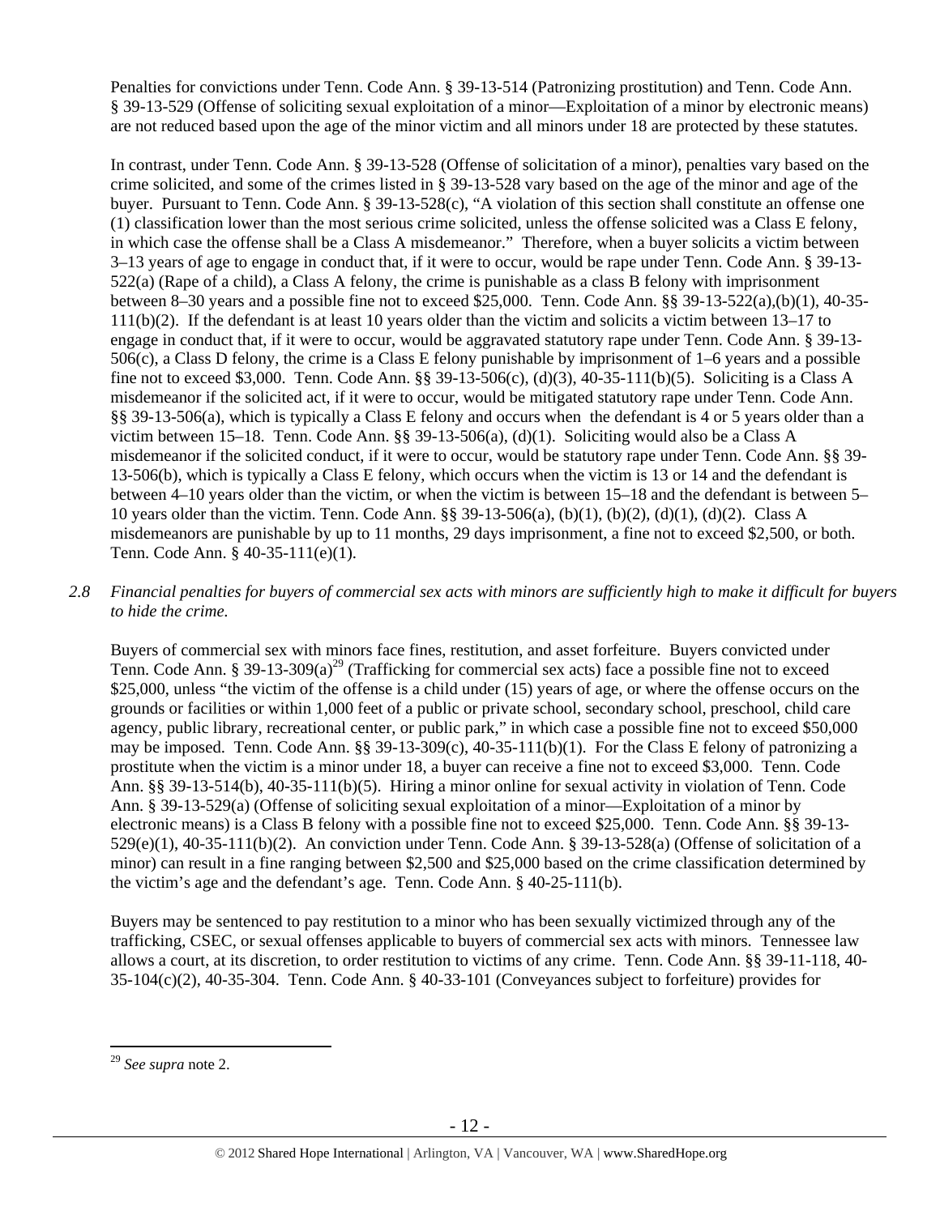Penalties for convictions under Tenn. Code Ann. § 39-13-514 (Patronizing prostitution) and Tenn. Code Ann. § 39-13-529 (Offense of soliciting sexual exploitation of a minor—Exploitation of a minor by electronic means) are not reduced based upon the age of the minor victim and all minors under 18 are protected by these statutes.

In contrast, under Tenn. Code Ann. § 39-13-528 (Offense of solicitation of a minor), penalties vary based on the crime solicited, and some of the crimes listed in § 39-13-528 vary based on the age of the minor and age of the buyer. Pursuant to Tenn. Code Ann. § 39-13-528(c), "A violation of this section shall constitute an offense one (1) classification lower than the most serious crime solicited, unless the offense solicited was a Class E felony, in which case the offense shall be a Class A misdemeanor." Therefore, when a buyer solicits a victim between 3–13 years of age to engage in conduct that, if it were to occur, would be rape under Tenn. Code Ann. § 39-13-522(a) (Rape of a child), a Class A felony, the crime is punishable as a class B felony with imprisonment between 8–30 years and a possible fine not to exceed $25,000. Tenn. Code Ann. §§ 39-13-522(a),(b)(1), 40-35-111(b)(2). If the defendant is at least 10 years older than the victim and solicits a victim between 13–17 to engage in conduct that, if it were to occur, would be aggravated statutory rape under Tenn. Code Ann. § 39-13-506(c), a Class D felony, the crime is a Class E felony punishable by imprisonment of 1–6 years and a possible fine not to exceed $3,000. Tenn. Code Ann. §§ 39-13-506(c), (d)(3), 40-35-111(b)(5). Soliciting is a Class A misdemeanor if the solicited act, if it were to occur, would be mitigated statutory rape under Tenn. Code Ann. §§ 39-13-506(a), which is typically a Class E felony and occurs when the defendant is 4 or 5 years older than a victim between 15–18. Tenn. Code Ann. §§ 39-13-506(a), (d)(1). Soliciting would also be a Class A misdemeanor if the solicited conduct, if it were to occur, would be statutory rape under Tenn. Code Ann. §§ 39-13-506(b), which is typically a Class E felony, which occurs when the victim is 13 or 14 and the defendant is between 4–10 years older than the victim, or when the victim is between 15–18 and the defendant is between 5–10 years older than the victim. Tenn. Code Ann. §§ 39-13-506(a), (b)(1), (b)(2), (d)(1), (d)(2). Class A misdemeanors are punishable by up to 11 months, 29 days imprisonment, a fine not to exceed $2,500, or both. Tenn. Code Ann. § 40-35-111(e)(1).

*2.8 Financial penalties for buyers of commercial sex acts with minors are sufficiently high to make it difficult for buyers to hide the crime.*

Buyers of commercial sex with minors face fines, restitution, and asset forfeiture. Buyers convicted under Tenn. Code Ann. § 39-13-309(a)[29] (Trafficking for commercial sex acts) face a possible fine not to exceed $25,000, unless "the victim of the offense is a child under (15) years of age, or where the offense occurs on the grounds or facilities or within 1,000 feet of a public or private school, secondary school, preschool, child care agency, public library, recreational center, or public park," in which case a possible fine not to exceed $50,000 may be imposed. Tenn. Code Ann. §§ 39-13-309(c), 40-35-111(b)(1). For the Class E felony of patronizing a prostitute when the victim is a minor under 18, a buyer can receive a fine not to exceed $3,000. Tenn. Code Ann. §§ 39-13-514(b), 40-35-111(b)(5). Hiring a minor online for sexual activity in violation of Tenn. Code Ann. § 39-13-529(a) (Offense of soliciting sexual exploitation of a minor—Exploitation of a minor by electronic means) is a Class B felony with a possible fine not to exceed $25,000. Tenn. Code Ann. §§ 39-13-529(e)(1), 40-35-111(b)(2). An conviction under Tenn. Code Ann. § 39-13-528(a) (Offense of solicitation of a minor) can result in a fine ranging between $2,500 and $25,000 based on the crime classification determined by the victim's age and the defendant's age. Tenn. Code Ann. § 40-25-111(b).

Buyers may be sentenced to pay restitution to a minor who has been sexually victimized through any of the trafficking, CSEC, or sexual offenses applicable to buyers of commercial sex acts with minors. Tennessee law allows a court, at its discretion, to order restitution to victims of any crime. Tenn. Code Ann. §§ 39-11-118, 40-35-104(c)(2), 40-35-304. Tenn. Code Ann. § 40-33-101 (Conveyances subject to forfeiture) provides for

[29] *See supra* note 2.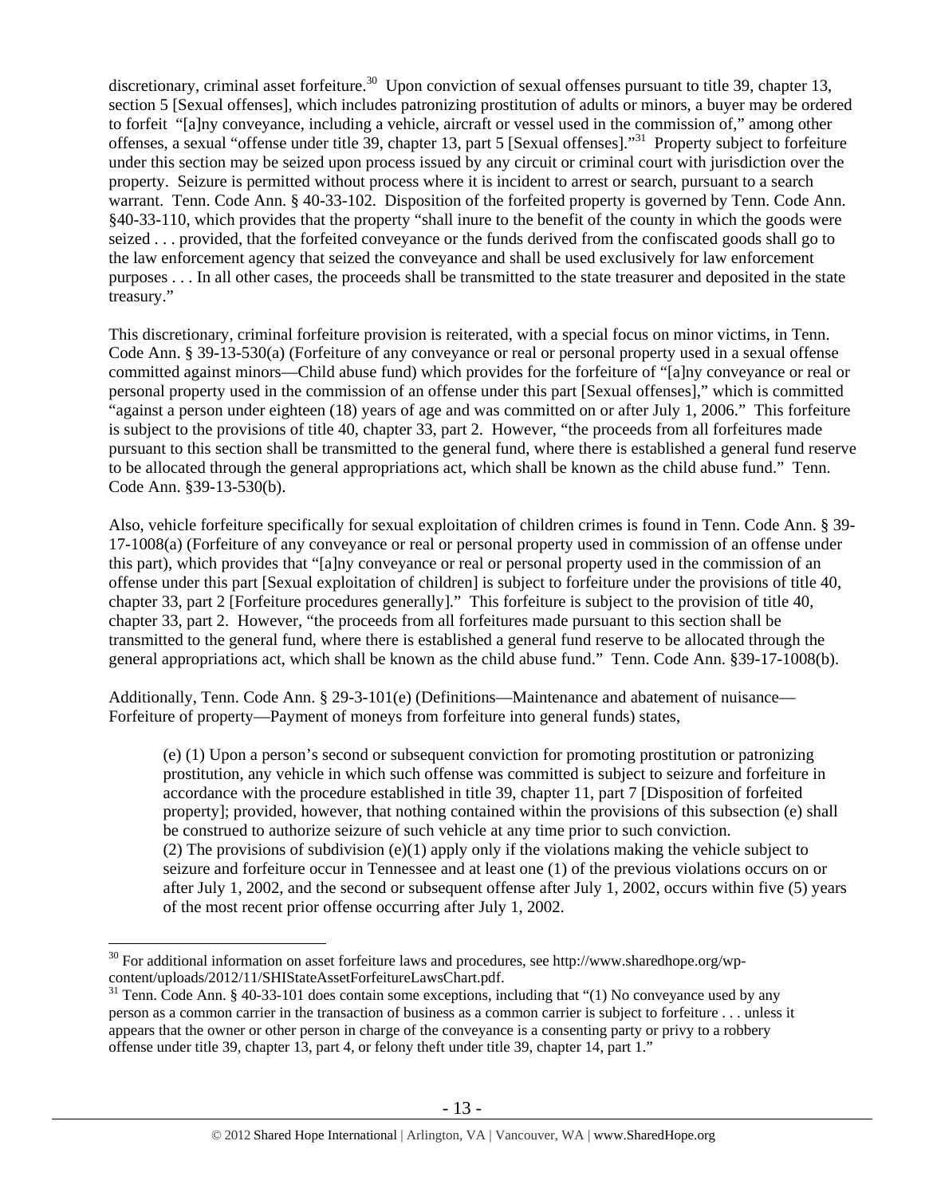discretionary, criminal asset forfeiture.[30] Upon conviction of sexual offenses pursuant to title 39, chapter 13, section 5 [Sexual offenses], which includes patronizing prostitution of adults or minors, a buyer may be ordered to forfeit "[a]ny conveyance, including a vehicle, aircraft or vessel used in the commission of," among other offenses, a sexual "offense under title 39, chapter 13, part 5 [Sexual offenses]."[31] Property subject to forfeiture under this section may be seized upon process issued by any circuit or criminal court with jurisdiction over the property. Seizure is permitted without process where it is incident to arrest or search, pursuant to a search warrant. Tenn. Code Ann. § 40-33-102. Disposition of the forfeited property is governed by Tenn. Code Ann. §40-33-110, which provides that the property "shall inure to the benefit of the county in which the goods were seized . . . provided, that the forfeited conveyance or the funds derived from the confiscated goods shall go to the law enforcement agency that seized the conveyance and shall be used exclusively for law enforcement purposes . . . In all other cases, the proceeds shall be transmitted to the state treasurer and deposited in the state treasury."

This discretionary, criminal forfeiture provision is reiterated, with a special focus on minor victims, in Tenn. Code Ann. § 39-13-530(a) (Forfeiture of any conveyance or real or personal property used in a sexual offense committed against minors—Child abuse fund) which provides for the forfeiture of "[a]ny conveyance or real or personal property used in the commission of an offense under this part [Sexual offenses]," which is committed "against a person under eighteen (18) years of age and was committed on or after July 1, 2006." This forfeiture is subject to the provisions of title 40, chapter 33, part 2. However, "the proceeds from all forfeitures made pursuant to this section shall be transmitted to the general fund, where there is established a general fund reserve to be allocated through the general appropriations act, which shall be known as the child abuse fund." Tenn. Code Ann. §39-13-530(b).

Also, vehicle forfeiture specifically for sexual exploitation of children crimes is found in Tenn. Code Ann. § 39-17-1008(a) (Forfeiture of any conveyance or real or personal property used in commission of an offense under this part), which provides that "[a]ny conveyance or real or personal property used in the commission of an offense under this part [Sexual exploitation of children] is subject to forfeiture under the provisions of title 40, chapter 33, part 2 [Forfeiture procedures generally]." This forfeiture is subject to the provision of title 40, chapter 33, part 2. However, "the proceeds from all forfeitures made pursuant to this section shall be transmitted to the general fund, where there is established a general fund reserve to be allocated through the general appropriations act, which shall be known as the child abuse fund." Tenn. Code Ann. §39-17-1008(b).

Additionally, Tenn. Code Ann. § 29-3-101(e) (Definitions—Maintenance and abatement of nuisance—Forfeiture of property—Payment of moneys from forfeiture into general funds) states,

> (e) (1) Upon a person's second or subsequent conviction for promoting prostitution or patronizing prostitution, any vehicle in which such offense was committed is subject to seizure and forfeiture in accordance with the procedure established in title 39, chapter 11, part 7 [Disposition of forfeited property]; provided, however, that nothing contained within the provisions of this subsection (e) shall be construed to authorize seizure of such vehicle at any time prior to such conviction.
> (2) The provisions of subdivision (e)(1) apply only if the violations making the vehicle subject to seizure and forfeiture occur in Tennessee and at least one (1) of the previous violations occurs on or after July 1, 2002, and the second or subsequent offense after July 1, 2002, occurs within five (5) years of the most recent prior offense occurring after July 1, 2002.

---

[30] For additional information on asset forfeiture laws and procedures, see http://www.sharedhope.org/wp-content/uploads/2012/11/SHIStateAssetForfeitureLawsChart.pdf.

[31] Tenn. Code Ann. § 40-33-101 does contain some exceptions, including that "(1) No conveyance used by any person as a common carrier in the transaction of business as a common carrier is subject to forfeiture . . . unless it appears that the owner or other person in charge of the conveyance is a consenting party or privy to a robbery offense under title 39, chapter 13, part 4, or felony theft under title 39, chapter 14, part 1."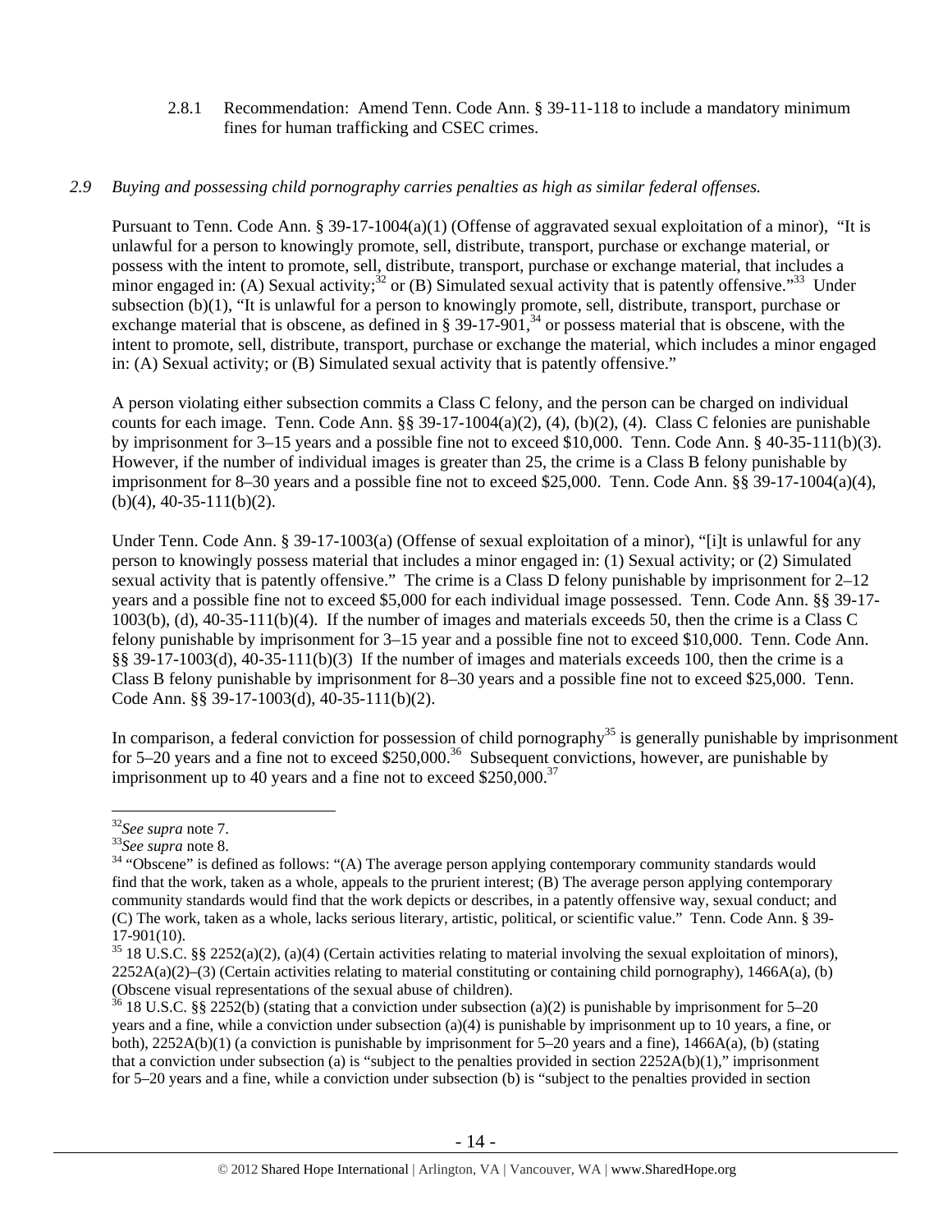2.8.1 Recommendation: Amend Tenn. Code Ann. § 39-11-118 to include a mandatory minimum fines for human trafficking and CSEC crimes.

*2.9 Buying and possessing child pornography carries penalties as high as similar federal offenses.*

Pursuant to Tenn. Code Ann. § 39-17-1004(a)(1) (Offense of aggravated sexual exploitation of a minor), "It is unlawful for a person to knowingly promote, sell, distribute, transport, purchase or exchange material, or possess with the intent to promote, sell, distribute, transport, purchase or exchange material, that includes a minor engaged in: (A) Sexual activity;[32] or (B) Simulated sexual activity that is patently offensive."[33] Under subsection (b)(1), "It is unlawful for a person to knowingly promote, sell, distribute, transport, purchase or exchange material that is obscene, as defined in § 39-17-901,[34] or possess material that is obscene, with the intent to promote, sell, distribute, transport, purchase or exchange the material, which includes a minor engaged in: (A) Sexual activity; or (B) Simulated sexual activity that is patently offensive."

A person violating either subsection commits a Class C felony, and the person can be charged on individual counts for each image. Tenn. Code Ann. §§ 39-17-1004(a)(2), (4), (b)(2), (4). Class C felonies are punishable by imprisonment for 3–15 years and a possible fine not to exceed $10,000. Tenn. Code Ann. § 40-35-111(b)(3). However, if the number of individual images is greater than 25, the crime is a Class B felony punishable by imprisonment for 8–30 years and a possible fine not to exceed $25,000. Tenn. Code Ann. §§ 39-17-1004(a)(4), (b)(4), 40-35-111(b)(2).

Under Tenn. Code Ann. § 39-17-1003(a) (Offense of sexual exploitation of a minor), "[i]t is unlawful for any person to knowingly possess material that includes a minor engaged in: (1) Sexual activity; or (2) Simulated sexual activity that is patently offensive." The crime is a Class D felony punishable by imprisonment for 2–12 years and a possible fine not to exceed $5,000 for each individual image possessed. Tenn. Code Ann. §§ 39-17-1003(b), (d), 40-35-111(b)(4). If the number of images and materials exceeds 50, then the crime is a Class C felony punishable by imprisonment for 3–15 year and a possible fine not to exceed $10,000. Tenn. Code Ann. §§ 39-17-1003(d), 40-35-111(b)(3) If the number of images and materials exceeds 100, then the crime is a Class B felony punishable by imprisonment for 8–30 years and a possible fine not to exceed $25,000. Tenn. Code Ann. §§ 39-17-1003(d), 40-35-111(b)(2).

In comparison, a federal conviction for possession of child pornography[35] is generally punishable by imprisonment for 5–20 years and a fine not to exceed $250,000.[36] Subsequent convictions, however, are punishable by imprisonment up to 40 years and a fine not to exceed $250,000.[37]

---

[32] *See supra* note 7.

[33] *See supra* note 8.

[34] "Obscene" is defined as follows: "(A) The average person applying contemporary community standards would find that the work, taken as a whole, appeals to the prurient interest; (B) The average person applying contemporary community standards would find that the work depicts or describes, in a patently offensive way, sexual conduct; and (C) The work, taken as a whole, lacks serious literary, artistic, political, or scientific value." Tenn. Code Ann. § 39-17-901(10).

[35] 18 U.S.C. §§ 2252(a)(2), (a)(4) (Certain activities relating to material involving the sexual exploitation of minors), 2252A(a)(2)–(3) (Certain activities relating to material constituting or containing child pornography), 1466A(a), (b) (Obscene visual representations of the sexual abuse of children).

[36] 18 U.S.C. §§ 2252(b) (stating that a conviction under subsection (a)(2) is punishable by imprisonment for 5–20 years and a fine, while a conviction under subsection (a)(4) is punishable by imprisonment up to 10 years, a fine, or both), 2252A(b)(1) (a conviction is punishable by imprisonment for 5–20 years and a fine), 1466A(a), (b) (stating that a conviction under subsection (a) is "subject to the penalties provided in section 2252A(b)(1)," imprisonment for 5–20 years and a fine, while a conviction under subsection (b) is "subject to the penalties provided in section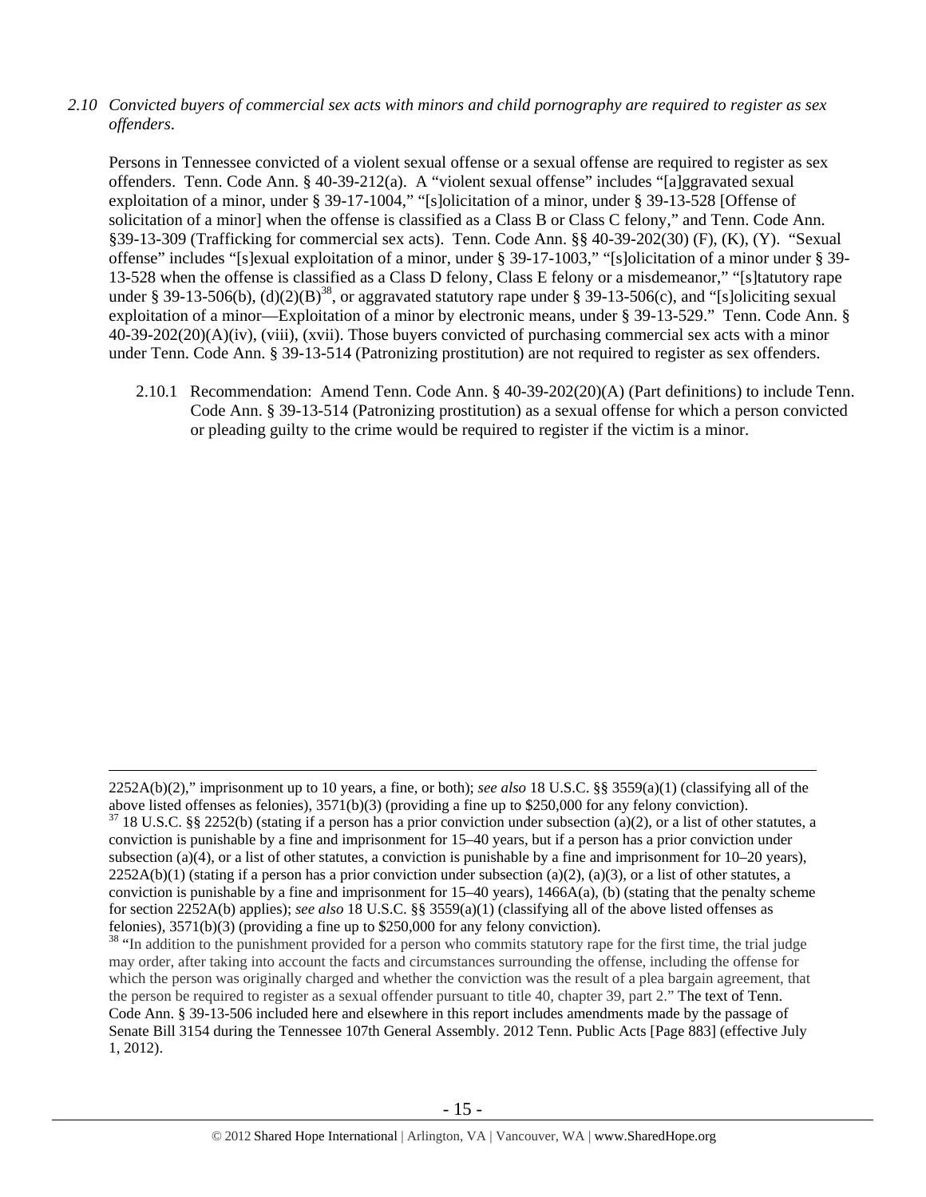*2.10 Convicted buyers of commercial sex acts with minors and child pornography are required to register as sex offenders.*

Persons in Tennessee convicted of a violent sexual offense or a sexual offense are required to register as sex offenders. Tenn. Code Ann. § 40-39-212(a). A "violent sexual offense" includes "[a]ggravated sexual exploitation of a minor, under § 39-17-1004," "[s]olicitation of a minor, under § 39-13-528 [Offense of solicitation of a minor] when the offense is classified as a Class B or Class C felony," and Tenn. Code Ann. §39-13-309 (Trafficking for commercial sex acts). Tenn. Code Ann. §§ 40-39-202(30) (F), (K), (Y). "Sexual offense" includes "[s]exual exploitation of a minor, under § 39-17-1003," "[s]olicitation of a minor under § 39-13-528 when the offense is classified as a Class D felony, Class E felony or a misdemeanor," "[s]tatutory rape under § 39-13-506(b), (d)(2)(B)[38], or aggravated statutory rape under § 39-13-506(c), and "[s]oliciting sexual exploitation of a minor—Exploitation of a minor by electronic means, under § 39-13-529." Tenn. Code Ann. § 40-39-202(20)(A)(iv), (viii), (xvii). Those buyers convicted of purchasing commercial sex acts with a minor under Tenn. Code Ann. § 39-13-514 (Patronizing prostitution) are not required to register as sex offenders.

2.10.1 Recommendation: Amend Tenn. Code Ann. § 40-39-202(20)(A) (Part definitions) to include Tenn. Code Ann. § 39-13-514 (Patronizing prostitution) as a sexual offense for which a person convicted or pleading guilty to the crime would be required to register if the victim is a minor.

---

2252A(b)(2)," imprisonment up to 10 years, a fine, or both); *see also* 18 U.S.C. §§ 3559(a)(1) (classifying all of the above listed offenses as felonies), 3571(b)(3) (providing a fine up to $250,000 for any felony conviction).

[37] 18 U.S.C. §§ 2252(b) (stating if a person has a prior conviction under subsection (a)(2), or a list of other statutes, a conviction is punishable by a fine and imprisonment for 15–40 years, but if a person has a prior conviction under subsection (a)(4), or a list of other statutes, a conviction is punishable by a fine and imprisonment for 10–20 years), 2252A(b)(1) (stating if a person has a prior conviction under subsection (a)(2), (a)(3), or a list of other statutes, a conviction is punishable by a fine and imprisonment for 15–40 years), 1466A(a), (b) (stating that the penalty scheme for section 2252A(b) applies); *see also* 18 U.S.C. §§ 3559(a)(1) (classifying all of the above listed offenses as felonies), 3571(b)(3) (providing a fine up to $250,000 for any felony conviction).

[38] "In addition to the punishment provided for a person who commits statutory rape for the first time, the trial judge may order, after taking into account the facts and circumstances surrounding the offense, including the offense for which the person was originally charged and whether the conviction was the result of a plea bargain agreement, that the person be required to register as a sexual offender pursuant to title 40, chapter 39, part 2." The text of Tenn. Code Ann. § 39-13-506 included here and elsewhere in this report includes amendments made by the passage of Senate Bill 3154 during the Tennessee 107th General Assembly. 2012 Tenn. Public Acts [Page 883] (effective July 1, 2012).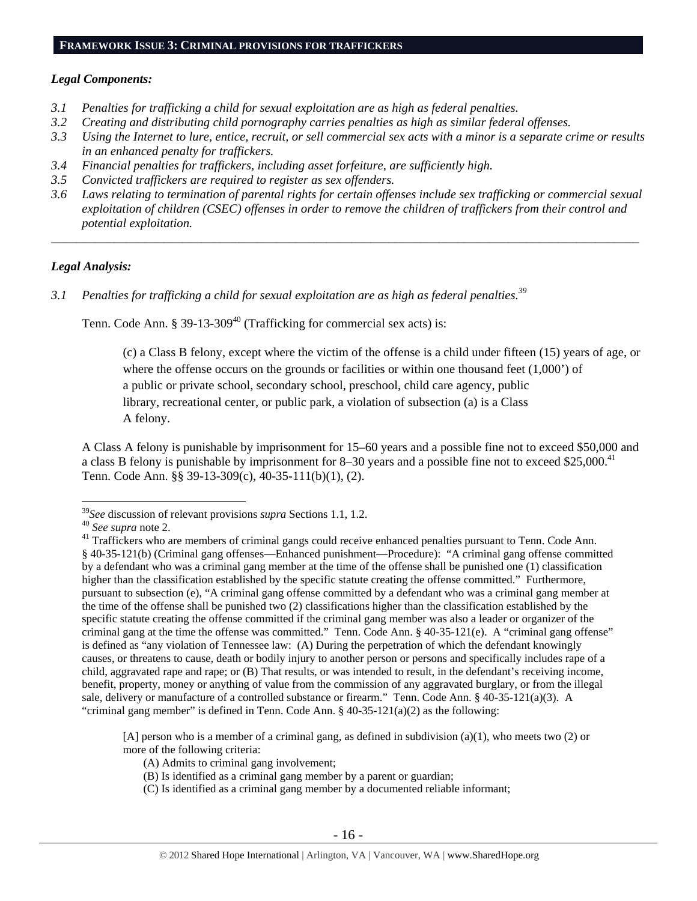## FRAMEWORK ISSUE 3: CRIMINAL PROVISIONS FOR TRAFFICKERS

***Legal Components:***

*3.1 Penalties for trafficking a child for sexual exploitation are as high as federal penalties.*
*3.2 Creating and distributing child pornography carries penalties as high as similar federal offenses.*
*3.3 Using the Internet to lure, entice, recruit, or sell commercial sex acts with a minor is a separate crime or results in an enhanced penalty for traffickers.*
*3.4 Financial penalties for traffickers, including asset forfeiture, are sufficiently high.*
*3.5 Convicted traffickers are required to register as sex offenders.*
*3.6 Laws relating to termination of parental rights for certain offenses include sex trafficking or commercial sexual exploitation of children (CSEC) offenses in order to remove the children of traffickers from their control and potential exploitation.*

---

***Legal Analysis:***

*3.1 Penalties for trafficking a child for sexual exploitation are as high as federal penalties.*[39]

Tenn. Code Ann. § 39-13-309[40] (Trafficking for commercial sex acts) is:

> (c) a Class B felony, except where the victim of the offense is a child under fifteen (15) years of age, or where the offense occurs on the grounds or facilities or within one thousand feet (1,000') of a public or private school, secondary school, preschool, child care agency, public library, recreational center, or public park, a violation of subsection (a) is a Class A felony.

A Class A felony is punishable by imprisonment for 15–60 years and a possible fine not to exceed $50,000 and a class B felony is punishable by imprisonment for 8–30 years and a possible fine not to exceed $25,000.[41] Tenn. Code Ann. §§ 39-13-309(c), 40-35-111(b)(1), (2).

---

[39] *See* discussion of relevant provisions *supra* Sections 1.1, 1.2.

[40] *See supra* note 2.

[41] Traffickers who are members of criminal gangs could receive enhanced penalties pursuant to Tenn. Code Ann. § 40-35-121(b) (Criminal gang offenses—Enhanced punishment—Procedure): "A criminal gang offense committed by a defendant who was a criminal gang member at the time of the offense shall be punished one (1) classification higher than the classification established by the specific statute creating the offense committed." Furthermore, pursuant to subsection (e), "A criminal gang offense committed by a defendant who was a criminal gang member at the time of the offense shall be punished two (2) classifications higher than the classification established by the specific statute creating the offense committed if the criminal gang member was also a leader or organizer of the criminal gang at the time the offense was committed." Tenn. Code Ann. § 40-35-121(e). A "criminal gang offense" is defined as "any violation of Tennessee law: (A) During the perpetration of which the defendant knowingly causes, or threatens to cause, death or bodily injury to another person or persons and specifically includes rape of a child, aggravated rape and rape; or (B) That results, or was intended to result, in the defendant's receiving income, benefit, property, money or anything of value from the commission of any aggravated burglary, or from the illegal sale, delivery or manufacture of a controlled substance or firearm." Tenn. Code Ann. § 40-35-121(a)(3). A "criminal gang member" is defined in Tenn. Code Ann. § 40-35-121(a)(2) as the following:

> [A] person who is a member of a criminal gang, as defined in subdivision (a)(1), who meets two (2) or more of the following criteria:
> (A) Admits to criminal gang involvement;
> (B) Is identified as a criminal gang member by a parent or guardian;
> (C) Is identified as a criminal gang member by a documented reliable informant;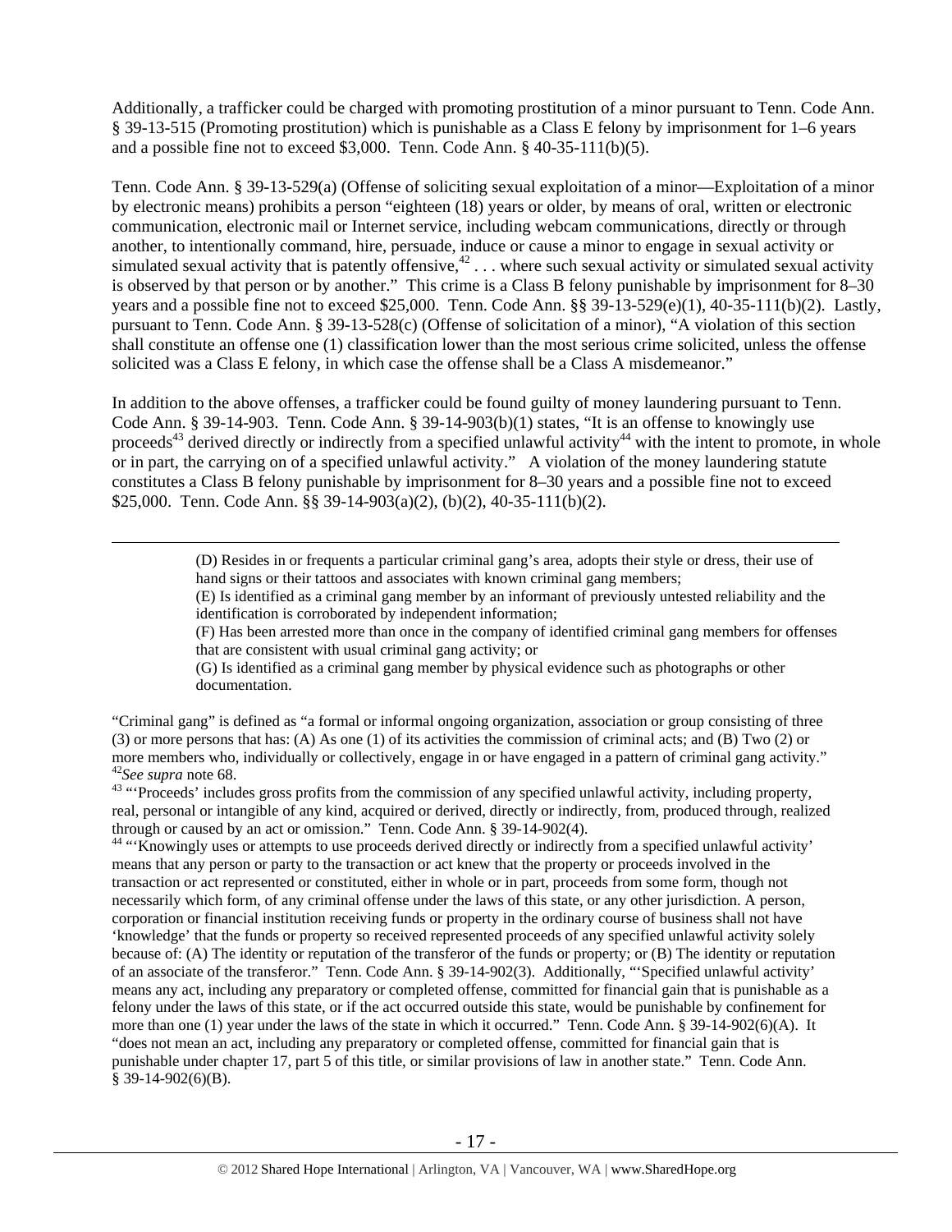Additionally, a trafficker could be charged with promoting prostitution of a minor pursuant to Tenn. Code Ann. § 39-13-515 (Promoting prostitution) which is punishable as a Class E felony by imprisonment for 1–6 years and a possible fine not to exceed $3,000. Tenn. Code Ann. § 40-35-111(b)(5).

Tenn. Code Ann. § 39-13-529(a) (Offense of soliciting sexual exploitation of a minor—Exploitation of a minor by electronic means) prohibits a person "eighteen (18) years or older, by means of oral, written or electronic communication, electronic mail or Internet service, including webcam communications, directly or through another, to intentionally command, hire, persuade, induce or cause a minor to engage in sexual activity or simulated sexual activity that is patently offensive,[42] . . . where such sexual activity or simulated sexual activity is observed by that person or by another." This crime is a Class B felony punishable by imprisonment for 8–30 years and a possible fine not to exceed $25,000. Tenn. Code Ann. §§ 39-13-529(e)(1), 40-35-111(b)(2). Lastly, pursuant to Tenn. Code Ann. § 39-13-528(c) (Offense of solicitation of a minor), "A violation of this section shall constitute an offense one (1) classification lower than the most serious crime solicited, unless the offense solicited was a Class E felony, in which case the offense shall be a Class A misdemeanor."

In addition to the above offenses, a trafficker could be found guilty of money laundering pursuant to Tenn. Code Ann. § 39-14-903. Tenn. Code Ann. § 39-14-903(b)(1) states, "It is an offense to knowingly use proceeds[43] derived directly or indirectly from a specified unlawful activity[44] with the intent to promote, in whole or in part, the carrying on of a specified unlawful activity." A violation of the money laundering statute constitutes a Class B felony punishable by imprisonment for 8–30 years and a possible fine not to exceed $25,000. Tenn. Code Ann. §§ 39-14-903(a)(2), (b)(2), 40-35-111(b)(2).

---

> (D) Resides in or frequents a particular criminal gang's area, adopts their style or dress, their use of hand signs or their tattoos and associates with known criminal gang members;
> (E) Is identified as a criminal gang member by an informant of previously untested reliability and the identification is corroborated by independent information;
> (F) Has been arrested more than once in the company of identified criminal gang members for offenses that are consistent with usual criminal gang activity; or
> (G) Is identified as a criminal gang member by physical evidence such as photographs or other documentation.

"Criminal gang" is defined as "a formal or informal ongoing organization, association or group consisting of three (3) or more persons that has: (A) As one (1) of its activities the commission of criminal acts; and (B) Two (2) or more members who, individually or collectively, engage in or have engaged in a pattern of criminal gang activity."

[42] *See supra* note 68.

[43] "'Proceeds' includes gross profits from the commission of any specified unlawful activity, including property, real, personal or intangible of any kind, acquired or derived, directly or indirectly, from, produced through, realized through or caused by an act or omission." Tenn. Code Ann. § 39-14-902(4).

[44] "'Knowingly uses or attempts to use proceeds derived directly or indirectly from a specified unlawful activity' means that any person or party to the transaction or act knew that the property or proceeds involved in the transaction or act represented or constituted, either in whole or in part, proceeds from some form, though not necessarily which form, of any criminal offense under the laws of this state, or any other jurisdiction. A person, corporation or financial institution receiving funds or property in the ordinary course of business shall not have 'knowledge' that the funds or property so received represented proceeds of any specified unlawful activity solely because of: (A) The identity or reputation of the transferor of the funds or property; or (B) The identity or reputation of an associate of the transferor." Tenn. Code Ann. § 39-14-902(3). Additionally, "'Specified unlawful activity' means any act, including any preparatory or completed offense, committed for financial gain that is punishable as a felony under the laws of this state, or if the act occurred outside this state, would be punishable by confinement for more than one (1) year under the laws of the state in which it occurred." Tenn. Code Ann. § 39-14-902(6)(A). It "does not mean an act, including any preparatory or completed offense, committed for financial gain that is punishable under chapter 17, part 5 of this title, or similar provisions of law in another state." Tenn. Code Ann. § 39-14-902(6)(B).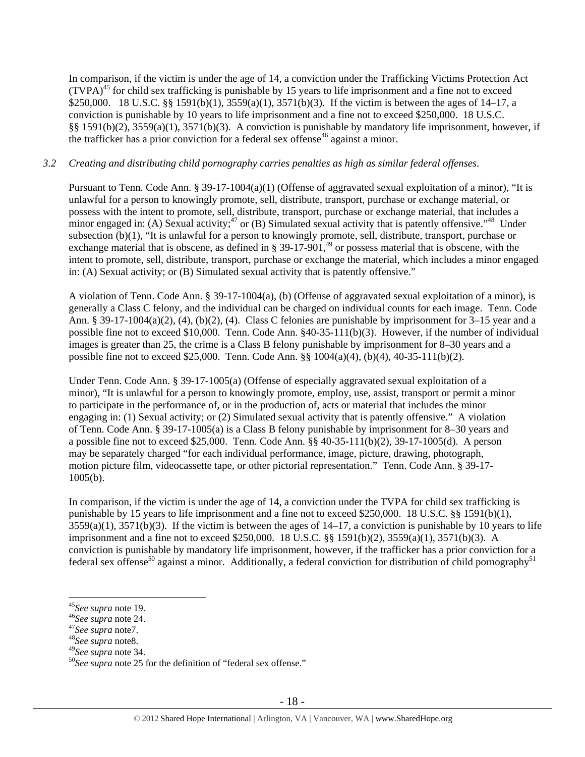In comparison, if the victim is under the age of 14, a conviction under the Trafficking Victims Protection Act (TVPA)[45] for child sex trafficking is punishable by 15 years to life imprisonment and a fine not to exceed $250,000. 18 U.S.C. §§ 1591(b)(1), 3559(a)(1), 3571(b)(3). If the victim is between the ages of 14–17, a conviction is punishable by 10 years to life imprisonment and a fine not to exceed $250,000. 18 U.S.C. §§ 1591(b)(2), 3559(a)(1), 3571(b)(3). A conviction is punishable by mandatory life imprisonment, however, if the trafficker has a prior conviction for a federal sex offense[46] against a minor.

*3.2 Creating and distributing child pornography carries penalties as high as similar federal offenses.*

Pursuant to Tenn. Code Ann. § 39-17-1004(a)(1) (Offense of aggravated sexual exploitation of a minor), "It is unlawful for a person to knowingly promote, sell, distribute, transport, purchase or exchange material, or possess with the intent to promote, sell, distribute, transport, purchase or exchange material, that includes a minor engaged in: (A) Sexual activity;[47] or (B) Simulated sexual activity that is patently offensive."[48] Under subsection (b)(1), "It is unlawful for a person to knowingly promote, sell, distribute, transport, purchase or exchange material that is obscene, as defined in § 39-17-901,[49] or possess material that is obscene, with the intent to promote, sell, distribute, transport, purchase or exchange the material, which includes a minor engaged in: (A) Sexual activity; or (B) Simulated sexual activity that is patently offensive."

A violation of Tenn. Code Ann. § 39-17-1004(a), (b) (Offense of aggravated sexual exploitation of a minor), is generally a Class C felony, and the individual can be charged on individual counts for each image. Tenn. Code Ann. § 39-17-1004(a)(2), (4), (b)(2), (4). Class C felonies are punishable by imprisonment for 3–15 year and a possible fine not to exceed $10,000. Tenn. Code Ann. §40-35-111(b)(3). However, if the number of individual images is greater than 25, the crime is a Class B felony punishable by imprisonment for 8–30 years and a possible fine not to exceed $25,000. Tenn. Code Ann. §§ 1004(a)(4), (b)(4), 40-35-111(b)(2).

Under Tenn. Code Ann. § 39-17-1005(a) (Offense of especially aggravated sexual exploitation of a minor), "It is unlawful for a person to knowingly promote, employ, use, assist, transport or permit a minor to participate in the performance of, or in the production of, acts or material that includes the minor engaging in: (1) Sexual activity; or (2) Simulated sexual activity that is patently offensive." A violation of Tenn. Code Ann. § 39-17-1005(a) is a Class B felony punishable by imprisonment for 8–30 years and a possible fine not to exceed $25,000. Tenn. Code Ann. §§ 40-35-111(b)(2), 39-17-1005(d). A person may be separately charged "for each individual performance, image, picture, drawing, photograph, motion picture film, videocassette tape, or other pictorial representation." Tenn. Code Ann. § 39-17-1005(b).

In comparison, if the victim is under the age of 14, a conviction under the TVPA for child sex trafficking is punishable by 15 years to life imprisonment and a fine not to exceed $250,000. 18 U.S.C. §§ 1591(b)(1), 3559(a)(1), 3571(b)(3). If the victim is between the ages of 14–17, a conviction is punishable by 10 years to life imprisonment and a fine not to exceed $250,000. 18 U.S.C. §§ 1591(b)(2), 3559(a)(1), 3571(b)(3). A conviction is punishable by mandatory life imprisonment, however, if the trafficker has a prior conviction for a federal sex offense[50] against a minor. Additionally, a federal conviction for distribution of child pornography[51]

---

[45] *See supra* note 19.
[46] *See supra* note 24.
[47] *See supra* note7.
[48] *See supra* note8.
[49] *See supra* note 34.
[50] *See supra* note 25 for the definition of "federal sex offense."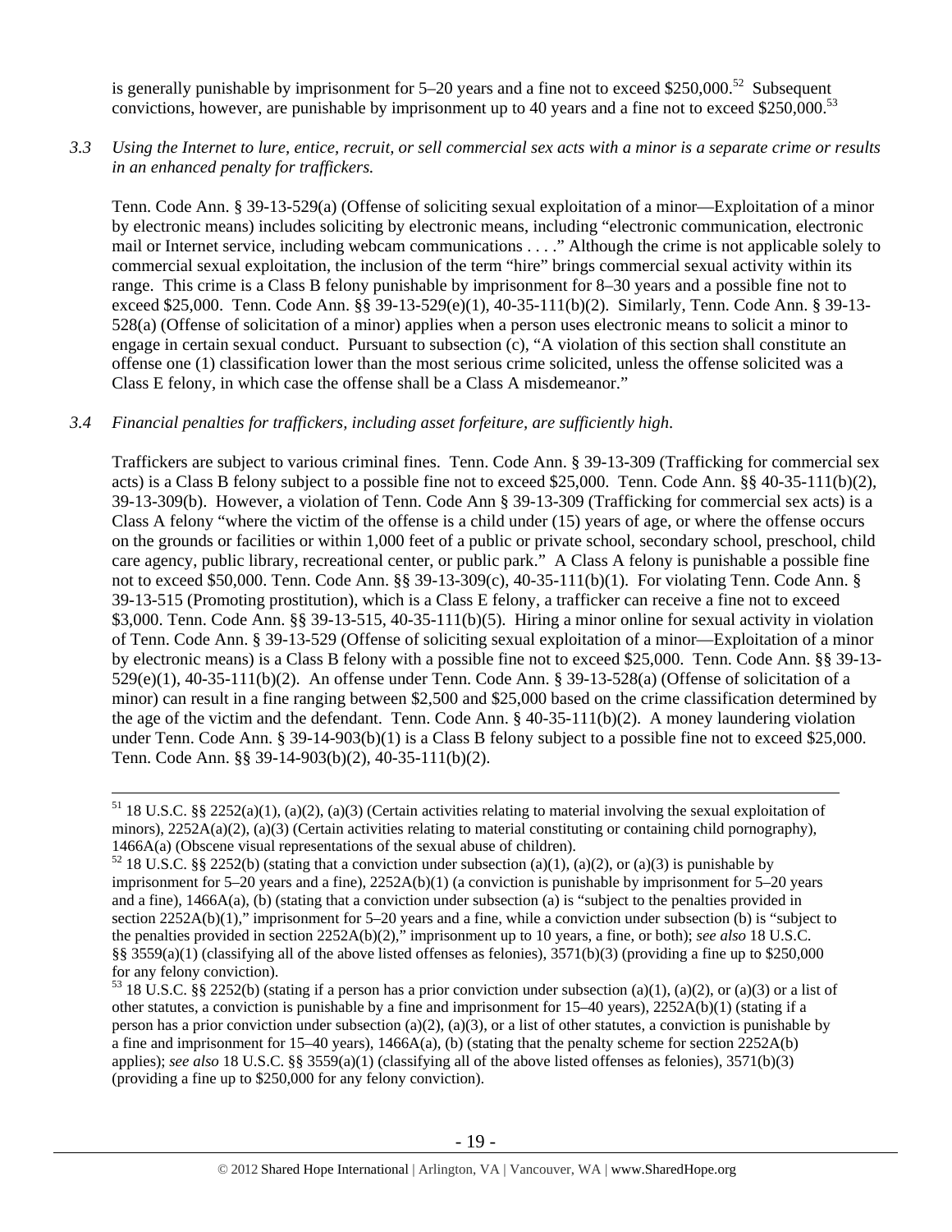is generally punishable by imprisonment for 5–20 years and a fine not to exceed $250,000.[52] Subsequent convictions, however, are punishable by imprisonment up to 40 years and a fine not to exceed $250,000.[53]

*3.3 Using the Internet to lure, entice, recruit, or sell commercial sex acts with a minor is a separate crime or results in an enhanced penalty for traffickers.*

Tenn. Code Ann. § 39-13-529(a) (Offense of soliciting sexual exploitation of a minor—Exploitation of a minor by electronic means) includes soliciting by electronic means, including "electronic communication, electronic mail or Internet service, including webcam communications . . . ." Although the crime is not applicable solely to commercial sexual exploitation, the inclusion of the term "hire" brings commercial sexual activity within its range. This crime is a Class B felony punishable by imprisonment for 8–30 years and a possible fine not to exceed $25,000. Tenn. Code Ann. §§ 39-13-529(e)(1), 40-35-111(b)(2). Similarly, Tenn. Code Ann. § 39-13-528(a) (Offense of solicitation of a minor) applies when a person uses electronic means to solicit a minor to engage in certain sexual conduct. Pursuant to subsection (c), "A violation of this section shall constitute an offense one (1) classification lower than the most serious crime solicited, unless the offense solicited was a Class E felony, in which case the offense shall be a Class A misdemeanor."

*3.4 Financial penalties for traffickers, including asset forfeiture, are sufficiently high.*

Traffickers are subject to various criminal fines. Tenn. Code Ann. § 39-13-309 (Trafficking for commercial sex acts) is a Class B felony subject to a possible fine not to exceed $25,000. Tenn. Code Ann. §§ 40-35-111(b)(2), 39-13-309(b). However, a violation of Tenn. Code Ann § 39-13-309 (Trafficking for commercial sex acts) is a Class A felony "where the victim of the offense is a child under (15) years of age, or where the offense occurs on the grounds or facilities or within 1,000 feet of a public or private school, secondary school, preschool, child care agency, public library, recreational center, or public park." A Class A felony is punishable a possible fine not to exceed $50,000. Tenn. Code Ann. §§ 39-13-309(c), 40-35-111(b)(1). For violating Tenn. Code Ann. § 39-13-515 (Promoting prostitution), which is a Class E felony, a trafficker can receive a fine not to exceed $3,000. Tenn. Code Ann. §§ 39-13-515, 40-35-111(b)(5). Hiring a minor online for sexual activity in violation of Tenn. Code Ann. § 39-13-529 (Offense of soliciting sexual exploitation of a minor—Exploitation of a minor by electronic means) is a Class B felony with a possible fine not to exceed $25,000. Tenn. Code Ann. §§ 39-13-529(e)(1), 40-35-111(b)(2). An offense under Tenn. Code Ann. § 39-13-528(a) (Offense of solicitation of a minor) can result in a fine ranging between $2,500 and $25,000 based on the crime classification determined by the age of the victim and the defendant. Tenn. Code Ann. § 40-35-111(b)(2). A money laundering violation under Tenn. Code Ann. § 39-14-903(b)(1) is a Class B felony subject to a possible fine not to exceed $25,000. Tenn. Code Ann. §§ 39-14-903(b)(2), 40-35-111(b)(2).

---

[51] 18 U.S.C. §§ 2252(a)(1), (a)(2), (a)(3) (Certain activities relating to material involving the sexual exploitation of minors), 2252A(a)(2), (a)(3) (Certain activities relating to material constituting or containing child pornography), 1466A(a) (Obscene visual representations of the sexual abuse of children).

[52] 18 U.S.C. §§ 2252(b) (stating that a conviction under subsection (a)(1), (a)(2), or (a)(3) is punishable by imprisonment for 5–20 years and a fine), 2252A(b)(1) (a conviction is punishable by imprisonment for 5–20 years and a fine), 1466A(a), (b) (stating that a conviction under subsection (a) is "subject to the penalties provided in section 2252A(b)(1)," imprisonment for 5–20 years and a fine, while a conviction under subsection (b) is "subject to the penalties provided in section 2252A(b)(2)," imprisonment up to 10 years, a fine, or both); *see also* 18 U.S.C. §§ 3559(a)(1) (classifying all of the above listed offenses as felonies), 3571(b)(3) (providing a fine up to $250,000 for any felony conviction).

[53] 18 U.S.C. §§ 2252(b) (stating if a person has a prior conviction under subsection (a)(1), (a)(2), or (a)(3) or a list of other statutes, a conviction is punishable by a fine and imprisonment for 15–40 years), 2252A(b)(1) (stating if a person has a prior conviction under subsection (a)(2), (a)(3), or a list of other statutes, a conviction is punishable by a fine and imprisonment for 15–40 years), 1466A(a), (b) (stating that the penalty scheme for section 2252A(b) applies); *see also* 18 U.S.C. §§ 3559(a)(1) (classifying all of the above listed offenses as felonies), 3571(b)(3) (providing a fine up to $250,000 for any felony conviction).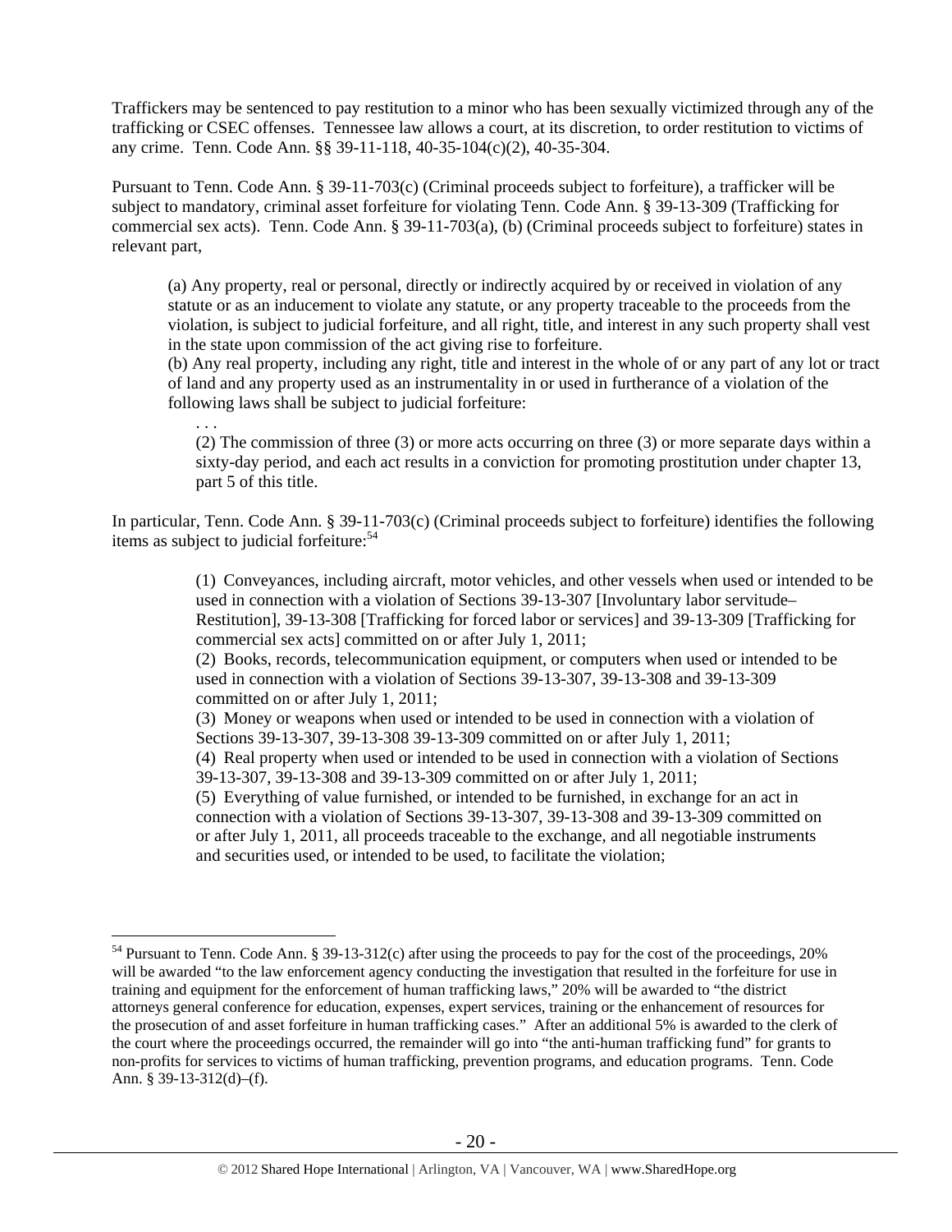Traffickers may be sentenced to pay restitution to a minor who has been sexually victimized through any of the trafficking or CSEC offenses. Tennessee law allows a court, at its discretion, to order restitution to victims of any crime. Tenn. Code Ann. §§ 39-11-118, 40-35-104(c)(2), 40-35-304.

Pursuant to Tenn. Code Ann. § 39-11-703(c) (Criminal proceeds subject to forfeiture), a trafficker will be subject to mandatory, criminal asset forfeiture for violating Tenn. Code Ann. § 39-13-309 (Trafficking for commercial sex acts). Tenn. Code Ann. § 39-11-703(a), (b) (Criminal proceeds subject to forfeiture) states in relevant part,

> (a) Any property, real or personal, directly or indirectly acquired by or received in violation of any statute or as an inducement to violate any statute, or any property traceable to the proceeds from the violation, is subject to judicial forfeiture, and all right, title, and interest in any such property shall vest in the state upon commission of the act giving rise to forfeiture.
> (b) Any real property, including any right, title and interest in the whole of or any part of any lot or tract of land and any property used as an instrumentality in or used in furtherance of a violation of the following laws shall be subject to judicial forfeiture:
>
> > . . .
> > (2) The commission of three (3) or more acts occurring on three (3) or more separate days within a sixty-day period, and each act results in a conviction for promoting prostitution under chapter 13, part 5 of this title.

In particular, Tenn. Code Ann. § 39-11-703(c) (Criminal proceeds subject to forfeiture) identifies the following items as subject to judicial forfeiture:[54]

> (1) Conveyances, including aircraft, motor vehicles, and other vessels when used or intended to be used in connection with a violation of Sections 39-13-307 [Involuntary labor servitude–Restitution], 39-13-308 [Trafficking for forced labor or services] and 39-13-309 [Trafficking for commercial sex acts] committed on or after July 1, 2011;
> (2) Books, records, telecommunication equipment, or computers when used or intended to be used in connection with a violation of Sections 39-13-307, 39-13-308 and 39-13-309 committed on or after July 1, 2011;
> (3) Money or weapons when used or intended to be used in connection with a violation of Sections 39-13-307, 39-13-308 39-13-309 committed on or after July 1, 2011;
> (4) Real property when used or intended to be used in connection with a violation of Sections 39-13-307, 39-13-308 and 39-13-309 committed on or after July 1, 2011;
> (5) Everything of value furnished, or intended to be furnished, in exchange for an act in connection with a violation of Sections 39-13-307, 39-13-308 and 39-13-309 committed on or after July 1, 2011, all proceeds traceable to the exchange, and all negotiable instruments and securities used, or intended to be used, to facilitate the violation;

---

[54] Pursuant to Tenn. Code Ann. § 39-13-312(c) after using the proceeds to pay for the cost of the proceedings, 20% will be awarded "to the law enforcement agency conducting the investigation that resulted in the forfeiture for use in training and equipment for the enforcement of human trafficking laws," 20% will be awarded to "the district attorneys general conference for education, expenses, expert services, training or the enhancement of resources for the prosecution of and asset forfeiture in human trafficking cases." After an additional 5% is awarded to the clerk of the court where the proceedings occurred, the remainder will go into "the anti-human trafficking fund" for grants to non-profits for services to victims of human trafficking, prevention programs, and education programs. Tenn. Code Ann. § 39-13-312(d)–(f).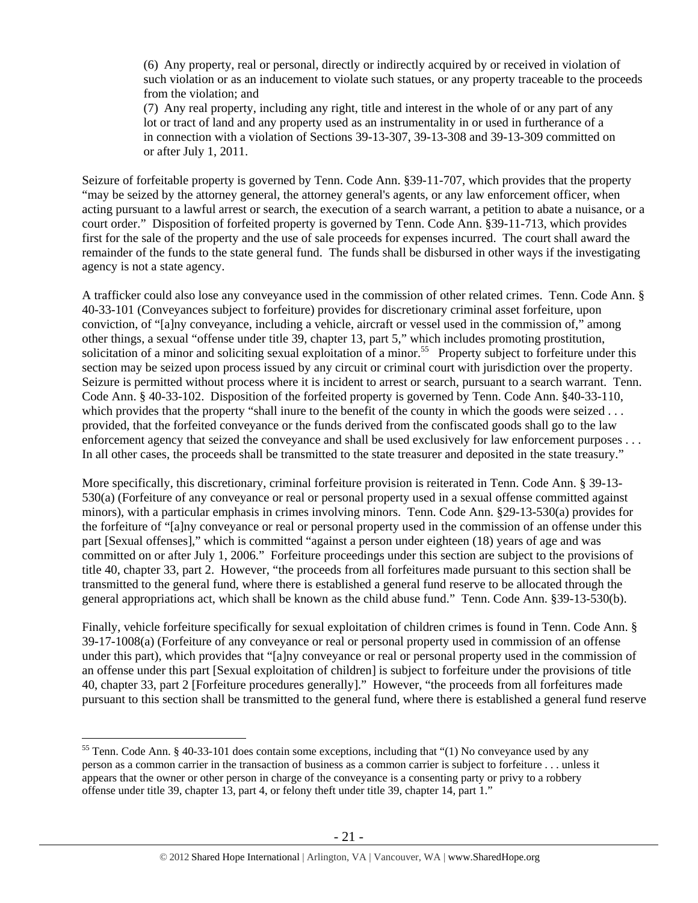(6) Any property, real or personal, directly or indirectly acquired by or received in violation of such violation or as an inducement to violate such statues, or any property traceable to the proceeds from the violation; and

(7) Any real property, including any right, title and interest in the whole of or any part of any lot or tract of land and any property used as an instrumentality in or used in furtherance of a in connection with a violation of Sections 39-13-307, 39-13-308 and 39-13-309 committed on or after July 1, 2011.

Seizure of forfeitable property is governed by Tenn. Code Ann. §39-11-707, which provides that the property "may be seized by the attorney general, the attorney general's agents, or any law enforcement officer, when acting pursuant to a lawful arrest or search, the execution of a search warrant, a petition to abate a nuisance, or a court order." Disposition of forfeited property is governed by Tenn. Code Ann. §39-11-713, which provides first for the sale of the property and the use of sale proceeds for expenses incurred. The court shall award the remainder of the funds to the state general fund. The funds shall be disbursed in other ways if the investigating agency is not a state agency.

A trafficker could also lose any conveyance used in the commission of other related crimes. Tenn. Code Ann. § 40-33-101 (Conveyances subject to forfeiture) provides for discretionary criminal asset forfeiture, upon conviction, of "[a]ny conveyance, including a vehicle, aircraft or vessel used in the commission of," among other things, a sexual "offense under title 39, chapter 13, part 5," which includes promoting prostitution, solicitation of a minor and soliciting sexual exploitation of a minor.[55] Property subject to forfeiture under this section may be seized upon process issued by any circuit or criminal court with jurisdiction over the property. Seizure is permitted without process where it is incident to arrest or search, pursuant to a search warrant. Tenn. Code Ann. § 40-33-102. Disposition of the forfeited property is governed by Tenn. Code Ann. §40-33-110, which provides that the property "shall inure to the benefit of the county in which the goods were seized . . . provided, that the forfeited conveyance or the funds derived from the confiscated goods shall go to the law enforcement agency that seized the conveyance and shall be used exclusively for law enforcement purposes . . . In all other cases, the proceeds shall be transmitted to the state treasurer and deposited in the state treasury."

More specifically, this discretionary, criminal forfeiture provision is reiterated in Tenn. Code Ann. § 39-13-530(a) (Forfeiture of any conveyance or real or personal property used in a sexual offense committed against minors), with a particular emphasis in crimes involving minors. Tenn. Code Ann. §29-13-530(a) provides for the forfeiture of "[a]ny conveyance or real or personal property used in the commission of an offense under this part [Sexual offenses]," which is committed "against a person under eighteen (18) years of age and was committed on or after July 1, 2006." Forfeiture proceedings under this section are subject to the provisions of title 40, chapter 33, part 2. However, "the proceeds from all forfeitures made pursuant to this section shall be transmitted to the general fund, where there is established a general fund reserve to be allocated through the general appropriations act, which shall be known as the child abuse fund." Tenn. Code Ann. §39-13-530(b).

Finally, vehicle forfeiture specifically for sexual exploitation of children crimes is found in Tenn. Code Ann. § 39-17-1008(a) (Forfeiture of any conveyance or real or personal property used in commission of an offense under this part), which provides that "[a]ny conveyance or real or personal property used in the commission of an offense under this part [Sexual exploitation of children] is subject to forfeiture under the provisions of title 40, chapter 33, part 2 [Forfeiture procedures generally]." However, "the proceeds from all forfeitures made pursuant to this section shall be transmitted to the general fund, where there is established a general fund reserve

[55] Tenn. Code Ann. § 40-33-101 does contain some exceptions, including that "(1) No conveyance used by any person as a common carrier in the transaction of business as a common carrier is subject to forfeiture . . . unless it appears that the owner or other person in charge of the conveyance is a consenting party or privy to a robbery offense under title 39, chapter 13, part 4, or felony theft under title 39, chapter 14, part 1."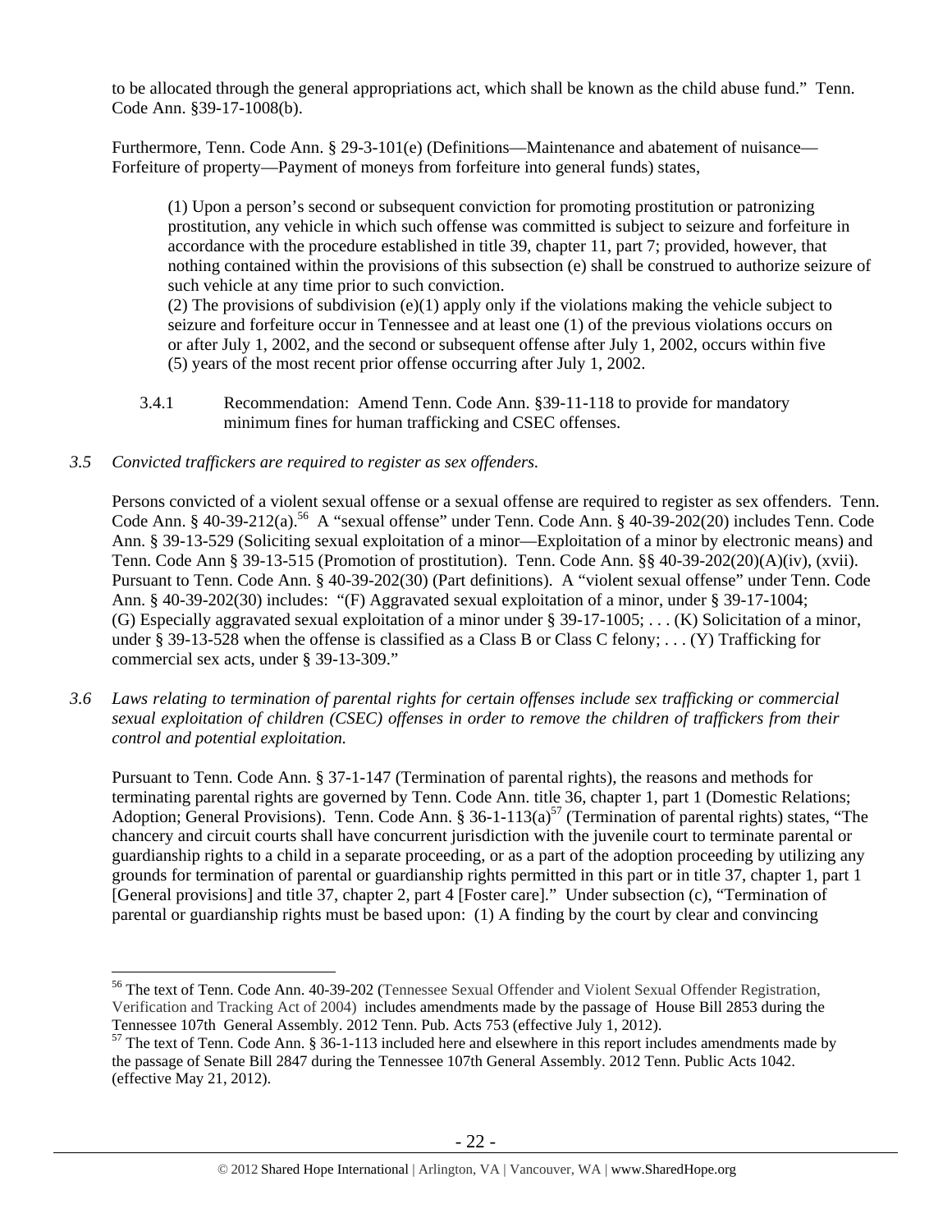to be allocated through the general appropriations act, which shall be known as the child abuse fund." Tenn. Code Ann. §39-17-1008(b).

Furthermore, Tenn. Code Ann. § 29-3-101(e) (Definitions—Maintenance and abatement of nuisance—Forfeiture of property—Payment of moneys from forfeiture into general funds) states,

> (1) Upon a person's second or subsequent conviction for promoting prostitution or patronizing prostitution, any vehicle in which such offense was committed is subject to seizure and forfeiture in accordance with the procedure established in title 39, chapter 11, part 7; provided, however, that nothing contained within the provisions of this subsection (e) shall be construed to authorize seizure of such vehicle at any time prior to such conviction.
> (2) The provisions of subdivision (e)(1) apply only if the violations making the vehicle subject to seizure and forfeiture occur in Tennessee and at least one (1) of the previous violations occurs on or after July 1, 2002, and the second or subsequent offense after July 1, 2002, occurs within five (5) years of the most recent prior offense occurring after July 1, 2002.

3.4.1 Recommendation: Amend Tenn. Code Ann. §39-11-118 to provide for mandatory minimum fines for human trafficking and CSEC offenses.

*3.5 Convicted traffickers are required to register as sex offenders.*

Persons convicted of a violent sexual offense or a sexual offense are required to register as sex offenders. Tenn. Code Ann. § 40-39-212(a).[56] A "sexual offense" under Tenn. Code Ann. § 40-39-202(20) includes Tenn. Code Ann. § 39-13-529 (Soliciting sexual exploitation of a minor—Exploitation of a minor by electronic means) and Tenn. Code Ann § 39-13-515 (Promotion of prostitution). Tenn. Code Ann. §§ 40-39-202(20)(A)(iv), (xvii). Pursuant to Tenn. Code Ann. § 40-39-202(30) (Part definitions). A "violent sexual offense" under Tenn. Code Ann. § 40-39-202(30) includes: "(F) Aggravated sexual exploitation of a minor, under § 39-17-1004; (G) Especially aggravated sexual exploitation of a minor under § 39-17-1005; . . . (K) Solicitation of a minor, under § 39-13-528 when the offense is classified as a Class B or Class C felony; . . . (Y) Trafficking for commercial sex acts, under § 39-13-309."

*3.6 Laws relating to termination of parental rights for certain offenses include sex trafficking or commercial sexual exploitation of children (CSEC) offenses in order to remove the children of traffickers from their control and potential exploitation.*

Pursuant to Tenn. Code Ann. § 37-1-147 (Termination of parental rights), the reasons and methods for terminating parental rights are governed by Tenn. Code Ann. title 36, chapter 1, part 1 (Domestic Relations; Adoption; General Provisions). Tenn. Code Ann. § 36-1-113(a)[57] (Termination of parental rights) states, "The chancery and circuit courts shall have concurrent jurisdiction with the juvenile court to terminate parental or guardianship rights to a child in a separate proceeding, or as a part of the adoption proceeding by utilizing any grounds for termination of parental or guardianship rights permitted in this part or in title 37, chapter 1, part 1 [General provisions] and title 37, chapter 2, part 4 [Foster care]." Under subsection (c), "Termination of parental or guardianship rights must be based upon: (1) A finding by the court by clear and convincing

---

[56] The text of Tenn. Code Ann. 40-39-202 (Tennessee Sexual Offender and Violent Sexual Offender Registration, Verification and Tracking Act of 2004) includes amendments made by the passage of House Bill 2853 during the Tennessee 107th General Assembly. 2012 Tenn. Pub. Acts 753 (effective July 1, 2012).

[57] The text of Tenn. Code Ann. § 36-1-113 included here and elsewhere in this report includes amendments made by the passage of Senate Bill 2847 during the Tennessee 107th General Assembly. 2012 Tenn. Public Acts 1042. (effective May 21, 2012).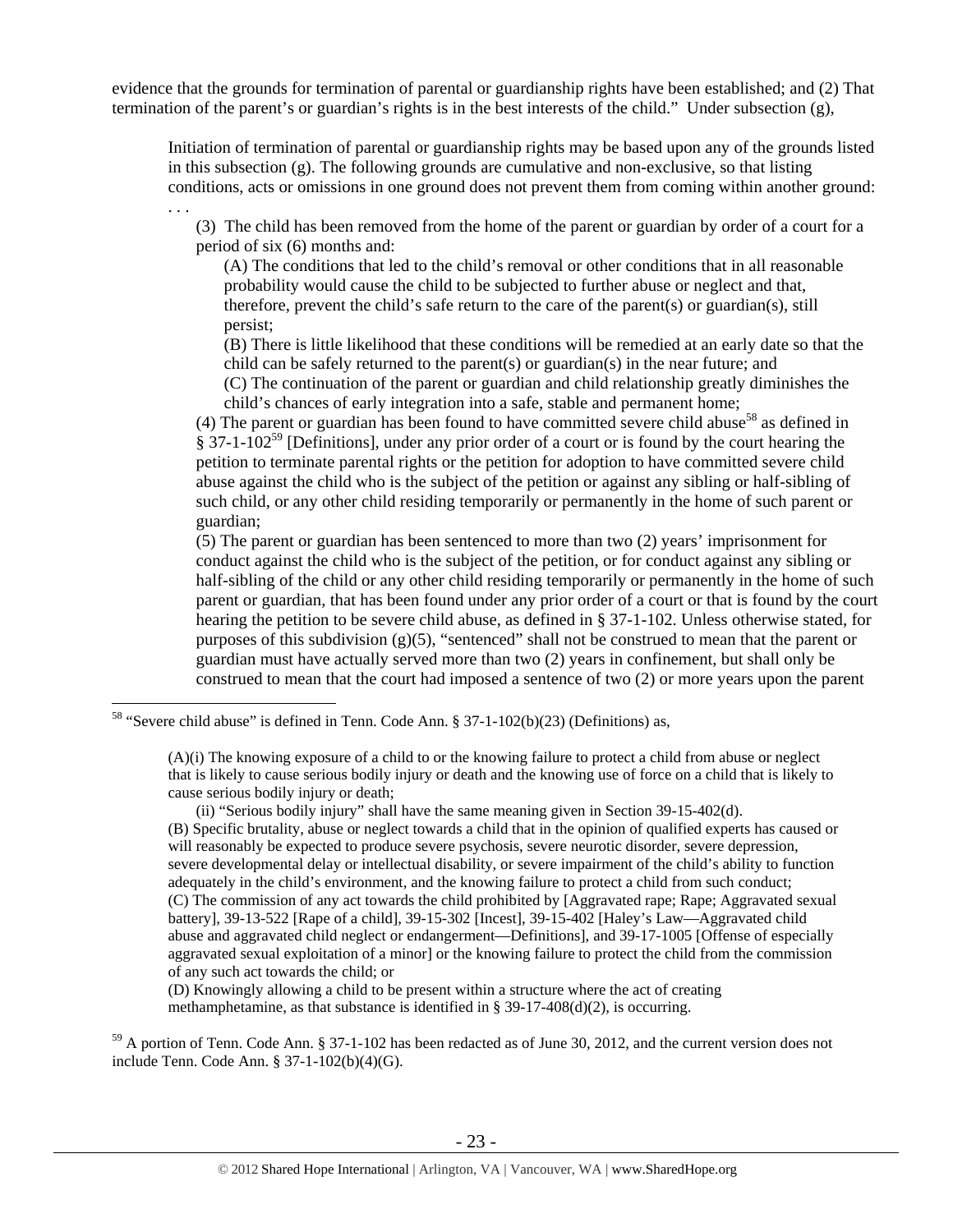evidence that the grounds for termination of parental or guardianship rights have been established; and (2) That termination of the parent's or guardian's rights is in the best interests of the child." Under subsection (g),

> Initiation of termination of parental or guardianship rights may be based upon any of the grounds listed in this subsection (g). The following grounds are cumulative and non-exclusive, so that listing conditions, acts or omissions in one ground does not prevent them from coming within another ground:
>
> . . .
>
> (3) The child has been removed from the home of the parent or guardian by order of a court for a period of six (6) months and:
>
> (A) The conditions that led to the child's removal or other conditions that in all reasonable probability would cause the child to be subjected to further abuse or neglect and that, therefore, prevent the child's safe return to the care of the parent(s) or guardian(s), still persist;
>
> (B) There is little likelihood that these conditions will be remedied at an early date so that the child can be safely returned to the parent(s) or guardian(s) in the near future; and
>
> (C) The continuation of the parent or guardian and child relationship greatly diminishes the child's chances of early integration into a safe, stable and permanent home;
>
> (4) The parent or guardian has been found to have committed severe child abuse[58] as defined in § 37-1-102[59] [Definitions], under any prior order of a court or is found by the court hearing the petition to terminate parental rights or the petition for adoption to have committed severe child abuse against the child who is the subject of the petition or against any sibling or half-sibling of such child, or any other child residing temporarily or permanently in the home of such parent or guardian;
>
> (5) The parent or guardian has been sentenced to more than two (2) years' imprisonment for conduct against the child who is the subject of the petition, or for conduct against any sibling or half-sibling of the child or any other child residing temporarily or permanently in the home of such parent or guardian, that has been found under any prior order of a court or that is found by the court hearing the petition to be severe child abuse, as defined in § 37-1-102. Unless otherwise stated, for purposes of this subdivision (g)(5), "sentenced" shall not be construed to mean that the parent or guardian must have actually served more than two (2) years in confinement, but shall only be construed to mean that the court had imposed a sentence of two (2) or more years upon the parent

---

[58] "Severe child abuse" is defined in Tenn. Code Ann. § 37-1-102(b)(23) (Definitions) as,

> (A)(i) The knowing exposure of a child to or the knowing failure to protect a child from abuse or neglect that is likely to cause serious bodily injury or death and the knowing use of force on a child that is likely to cause serious bodily injury or death;
>
> (ii) "Serious bodily injury" shall have the same meaning given in Section 39-15-402(d).
>
> (B) Specific brutality, abuse or neglect towards a child that in the opinion of qualified experts has caused or will reasonably be expected to produce severe psychosis, severe neurotic disorder, severe depression, severe developmental delay or intellectual disability, or severe impairment of the child's ability to function adequately in the child's environment, and the knowing failure to protect a child from such conduct;
>
> (C) The commission of any act towards the child prohibited by [Aggravated rape; Rape; Aggravated sexual battery], 39-13-522 [Rape of a child], 39-15-302 [Incest], 39-15-402 [Haley's Law—Aggravated child abuse and aggravated child neglect or endangerment—Definitions], and 39-17-1005 [Offense of especially aggravated sexual exploitation of a minor] or the knowing failure to protect the child from the commission of any such act towards the child; or
>
> (D) Knowingly allowing a child to be present within a structure where the act of creating methamphetamine, as that substance is identified in § 39-17-408(d)(2), is occurring.

[59] A portion of Tenn. Code Ann. § 37-1-102 has been redacted as of June 30, 2012, and the current version does not include Tenn. Code Ann. § 37-1-102(b)(4)(G).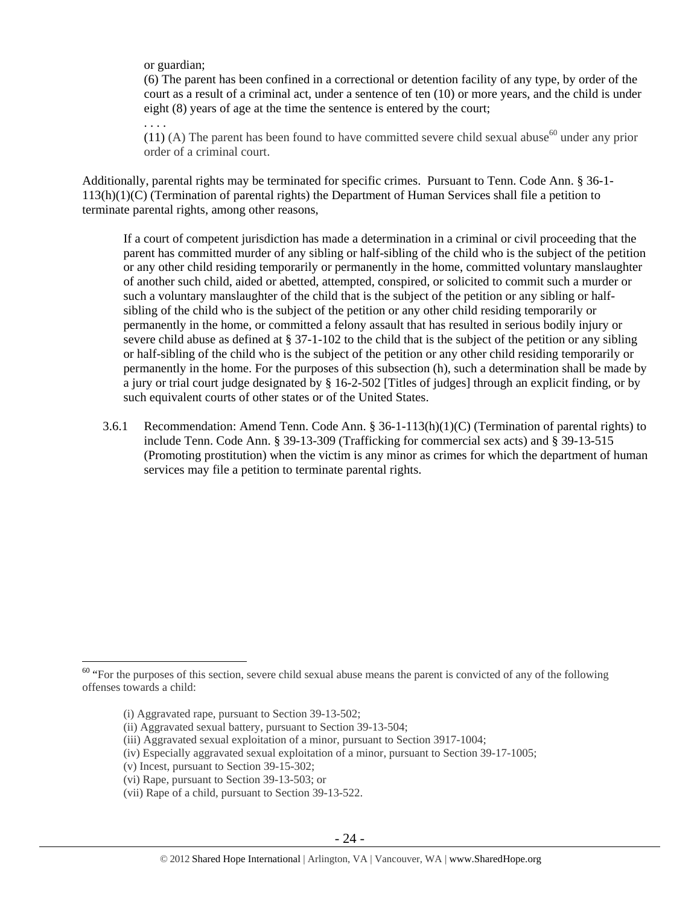> or guardian;
>
> (6) The parent has been confined in a correctional or detention facility of any type, by order of the court as a result of a criminal act, under a sentence of ten (10) or more years, and the child is under eight (8) years of age at the time the sentence is entered by the court;
>
> . . . .
>
> (11) (A) The parent has been found to have committed severe child sexual abuse[60] under any prior order of a criminal court.

Additionally, parental rights may be terminated for specific crimes. Pursuant to Tenn. Code Ann. § 36-1-113(h)(1)(C) (Termination of parental rights) the Department of Human Services shall file a petition to terminate parental rights, among other reasons,

> If a court of competent jurisdiction has made a determination in a criminal or civil proceeding that the parent has committed murder of any sibling or half-sibling of the child who is the subject of the petition or any other child residing temporarily or permanently in the home, committed voluntary manslaughter of another such child, aided or abetted, attempted, conspired, or solicited to commit such a murder or such a voluntary manslaughter of the child that is the subject of the petition or any sibling or half-sibling of the child who is the subject of the petition or any other child residing temporarily or permanently in the home, or committed a felony assault that has resulted in serious bodily injury or severe child abuse as defined at § 37-1-102 to the child that is the subject of the petition or any sibling or half-sibling of the child who is the subject of the petition or any other child residing temporarily or permanently in the home. For the purposes of this subsection (h), such a determination shall be made by a jury or trial court judge designated by § 16-2-502 [Titles of judges] through an explicit finding, or by such equivalent courts of other states or of the United States.

3.6.1 Recommendation: Amend Tenn. Code Ann. § 36-1-113(h)(1)(C) (Termination of parental rights) to include Tenn. Code Ann. § 39-13-309 (Trafficking for commercial sex acts) and § 39-13-515 (Promoting prostitution) when the victim is any minor as crimes for which the department of human services may file a petition to terminate parental rights.

---

[60] "For the purposes of this section, severe child sexual abuse means the parent is convicted of any of the following offenses towards a child:

(i) Aggravated rape, pursuant to Section 39-13-502;
(ii) Aggravated sexual battery, pursuant to Section 39-13-504;
(iii) Aggravated sexual exploitation of a minor, pursuant to Section 3917-1004;
(iv) Especially aggravated sexual exploitation of a minor, pursuant to Section 39-17-1005;
(v) Incest, pursuant to Section 39-15-302;
(vi) Rape, pursuant to Section 39-13-503; or
(vii) Rape of a child, pursuant to Section 39-13-522.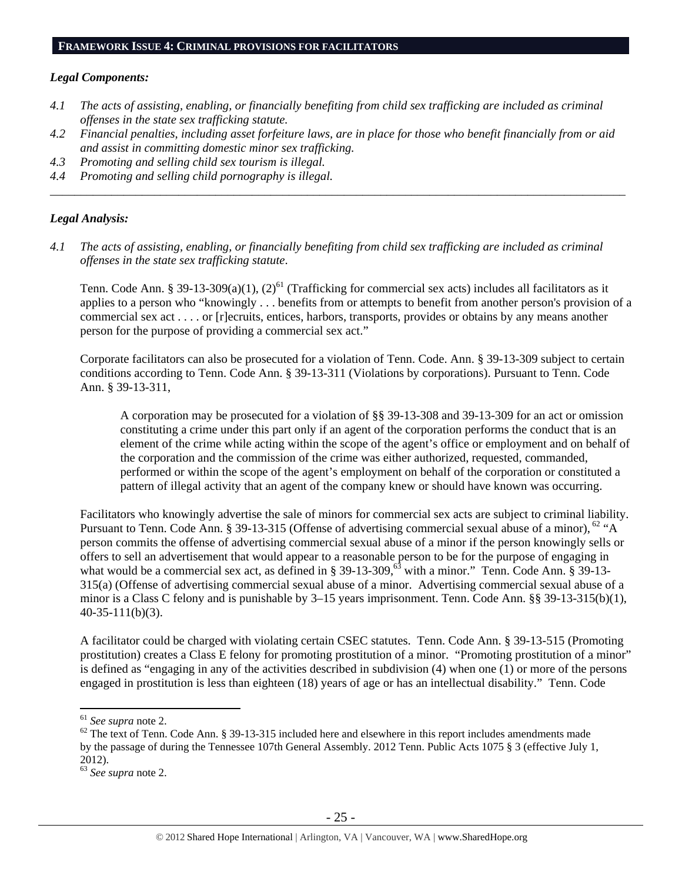## FRAMEWORK ISSUE 4: CRIMINAL PROVISIONS FOR FACILITATORS

### *Legal Components:*

*4.1 The acts of assisting, enabling, or financially benefiting from child sex trafficking are included as criminal offenses in the state sex trafficking statute.*

*4.2 Financial penalties, including asset forfeiture laws, are in place for those who benefit financially from or aid and assist in committing domestic minor sex trafficking.*

*4.3 Promoting and selling child sex tourism is illegal.*

*4.4 Promoting and selling child pornography is illegal.*

---

### *Legal Analysis:*

*4.1 The acts of assisting, enabling, or financially benefiting from child sex trafficking are included as criminal offenses in the state sex trafficking statute.*

Tenn. Code Ann. § 39-13-309(a)(1), (2)[61] (Trafficking for commercial sex acts) includes all facilitators as it applies to a person who "knowingly . . . benefits from or attempts to benefit from another person's provision of a commercial sex act . . . . or [r]ecruits, entices, harbors, transports, provides or obtains by any means another person for the purpose of providing a commercial sex act."

Corporate facilitators can also be prosecuted for a violation of Tenn. Code. Ann. § 39-13-309 subject to certain conditions according to Tenn. Code Ann. § 39-13-311 (Violations by corporations). Pursuant to Tenn. Code Ann. § 39-13-311,

> A corporation may be prosecuted for a violation of §§ 39-13-308 and 39-13-309 for an act or omission constituting a crime under this part only if an agent of the corporation performs the conduct that is an element of the crime while acting within the scope of the agent's office or employment and on behalf of the corporation and the commission of the crime was either authorized, requested, commanded, performed or within the scope of the agent's employment on behalf of the corporation or constituted a pattern of illegal activity that an agent of the company knew or should have known was occurring.

Facilitators who knowingly advertise the sale of minors for commercial sex acts are subject to criminal liability. Pursuant to Tenn. Code Ann. § 39-13-315 (Offense of advertising commercial sexual abuse of a minor), [62] "A person commits the offense of advertising commercial sexual abuse of a minor if the person knowingly sells or offers to sell an advertisement that would appear to a reasonable person to be for the purpose of engaging in what would be a commercial sex act, as defined in § 39-13-309,[63] with a minor." Tenn. Code Ann. § 39-13-315(a) (Offense of advertising commercial sexual abuse of a minor. Advertising commercial sexual abuse of a minor is a Class C felony and is punishable by 3–15 years imprisonment. Tenn. Code Ann. §§ 39-13-315(b)(1), 40-35-111(b)(3).

A facilitator could be charged with violating certain CSEC statutes. Tenn. Code Ann. § 39-13-515 (Promoting prostitution) creates a Class E felony for promoting prostitution of a minor. "Promoting prostitution of a minor" is defined as "engaging in any of the activities described in subdivision (4) when one (1) or more of the persons engaged in prostitution is less than eighteen (18) years of age or has an intellectual disability." Tenn. Code

---

[61] *See supra* note 2.

[62] The text of Tenn. Code Ann. § 39-13-315 included here and elsewhere in this report includes amendments made by the passage of during the Tennessee 107th General Assembly. 2012 Tenn. Public Acts 1075 § 3 (effective July 1, 2012).

[63] *See supra* note 2.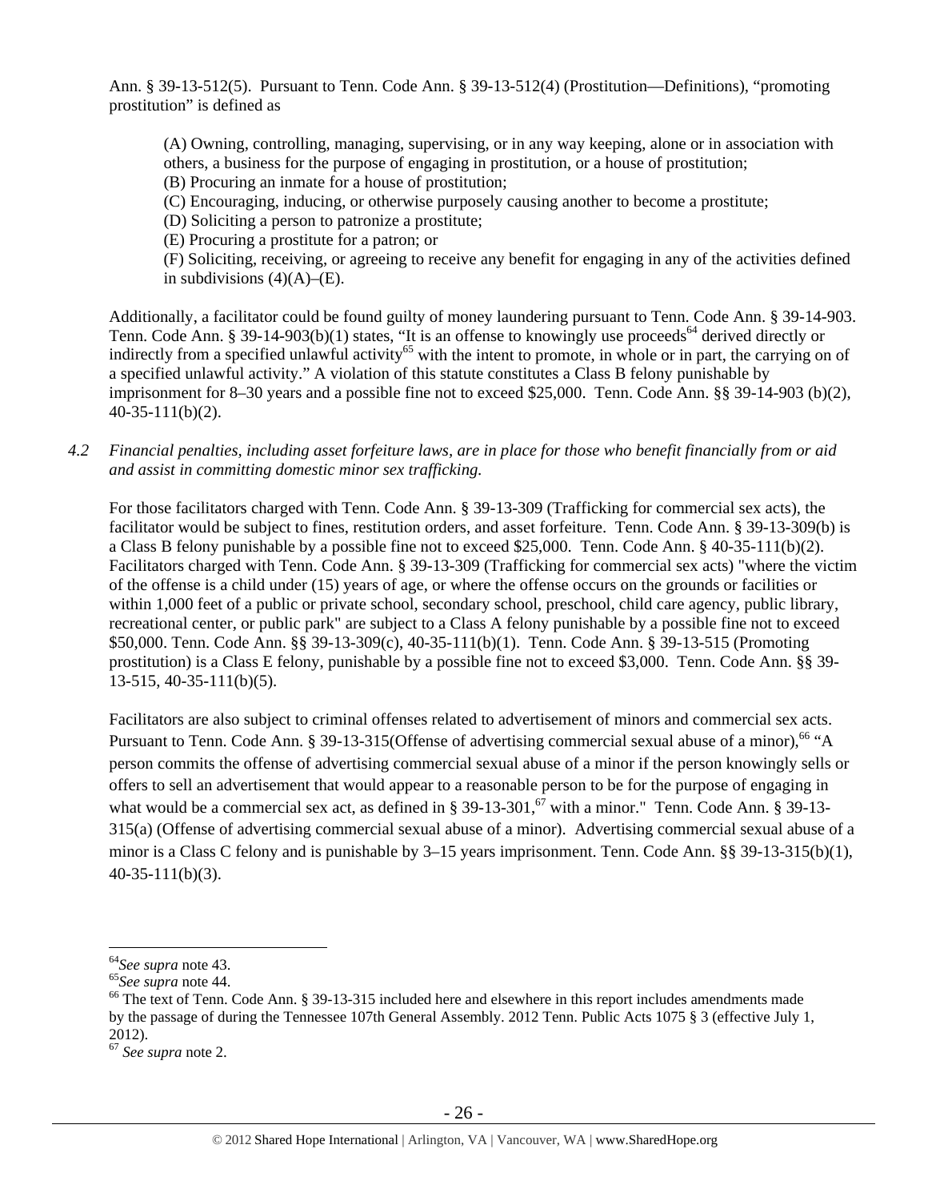Ann. § 39-13-512(5). Pursuant to Tenn. Code Ann. § 39-13-512(4) (Prostitution—Definitions), "promoting prostitution" is defined as

> (A) Owning, controlling, managing, supervising, or in any way keeping, alone or in association with others, a business for the purpose of engaging in prostitution, or a house of prostitution;
> (B) Procuring an inmate for a house of prostitution;
> (C) Encouraging, inducing, or otherwise purposely causing another to become a prostitute;
> (D) Soliciting a person to patronize a prostitute;
> (E) Procuring a prostitute for a patron; or
> (F) Soliciting, receiving, or agreeing to receive any benefit for engaging in any of the activities defined in subdivisions (4)(A)–(E).

Additionally, a facilitator could be found guilty of money laundering pursuant to Tenn. Code Ann. § 39-14-903. Tenn. Code Ann. § 39-14-903(b)(1) states, "It is an offense to knowingly use proceeds[64] derived directly or indirectly from a specified unlawful activity[65] with the intent to promote, in whole or in part, the carrying on of a specified unlawful activity." A violation of this statute constitutes a Class B felony punishable by imprisonment for 8–30 years and a possible fine not to exceed $25,000. Tenn. Code Ann. §§ 39-14-903 (b)(2), 40-35-111(b)(2).

*4.2 Financial penalties, including asset forfeiture laws, are in place for those who benefit financially from or aid and assist in committing domestic minor sex trafficking.*

For those facilitators charged with Tenn. Code Ann. § 39-13-309 (Trafficking for commercial sex acts), the facilitator would be subject to fines, restitution orders, and asset forfeiture. Tenn. Code Ann. § 39-13-309(b) is a Class B felony punishable by a possible fine not to exceed $25,000. Tenn. Code Ann. § 40-35-111(b)(2). Facilitators charged with Tenn. Code Ann. § 39-13-309 (Trafficking for commercial sex acts) "where the victim of the offense is a child under (15) years of age, or where the offense occurs on the grounds or facilities or within 1,000 feet of a public or private school, secondary school, preschool, child care agency, public library, recreational center, or public park" are subject to a Class A felony punishable by a possible fine not to exceed $50,000. Tenn. Code Ann. §§ 39-13-309(c), 40-35-111(b)(1). Tenn. Code Ann. § 39-13-515 (Promoting prostitution) is a Class E felony, punishable by a possible fine not to exceed $3,000. Tenn. Code Ann. §§ 39-13-515, 40-35-111(b)(5).

Facilitators are also subject to criminal offenses related to advertisement of minors and commercial sex acts. Pursuant to Tenn. Code Ann. § 39-13-315(Offense of advertising commercial sexual abuse of a minor),[66] "A person commits the offense of advertising commercial sexual abuse of a minor if the person knowingly sells or offers to sell an advertisement that would appear to a reasonable person to be for the purpose of engaging in what would be a commercial sex act, as defined in § 39-13-301,[67] with a minor." Tenn. Code Ann. § 39-13-315(a) (Offense of advertising commercial sexual abuse of a minor). Advertising commercial sexual abuse of a minor is a Class C felony and is punishable by 3–15 years imprisonment. Tenn. Code Ann. §§ 39-13-315(b)(1), 40-35-111(b)(3).

---

[64] *See supra* note 43.
[65] *See supra* note 44.
[66] The text of Tenn. Code Ann. § 39-13-315 included here and elsewhere in this report includes amendments made by the passage of during the Tennessee 107th General Assembly. 2012 Tenn. Public Acts 1075 § 3 (effective July 1, 2012).
[67] *See supra* note 2.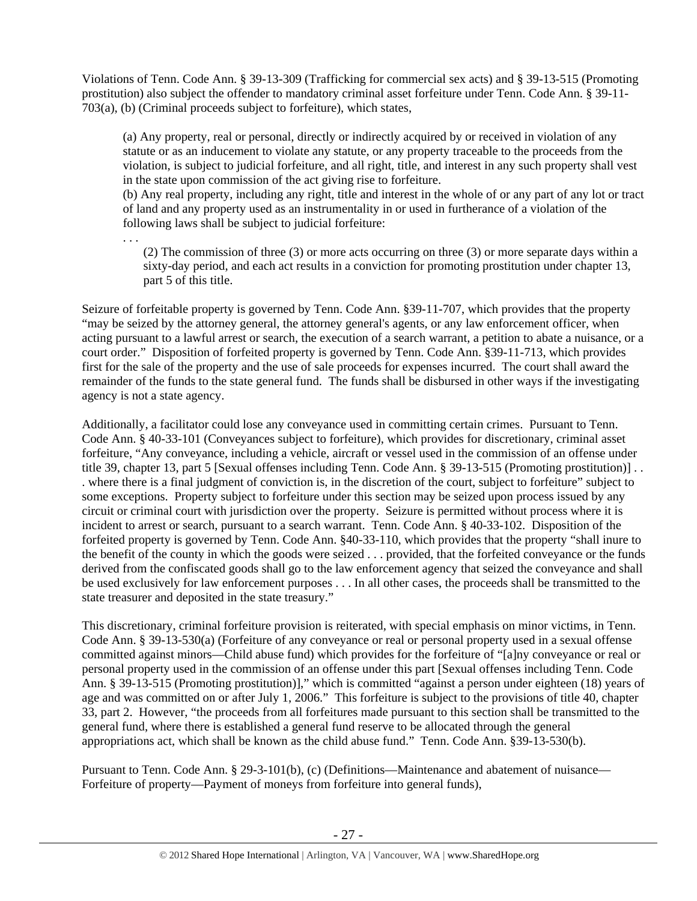Violations of Tenn. Code Ann. § 39-13-309 (Trafficking for commercial sex acts) and § 39-13-515 (Promoting prostitution) also subject the offender to mandatory criminal asset forfeiture under Tenn. Code Ann. § 39-11-703(a), (b) (Criminal proceeds subject to forfeiture), which states,

> (a) Any property, real or personal, directly or indirectly acquired by or received in violation of any statute or as an inducement to violate any statute, or any property traceable to the proceeds from the violation, is subject to judicial forfeiture, and all right, title, and interest in any such property shall vest in the state upon commission of the act giving rise to forfeiture.
>
> (b) Any real property, including any right, title and interest in the whole of or any part of any lot or tract of land and any property used as an instrumentality in or used in furtherance of a violation of the following laws shall be subject to judicial forfeiture:
>
> . . .
>
> (2) The commission of three (3) or more acts occurring on three (3) or more separate days within a sixty-day period, and each act results in a conviction for promoting prostitution under chapter 13, part 5 of this title.

Seizure of forfeitable property is governed by Tenn. Code Ann. §39-11-707, which provides that the property "may be seized by the attorney general, the attorney general's agents, or any law enforcement officer, when acting pursuant to a lawful arrest or search, the execution of a search warrant, a petition to abate a nuisance, or a court order." Disposition of forfeited property is governed by Tenn. Code Ann. §39-11-713, which provides first for the sale of the property and the use of sale proceeds for expenses incurred. The court shall award the remainder of the funds to the state general fund. The funds shall be disbursed in other ways if the investigating agency is not a state agency.

Additionally, a facilitator could lose any conveyance used in committing certain crimes. Pursuant to Tenn. Code Ann. § 40-33-101 (Conveyances subject to forfeiture), which provides for discretionary, criminal asset forfeiture, "Any conveyance, including a vehicle, aircraft or vessel used in the commission of an offense under title 39, chapter 13, part 5 [Sexual offenses including Tenn. Code Ann. § 39-13-515 (Promoting prostitution)] . . . where there is a final judgment of conviction is, in the discretion of the court, subject to forfeiture" subject to some exceptions. Property subject to forfeiture under this section may be seized upon process issued by any circuit or criminal court with jurisdiction over the property. Seizure is permitted without process where it is incident to arrest or search, pursuant to a search warrant. Tenn. Code Ann. § 40-33-102. Disposition of the forfeited property is governed by Tenn. Code Ann. §40-33-110, which provides that the property "shall inure to the benefit of the county in which the goods were seized . . . provided, that the forfeited conveyance or the funds derived from the confiscated goods shall go to the law enforcement agency that seized the conveyance and shall be used exclusively for law enforcement purposes . . . In all other cases, the proceeds shall be transmitted to the state treasurer and deposited in the state treasury."

This discretionary, criminal forfeiture provision is reiterated, with special emphasis on minor victims, in Tenn. Code Ann. § 39-13-530(a) (Forfeiture of any conveyance or real or personal property used in a sexual offense committed against minors—Child abuse fund) which provides for the forfeiture of "[a]ny conveyance or real or personal property used in the commission of an offense under this part [Sexual offenses including Tenn. Code Ann. § 39-13-515 (Promoting prostitution)]," which is committed "against a person under eighteen (18) years of age and was committed on or after July 1, 2006." This forfeiture is subject to the provisions of title 40, chapter 33, part 2. However, "the proceeds from all forfeitures made pursuant to this section shall be transmitted to the general fund, where there is established a general fund reserve to be allocated through the general appropriations act, which shall be known as the child abuse fund." Tenn. Code Ann. §39-13-530(b).

Pursuant to Tenn. Code Ann. § 29-3-101(b), (c) (Definitions—Maintenance and abatement of nuisance—Forfeiture of property—Payment of moneys from forfeiture into general funds),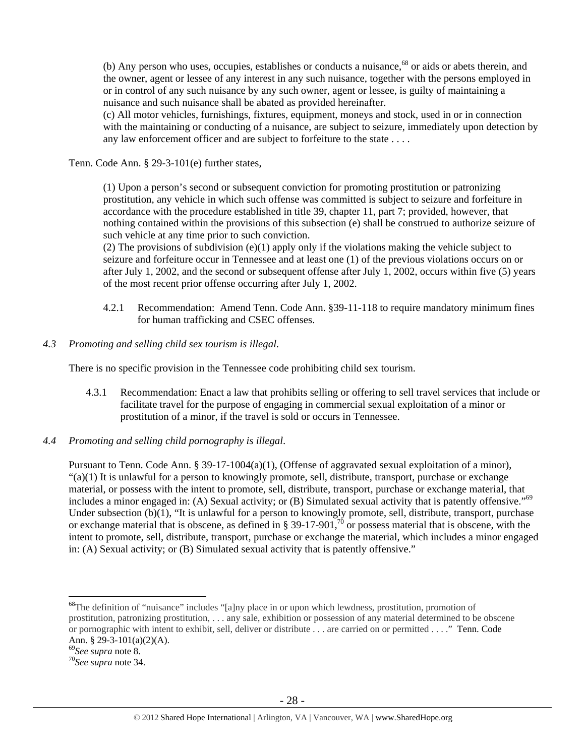(b) Any person who uses, occupies, establishes or conducts a nuisance,[68] or aids or abets therein, and the owner, agent or lessee of any interest in any such nuisance, together with the persons employed in or in control of any such nuisance by any such owner, agent or lessee, is guilty of maintaining a nuisance and such nuisance shall be abated as provided hereinafter.

(c) All motor vehicles, furnishings, fixtures, equipment, moneys and stock, used in or in connection with the maintaining or conducting of a nuisance, are subject to seizure, immediately upon detection by any law enforcement officer and are subject to forfeiture to the state . . . .

Tenn. Code Ann. § 29-3-101(e) further states,

(1) Upon a person's second or subsequent conviction for promoting prostitution or patronizing prostitution, any vehicle in which such offense was committed is subject to seizure and forfeiture in accordance with the procedure established in title 39, chapter 11, part 7; provided, however, that nothing contained within the provisions of this subsection (e) shall be construed to authorize seizure of such vehicle at any time prior to such conviction.

(2) The provisions of subdivision (e)(1) apply only if the violations making the vehicle subject to seizure and forfeiture occur in Tennessee and at least one (1) of the previous violations occurs on or after July 1, 2002, and the second or subsequent offense after July 1, 2002, occurs within five (5) years of the most recent prior offense occurring after July 1, 2002.

4.2.1 Recommendation: Amend Tenn. Code Ann. §39-11-118 to require mandatory minimum fines for human trafficking and CSEC offenses.

*4.3 Promoting and selling child sex tourism is illegal.*

There is no specific provision in the Tennessee code prohibiting child sex tourism.

4.3.1 Recommendation: Enact a law that prohibits selling or offering to sell travel services that include or facilitate travel for the purpose of engaging in commercial sexual exploitation of a minor or prostitution of a minor, if the travel is sold or occurs in Tennessee.

*4.4 Promoting and selling child pornography is illegal.*

Pursuant to Tenn. Code Ann. § 39-17-1004(a)(1), (Offense of aggravated sexual exploitation of a minor), "(a)(1) It is unlawful for a person to knowingly promote, sell, distribute, transport, purchase or exchange material, or possess with the intent to promote, sell, distribute, transport, purchase or exchange material, that includes a minor engaged in: (A) Sexual activity; or (B) Simulated sexual activity that is patently offensive."[69] Under subsection (b)(1), "It is unlawful for a person to knowingly promote, sell, distribute, transport, purchase or exchange material that is obscene, as defined in § 39-17-901,[70] or possess material that is obscene, with the intent to promote, sell, distribute, transport, purchase or exchange the material, which includes a minor engaged in: (A) Sexual activity; or (B) Simulated sexual activity that is patently offensive."

---

[68] The definition of "nuisance" includes "[a]ny place in or upon which lewdness, prostitution, promotion of prostitution, patronizing prostitution, . . . any sale, exhibition or possession of any material determined to be obscene or pornographic with intent to exhibit, sell, deliver or distribute . . . are carried on or permitted . . . ." Tenn. Code Ann. § 29-3-101(a)(2)(A).

[69] *See supra* note 8.

[70] *See supra* note 34.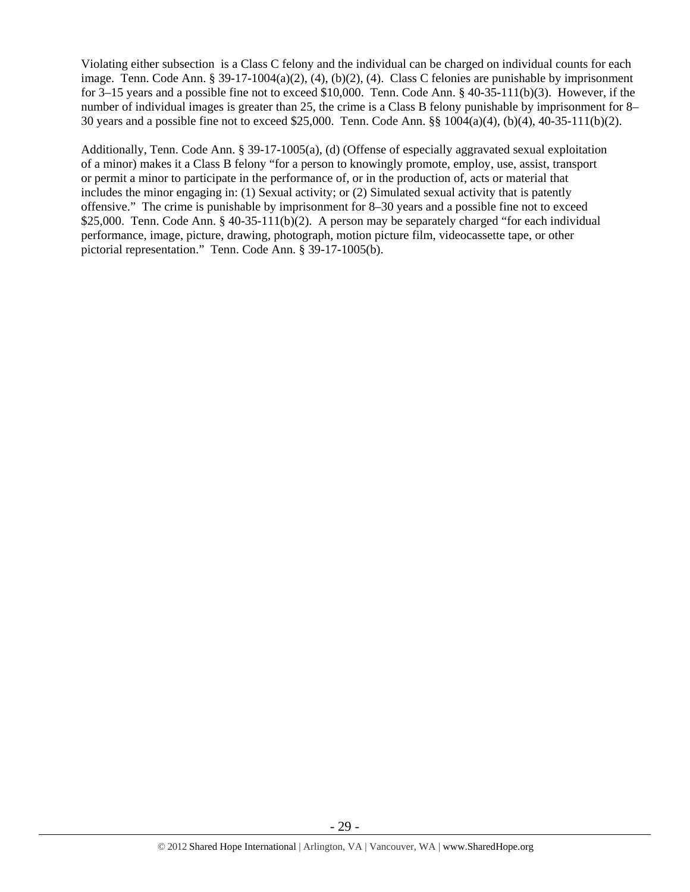Violating either subsection  is a Class C felony and the individual can be charged on individual counts for each image.  Tenn. Code Ann. § 39-17-1004(a)(2), (4), (b)(2), (4).  Class C felonies are punishable by imprisonment for 3–15 years and a possible fine not to exceed $10,000.  Tenn. Code Ann. § 40-35-111(b)(3).  However, if the number of individual images is greater than 25, the crime is a Class B felony punishable by imprisonment for 8–30 years and a possible fine not to exceed $25,000.  Tenn. Code Ann. §§ 1004(a)(4), (b)(4), 40-35-111(b)(2).

Additionally, Tenn. Code Ann. § 39-17-1005(a), (d) (Offense of especially aggravated sexual exploitation of a minor) makes it a Class B felony "for a person to knowingly promote, employ, use, assist, transport or permit a minor to participate in the performance of, or in the production of, acts or material that includes the minor engaging in: (1) Sexual activity; or (2) Simulated sexual activity that is patently offensive."  The crime is punishable by imprisonment for 8–30 years and a possible fine not to exceed $25,000.  Tenn. Code Ann. § 40-35-111(b)(2).  A person may be separately charged "for each individual performance, image, picture, drawing, photograph, motion picture film, videocassette tape, or other pictorial representation."  Tenn. Code Ann. § 39-17-1005(b).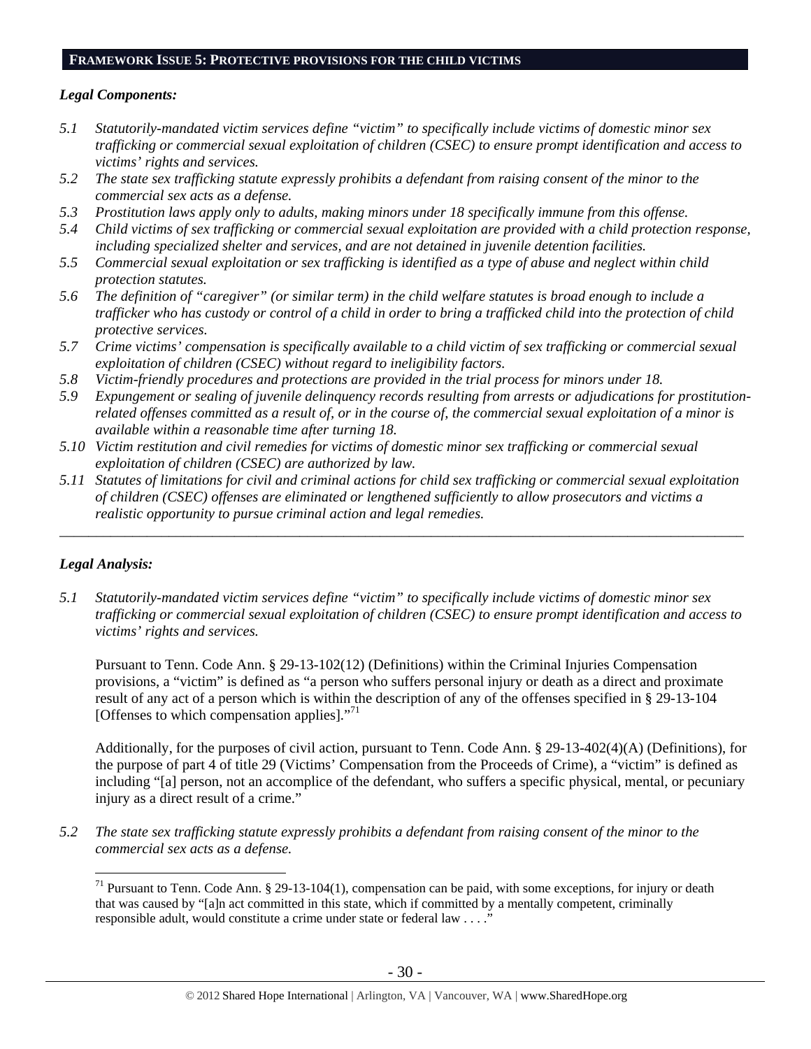## FRAMEWORK ISSUE 5: PROTECTIVE PROVISIONS FOR THE CHILD VICTIMS

***Legal Components:***

*5.1 Statutorily-mandated victim services define "victim" to specifically include victims of domestic minor sex trafficking or commercial sexual exploitation of children (CSEC) to ensure prompt identification and access to victims' rights and services.*

*5.2 The state sex trafficking statute expressly prohibits a defendant from raising consent of the minor to the commercial sex acts as a defense.*

*5.3 Prostitution laws apply only to adults, making minors under 18 specifically immune from this offense.*

*5.4 Child victims of sex trafficking or commercial sexual exploitation are provided with a child protection response, including specialized shelter and services, and are not detained in juvenile detention facilities.*

*5.5 Commercial sexual exploitation or sex trafficking is identified as a type of abuse and neglect within child protection statutes.*

*5.6 The definition of "caregiver" (or similar term) in the child welfare statutes is broad enough to include a trafficker who has custody or control of a child in order to bring a trafficked child into the protection of child protective services.*

*5.7 Crime victims' compensation is specifically available to a child victim of sex trafficking or commercial sexual exploitation of children (CSEC) without regard to ineligibility factors.*

*5.8 Victim-friendly procedures and protections are provided in the trial process for minors under 18.*

*5.9 Expungement or sealing of juvenile delinquency records resulting from arrests or adjudications for prostitution-related offenses committed as a result of, or in the course of, the commercial sexual exploitation of a minor is available within a reasonable time after turning 18.*

*5.10 Victim restitution and civil remedies for victims of domestic minor sex trafficking or commercial sexual exploitation of children (CSEC) are authorized by law.*

*5.11 Statutes of limitations for civil and criminal actions for child sex trafficking or commercial sexual exploitation of children (CSEC) offenses are eliminated or lengthened sufficiently to allow prosecutors and victims a realistic opportunity to pursue criminal action and legal remedies.*

---

***Legal Analysis:***

*5.1 Statutorily-mandated victim services define "victim" to specifically include victims of domestic minor sex trafficking or commercial sexual exploitation of children (CSEC) to ensure prompt identification and access to victims' rights and services.*

Pursuant to Tenn. Code Ann. § 29-13-102(12) (Definitions) within the Criminal Injuries Compensation provisions, a "victim" is defined as "a person who suffers personal injury or death as a direct and proximate result of any act of a person which is within the description of any of the offenses specified in § 29-13-104 [Offenses to which compensation applies]."[71]

Additionally, for the purposes of civil action, pursuant to Tenn. Code Ann. § 29-13-402(4)(A) (Definitions), for the purpose of part 4 of title 29 (Victims' Compensation from the Proceeds of Crime), a "victim" is defined as including "[a] person, not an accomplice of the defendant, who suffers a specific physical, mental, or pecuniary injury as a direct result of a crime."

*5.2 The state sex trafficking statute expressly prohibits a defendant from raising consent of the minor to the commercial sex acts as a defense.*

---

[71] Pursuant to Tenn. Code Ann. § 29-13-104(1), compensation can be paid, with some exceptions, for injury or death that was caused by "[a]n act committed in this state, which if committed by a mentally competent, criminally responsible adult, would constitute a crime under state or federal law . . . ."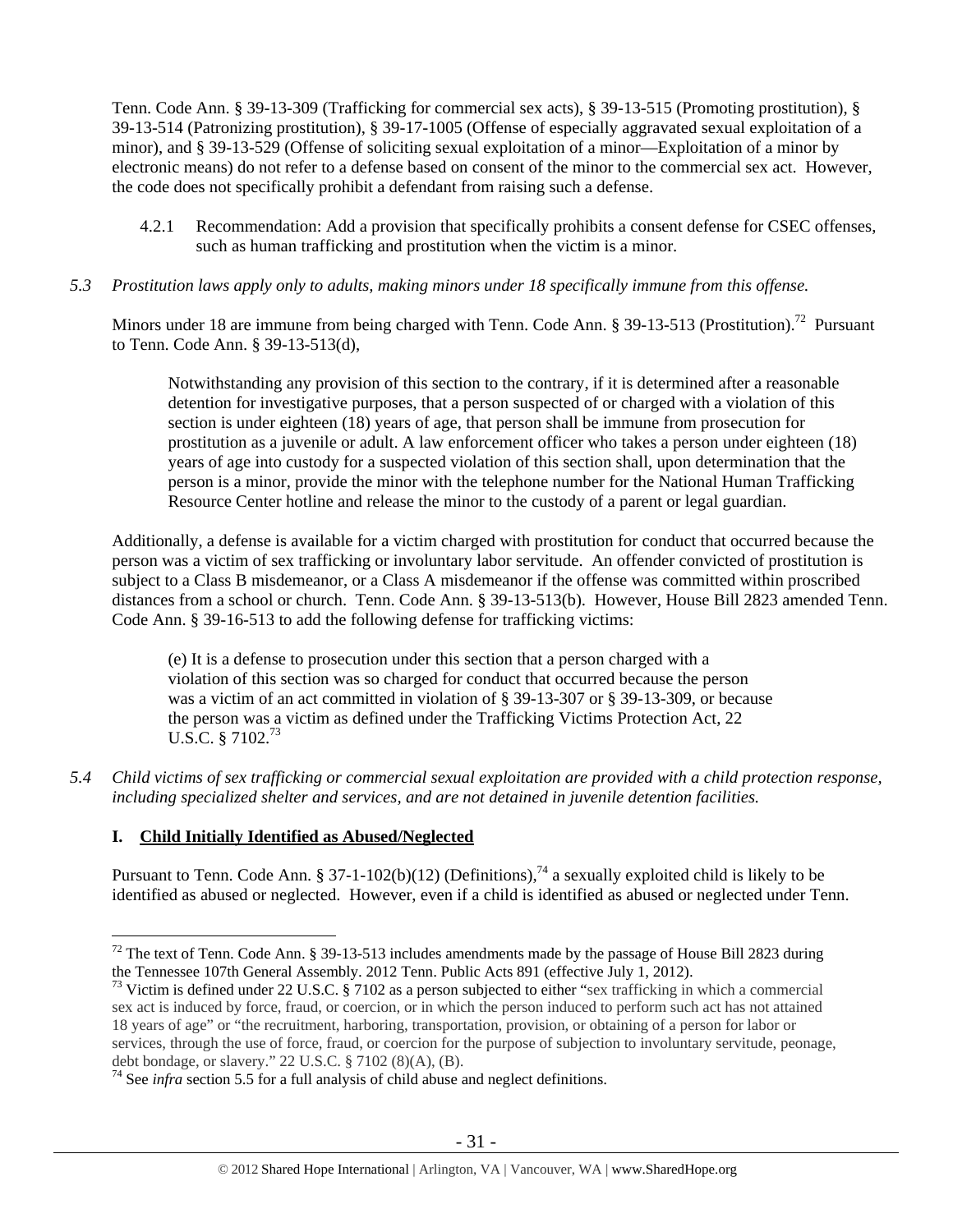Tenn. Code Ann. § 39-13-309 (Trafficking for commercial sex acts), § 39-13-515 (Promoting prostitution), § 39-13-514 (Patronizing prostitution), § 39-17-1005 (Offense of especially aggravated sexual exploitation of a minor), and § 39-13-529 (Offense of soliciting sexual exploitation of a minor—Exploitation of a minor by electronic means) do not refer to a defense based on consent of the minor to the commercial sex act. However, the code does not specifically prohibit a defendant from raising such a defense.

4.2.1 Recommendation: Add a provision that specifically prohibits a consent defense for CSEC offenses, such as human trafficking and prostitution when the victim is a minor.

*5.3 Prostitution laws apply only to adults, making minors under 18 specifically immune from this offense.*

Minors under 18 are immune from being charged with Tenn. Code Ann. § 39-13-513 (Prostitution).[72] Pursuant to Tenn. Code Ann. § 39-13-513(d),

> Notwithstanding any provision of this section to the contrary, if it is determined after a reasonable detention for investigative purposes, that a person suspected of or charged with a violation of this section is under eighteen (18) years of age, that person shall be immune from prosecution for prostitution as a juvenile or adult. A law enforcement officer who takes a person under eighteen (18) years of age into custody for a suspected violation of this section shall, upon determination that the person is a minor, provide the minor with the telephone number for the National Human Trafficking Resource Center hotline and release the minor to the custody of a parent or legal guardian.

Additionally, a defense is available for a victim charged with prostitution for conduct that occurred because the person was a victim of sex trafficking or involuntary labor servitude. An offender convicted of prostitution is subject to a Class B misdemeanor, or a Class A misdemeanor if the offense was committed within proscribed distances from a school or church. Tenn. Code Ann. § 39-13-513(b). However, House Bill 2823 amended Tenn. Code Ann. § 39-16-513 to add the following defense for trafficking victims:

> (e) It is a defense to prosecution under this section that a person charged with a violation of this section was so charged for conduct that occurred because the person was a victim of an act committed in violation of § 39-13-307 or § 39-13-309, or because the person was a victim as defined under the Trafficking Victims Protection Act, 22 U.S.C. § 7102.[73]

*5.4 Child victims of sex trafficking or commercial sexual exploitation are provided with a child protection response, including specialized shelter and services, and are not detained in juvenile detention facilities.*

**I. <u>Child Initially Identified as Abused/Neglected</u>**

Pursuant to Tenn. Code Ann. § 37-1-102(b)(12) (Definitions),[74] a sexually exploited child is likely to be identified as abused or neglected. However, even if a child is identified as abused or neglected under Tenn.

---

[72] The text of Tenn. Code Ann. § 39-13-513 includes amendments made by the passage of House Bill 2823 during the Tennessee 107th General Assembly. 2012 Tenn. Public Acts 891 (effective July 1, 2012).

[73] Victim is defined under 22 U.S.C. § 7102 as a person subjected to either "sex trafficking in which a commercial sex act is induced by force, fraud, or coercion, or in which the person induced to perform such act has not attained 18 years of age" or "the recruitment, harboring, transportation, provision, or obtaining of a person for labor or services, through the use of force, fraud, or coercion for the purpose of subjection to involuntary servitude, peonage, debt bondage, or slavery." 22 U.S.C. § 7102 (8)(A), (B).

[74] See *infra* section 5.5 for a full analysis of child abuse and neglect definitions.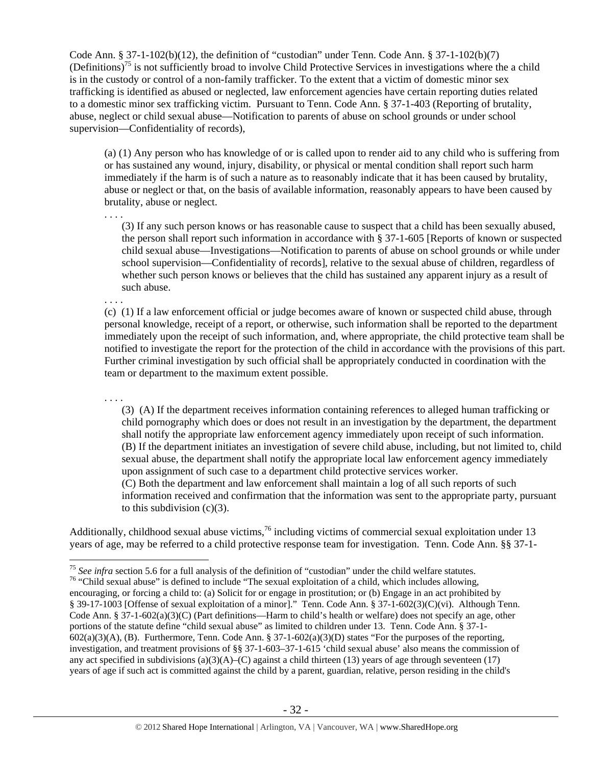Code Ann. § 37-1-102(b)(12), the definition of "custodian" under Tenn. Code Ann. § 37-1-102(b)(7) (Definitions)[75] is not sufficiently broad to involve Child Protective Services in investigations where the a child is in the custody or control of a non-family trafficker. To the extent that a victim of domestic minor sex trafficking is identified as abused or neglected, law enforcement agencies have certain reporting duties related to a domestic minor sex trafficking victim. Pursuant to Tenn. Code Ann. § 37-1-403 (Reporting of brutality, abuse, neglect or child sexual abuse—Notification to parents of abuse on school grounds or under school supervision—Confidentiality of records),

> (a) (1) Any person who has knowledge of or is called upon to render aid to any child who is suffering from or has sustained any wound, injury, disability, or physical or mental condition shall report such harm immediately if the harm is of such a nature as to reasonably indicate that it has been caused by brutality, abuse or neglect or that, on the basis of available information, reasonably appears to have been caused by brutality, abuse or neglect.
>
> . . . .
>
> (3) If any such person knows or has reasonable cause to suspect that a child has been sexually abused, the person shall report such information in accordance with § 37-1-605 [Reports of known or suspected child sexual abuse—Investigations—Notification to parents of abuse on school grounds or while under school supervision—Confidentiality of records], relative to the sexual abuse of children, regardless of whether such person knows or believes that the child has sustained any apparent injury as a result of such abuse.
>
> . . . .
>
> (c) (1) If a law enforcement official or judge becomes aware of known or suspected child abuse, through personal knowledge, receipt of a report, or otherwise, such information shall be reported to the department immediately upon the receipt of such information, and, where appropriate, the child protective team shall be notified to investigate the report for the protection of the child in accordance with the provisions of this part. Further criminal investigation by such official shall be appropriately conducted in coordination with the team or department to the maximum extent possible.
>
> . . . .
>
> (3) (A) If the department receives information containing references to alleged human trafficking or child pornography which does or does not result in an investigation by the department, the department shall notify the appropriate law enforcement agency immediately upon receipt of such information.
> (B) If the department initiates an investigation of severe child abuse, including, but not limited to, child sexual abuse, the department shall notify the appropriate local law enforcement agency immediately upon assignment of such case to a department child protective services worker.
> (C) Both the department and law enforcement shall maintain a log of all such reports of such information received and confirmation that the information was sent to the appropriate party, pursuant to this subdivision (c)(3).

Additionally, childhood sexual abuse victims,[76] including victims of commercial sexual exploitation under 13 years of age, may be referred to a child protective response team for investigation. Tenn. Code Ann. §§ 37-1-

---

[75] *See infra* section 5.6 for a full analysis of the definition of "custodian" under the child welfare statutes.

[76] "Child sexual abuse" is defined to include "The sexual exploitation of a child, which includes allowing, encouraging, or forcing a child to: (a) Solicit for or engage in prostitution; or (b) Engage in an act prohibited by § 39-17-1003 [Offense of sexual exploitation of a minor]." Tenn. Code Ann. § 37-1-602(3)(C)(vi). Although Tenn. Code Ann. § 37-1-602(a)(3)(C) (Part definitions—Harm to child's health or welfare) does not specify an age, other portions of the statute define "child sexual abuse" as limited to children under 13. Tenn. Code Ann. § 37-1-602(a)(3)(A), (B). Furthermore, Tenn. Code Ann. § 37-1-602(a)(3)(D) states "For the purposes of the reporting, investigation, and treatment provisions of §§ 37-1-603–37-1-615 'child sexual abuse' also means the commission of any act specified in subdivisions (a)(3)(A)–(C) against a child thirteen (13) years of age through seventeen (17) years of age if such act is committed against the child by a parent, guardian, relative, person residing in the child's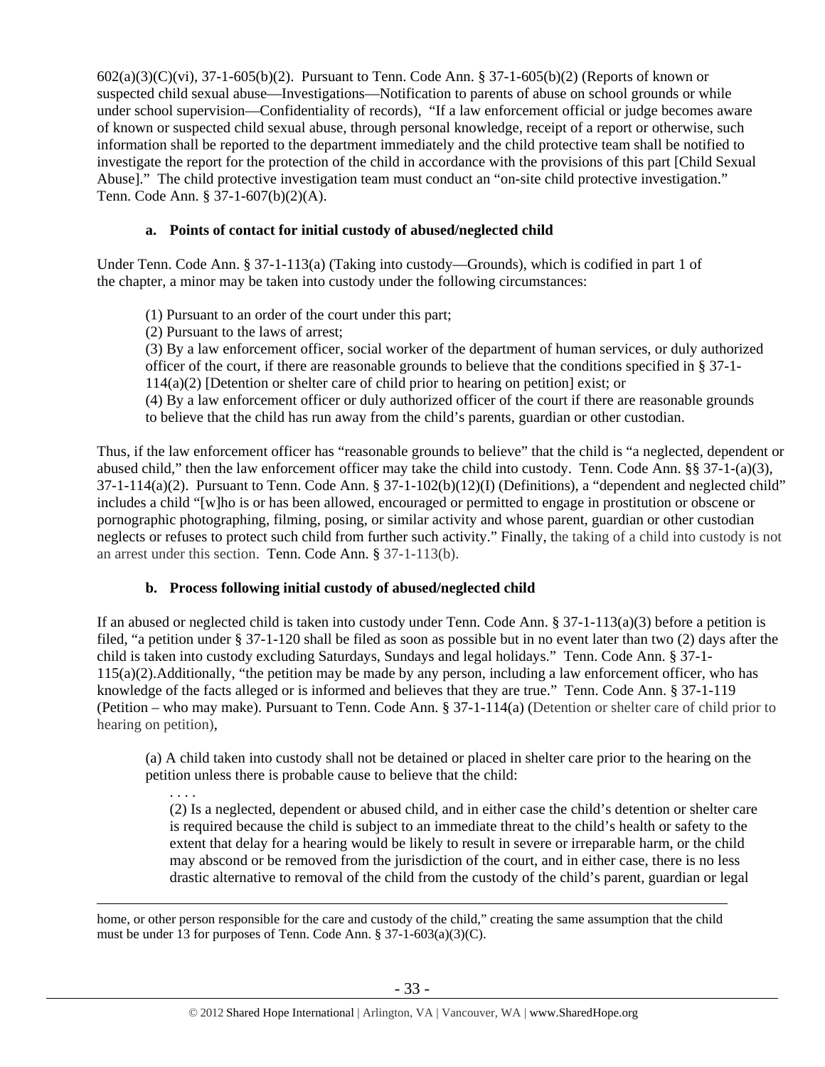602(a)(3)(C)(vi), 37-1-605(b)(2). Pursuant to Tenn. Code Ann. § 37-1-605(b)(2) (Reports of known or suspected child sexual abuse—Investigations—Notification to parents of abuse on school grounds or while under school supervision—Confidentiality of records), "If a law enforcement official or judge becomes aware of known or suspected child sexual abuse, through personal knowledge, receipt of a report or otherwise, such information shall be reported to the department immediately and the child protective team shall be notified to investigate the report for the protection of the child in accordance with the provisions of this part [Child Sexual Abuse]." The child protective investigation team must conduct an "on-site child protective investigation." Tenn. Code Ann. § 37-1-607(b)(2)(A).

### a. Points of contact for initial custody of abused/neglected child

Under Tenn. Code Ann. § 37-1-113(a) (Taking into custody—Grounds), which is codified in part 1 of the chapter, a minor may be taken into custody under the following circumstances:

> (1) Pursuant to an order of the court under this part;
> (2) Pursuant to the laws of arrest;
> (3) By a law enforcement officer, social worker of the department of human services, or duly authorized officer of the court, if there are reasonable grounds to believe that the conditions specified in § 37-1-114(a)(2) [Detention or shelter care of child prior to hearing on petition] exist; or
> (4) By a law enforcement officer or duly authorized officer of the court if there are reasonable grounds to believe that the child has run away from the child's parents, guardian or other custodian.

Thus, if the law enforcement officer has "reasonable grounds to believe" that the child is "a neglected, dependent or abused child," then the law enforcement officer may take the child into custody. Tenn. Code Ann. §§ 37-1-(a)(3), 37-1-114(a)(2). Pursuant to Tenn. Code Ann. § 37-1-102(b)(12)(I) (Definitions), a "dependent and neglected child" includes a child "[w]ho is or has been allowed, encouraged or permitted to engage in prostitution or obscene or pornographic photographing, filming, posing, or similar activity and whose parent, guardian or other custodian neglects or refuses to protect such child from further such activity." Finally, the taking of a child into custody is not an arrest under this section. Tenn. Code Ann. § 37-1-113(b).

### b. Process following initial custody of abused/neglected child

If an abused or neglected child is taken into custody under Tenn. Code Ann. § 37-1-113(a)(3) before a petition is filed, "a petition under § 37-1-120 shall be filed as soon as possible but in no event later than two (2) days after the child is taken into custody excluding Saturdays, Sundays and legal holidays." Tenn. Code Ann. § 37-1-115(a)(2).Additionally, "the petition may be made by any person, including a law enforcement officer, who has knowledge of the facts alleged or is informed and believes that they are true." Tenn. Code Ann. § 37-1-119 (Petition – who may make). Pursuant to Tenn. Code Ann. § 37-1-114(a) (Detention or shelter care of child prior to hearing on petition),

> (a) A child taken into custody shall not be detained or placed in shelter care prior to the hearing on the petition unless there is probable cause to believe that the child:
>
> . . . .
>
> (2) Is a neglected, dependent or abused child, and in either case the child's detention or shelter care is required because the child is subject to an immediate threat to the child's health or safety to the extent that delay for a hearing would be likely to result in severe or irreparable harm, or the child may abscond or be removed from the jurisdiction of the court, and in either case, there is no less drastic alternative to removal of the child from the custody of the child's parent, guardian or legal

---

home, or other person responsible for the care and custody of the child," creating the same assumption that the child must be under 13 for purposes of Tenn. Code Ann. § 37-1-603(a)(3)(C).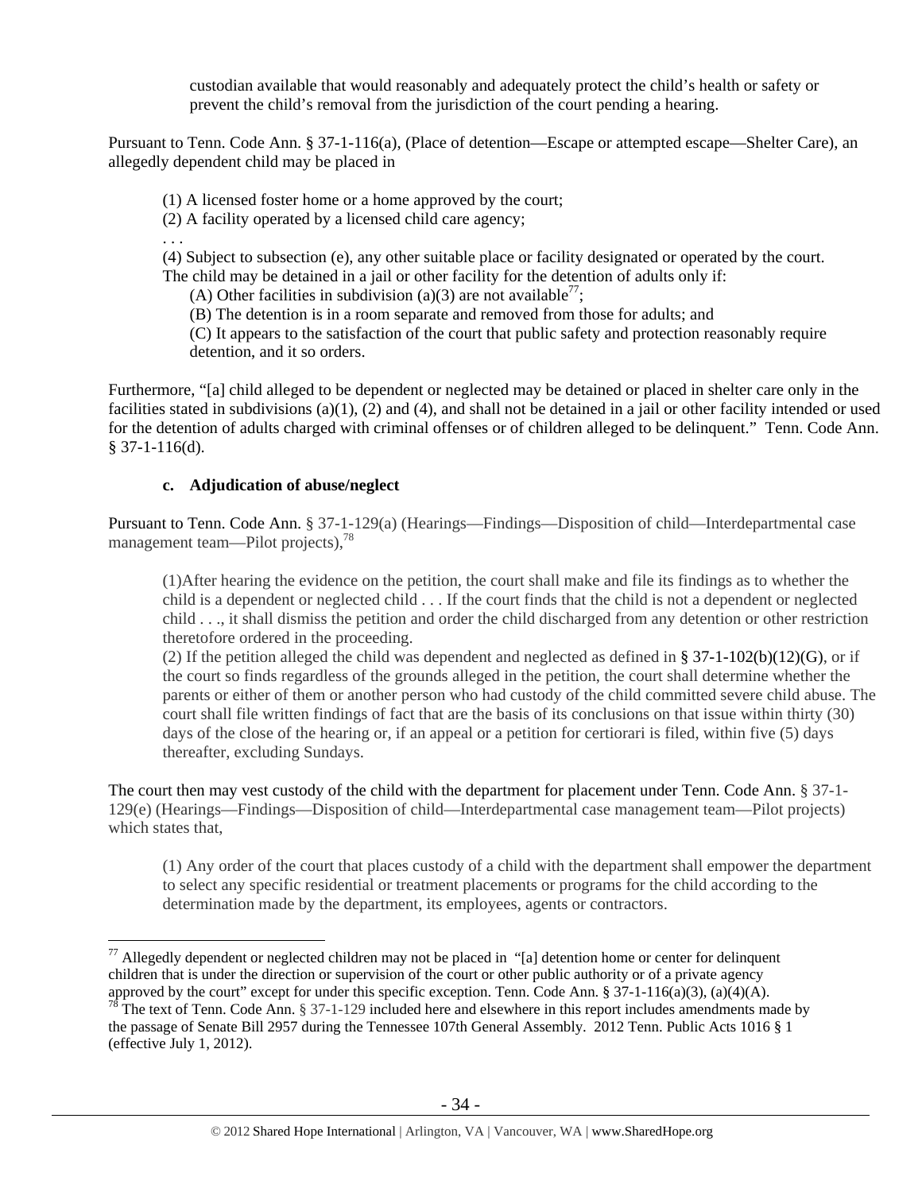custodian available that would reasonably and adequately protect the child's health or safety or prevent the child's removal from the jurisdiction of the court pending a hearing.

Pursuant to Tenn. Code Ann. § 37-1-116(a), (Place of detention—Escape or attempted escape—Shelter Care), an allegedly dependent child may be placed in

> (1) A licensed foster home or a home approved by the court;
> (2) A facility operated by a licensed child care agency;
> . . .
> (4) Subject to subsection (e), any other suitable place or facility designated or operated by the court. The child may be detained in a jail or other facility for the detention of adults only if:
>
> (A) Other facilities in subdivision (a)(3) are not available[77];
> (B) The detention is in a room separate and removed from those for adults; and
> (C) It appears to the satisfaction of the court that public safety and protection reasonably require detention, and it so orders.

Furthermore, "[a] child alleged to be dependent or neglected may be detained or placed in shelter care only in the facilities stated in subdivisions (a)(1), (2) and (4), and shall not be detained in a jail or other facility intended or used for the detention of adults charged with criminal offenses or of children alleged to be delinquent." Tenn. Code Ann. § 37-1-116(d).

### c. Adjudication of abuse/neglect

Pursuant to Tenn. Code Ann. § 37-1-129(a) (Hearings—Findings—Disposition of child—Interdepartmental case management team—Pilot projects),[78]

> (1)After hearing the evidence on the petition, the court shall make and file its findings as to whether the child is a dependent or neglected child . . . If the court finds that the child is not a dependent or neglected child . . ., it shall dismiss the petition and order the child discharged from any detention or other restriction theretofore ordered in the proceeding.
> (2) If the petition alleged the child was dependent and neglected as defined in § 37-1-102(b)(12)(G), or if the court so finds regardless of the grounds alleged in the petition, the court shall determine whether the parents or either of them or another person who had custody of the child committed severe child abuse. The court shall file written findings of fact that are the basis of its conclusions on that issue within thirty (30) days of the close of the hearing or, if an appeal or a petition for certiorari is filed, within five (5) days thereafter, excluding Sundays.

The court then may vest custody of the child with the department for placement under Tenn. Code Ann. § 37-1-129(e) (Hearings—Findings—Disposition of child—Interdepartmental case management team—Pilot projects) which states that,

> (1) Any order of the court that places custody of a child with the department shall empower the department to select any specific residential or treatment placements or programs for the child according to the determination made by the department, its employees, agents or contractors.

---

[77] Allegedly dependent or neglected children may not be placed in "[a] detention home or center for delinquent children that is under the direction or supervision of the court or other public authority or of a private agency approved by the court" except for under this specific exception. Tenn. Code Ann. § 37-1-116(a)(3), (a)(4)(A).

[78] The text of Tenn. Code Ann. § 37-1-129 included here and elsewhere in this report includes amendments made by the passage of Senate Bill 2957 during the Tennessee 107th General Assembly. 2012 Tenn. Public Acts 1016 § 1 (effective July 1, 2012).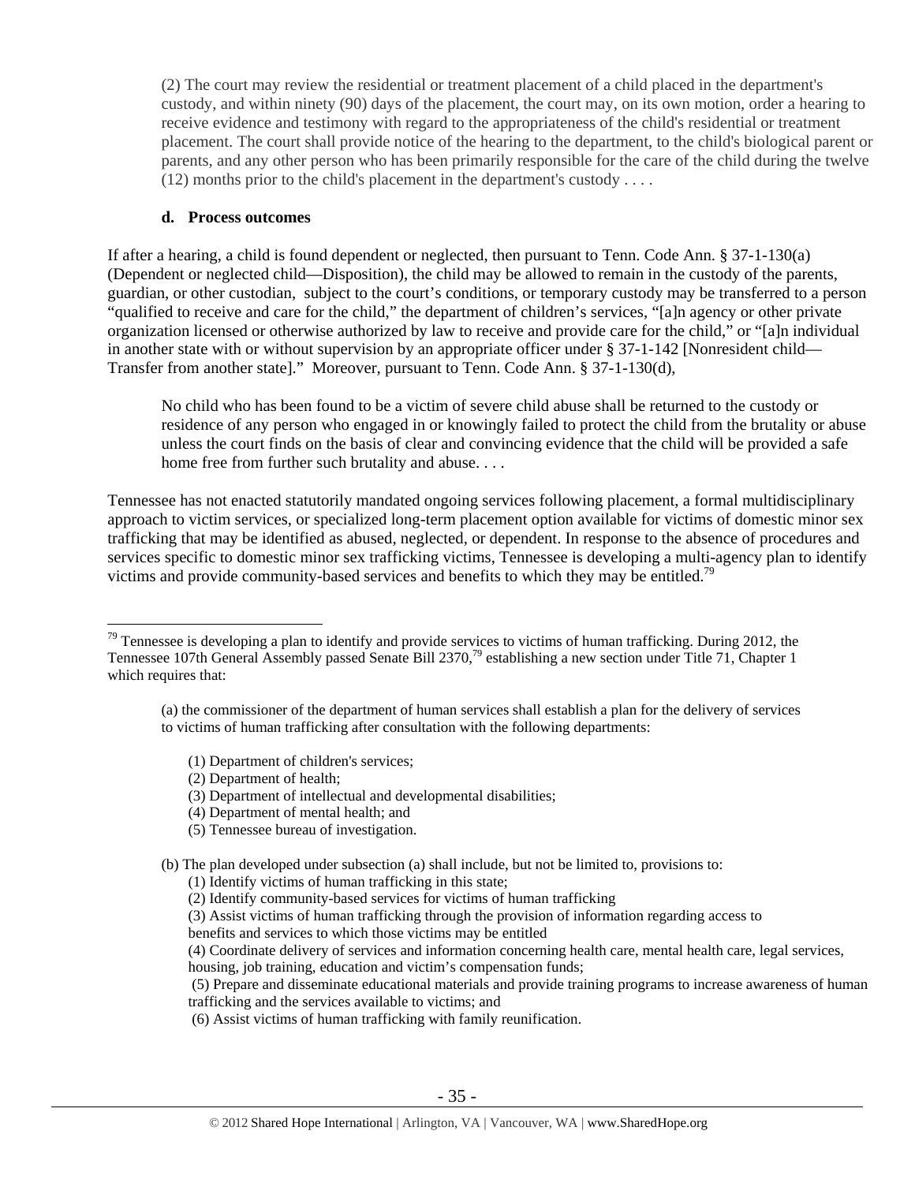> (2) The court may review the residential or treatment placement of a child placed in the department's custody, and within ninety (90) days of the placement, the court may, on its own motion, order a hearing to receive evidence and testimony with regard to the appropriateness of the child's residential or treatment placement. The court shall provide notice of the hearing to the department, to the child's biological parent or parents, and any other person who has been primarily responsible for the care of the child during the twelve (12) months prior to the child's placement in the department's custody . . . .

#### d. Process outcomes

If after a hearing, a child is found dependent or neglected, then pursuant to Tenn. Code Ann. § 37-1-130(a) (Dependent or neglected child—Disposition), the child may be allowed to remain in the custody of the parents, guardian, or other custodian, subject to the court's conditions, or temporary custody may be transferred to a person "qualified to receive and care for the child," the department of children's services, "[a]n agency or other private organization licensed or otherwise authorized by law to receive and provide care for the child," or "[a]n individual in another state with or without supervision by an appropriate officer under § 37-1-142 [Nonresident child—Transfer from another state]." Moreover, pursuant to Tenn. Code Ann. § 37-1-130(d),

> No child who has been found to be a victim of severe child abuse shall be returned to the custody or residence of any person who engaged in or knowingly failed to protect the child from the brutality or abuse unless the court finds on the basis of clear and convincing evidence that the child will be provided a safe home free from further such brutality and abuse. . . .

Tennessee has not enacted statutorily mandated ongoing services following placement, a formal multidisciplinary approach to victim services, or specialized long-term placement option available for victims of domestic minor sex trafficking that may be identified as abused, neglected, or dependent. In response to the absence of procedures and services specific to domestic minor sex trafficking victims, Tennessee is developing a multi-agency plan to identify victims and provide community-based services and benefits to which they may be entitled.[79]

---

[79] Tennessee is developing a plan to identify and provide services to victims of human trafficking. During 2012, the Tennessee 107th General Assembly passed Senate Bill 2370,[79] establishing a new section under Title 71, Chapter 1 which requires that:

> (a) the commissioner of the department of human services shall establish a plan for the delivery of services to victims of human trafficking after consultation with the following departments:
>
> (1) Department of children's services;
> (2) Department of health;
> (3) Department of intellectual and developmental disabilities;
> (4) Department of mental health; and
> (5) Tennessee bureau of investigation.
>
> (b) The plan developed under subsection (a) shall include, but not be limited to, provisions to:
> (1) Identify victims of human trafficking in this state;
> (2) Identify community-based services for victims of human trafficking
> (3) Assist victims of human trafficking through the provision of information regarding access to benefits and services to which those victims may be entitled
> (4) Coordinate delivery of services and information concerning health care, mental health care, legal services, housing, job training, education and victim's compensation funds;
> (5) Prepare and disseminate educational materials and provide training programs to increase awareness of human trafficking and the services available to victims; and
> (6) Assist victims of human trafficking with family reunification.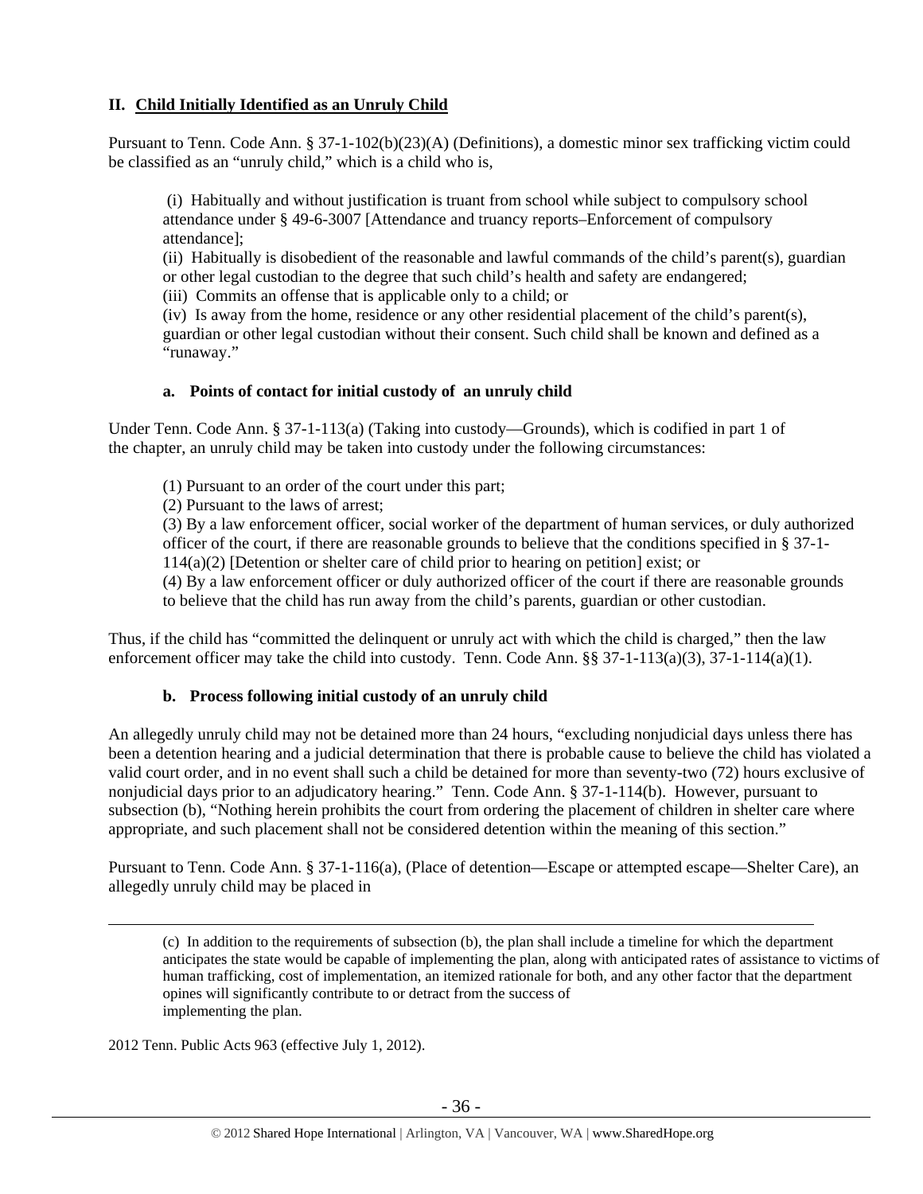## II. Child Initially Identified as an Unruly Child

Pursuant to Tenn. Code Ann. § 37-1-102(b)(23)(A) (Definitions), a domestic minor sex trafficking victim could be classified as an "unruly child," which is a child who is,

> (i) Habitually and without justification is truant from school while subject to compulsory school attendance under § 49-6-3007 [Attendance and truancy reports–Enforcement of compulsory attendance];
>
> (ii) Habitually is disobedient of the reasonable and lawful commands of the child's parent(s), guardian or other legal custodian to the degree that such child's health and safety are endangered;
>
> (iii) Commits an offense that is applicable only to a child; or
>
> (iv) Is away from the home, residence or any other residential placement of the child's parent(s), guardian or other legal custodian without their consent. Such child shall be known and defined as a "runaway."

### a. Points of contact for initial custody of an unruly child

Under Tenn. Code Ann. § 37-1-113(a) (Taking into custody—Grounds), which is codified in part 1 of the chapter, an unruly child may be taken into custody under the following circumstances:

> (1) Pursuant to an order of the court under this part;
>
> (2) Pursuant to the laws of arrest;
>
> (3) By a law enforcement officer, social worker of the department of human services, or duly authorized officer of the court, if there are reasonable grounds to believe that the conditions specified in § 37-1-114(a)(2) [Detention or shelter care of child prior to hearing on petition] exist; or
>
> (4) By a law enforcement officer or duly authorized officer of the court if there are reasonable grounds to believe that the child has run away from the child's parents, guardian or other custodian.

Thus, if the child has "committed the delinquent or unruly act with which the child is charged," then the law enforcement officer may take the child into custody. Tenn. Code Ann. §§ 37-1-113(a)(3), 37-1-114(a)(1).

### b. Process following initial custody of an unruly child

An allegedly unruly child may not be detained more than 24 hours, "excluding nonjudicial days unless there has been a detention hearing and a judicial determination that there is probable cause to believe the child has violated a valid court order, and in no event shall such a child be detained for more than seventy-two (72) hours exclusive of nonjudicial days prior to an adjudicatory hearing." Tenn. Code Ann. § 37-1-114(b). However, pursuant to subsection (b), "Nothing herein prohibits the court from ordering the placement of children in shelter care where appropriate, and such placement shall not be considered detention within the meaning of this section."

Pursuant to Tenn. Code Ann. § 37-1-116(a), (Place of detention—Escape or attempted escape—Shelter Care), an allegedly unruly child may be placed in

---

> (c) In addition to the requirements of subsection (b), the plan shall include a timeline for which the department anticipates the state would be capable of implementing the plan, along with anticipated rates of assistance to victims of human trafficking, cost of implementation, an itemized rationale for both, and any other factor that the department opines will significantly contribute to or detract from the success of implementing the plan.

2012 Tenn. Public Acts 963 (effective July 1, 2012).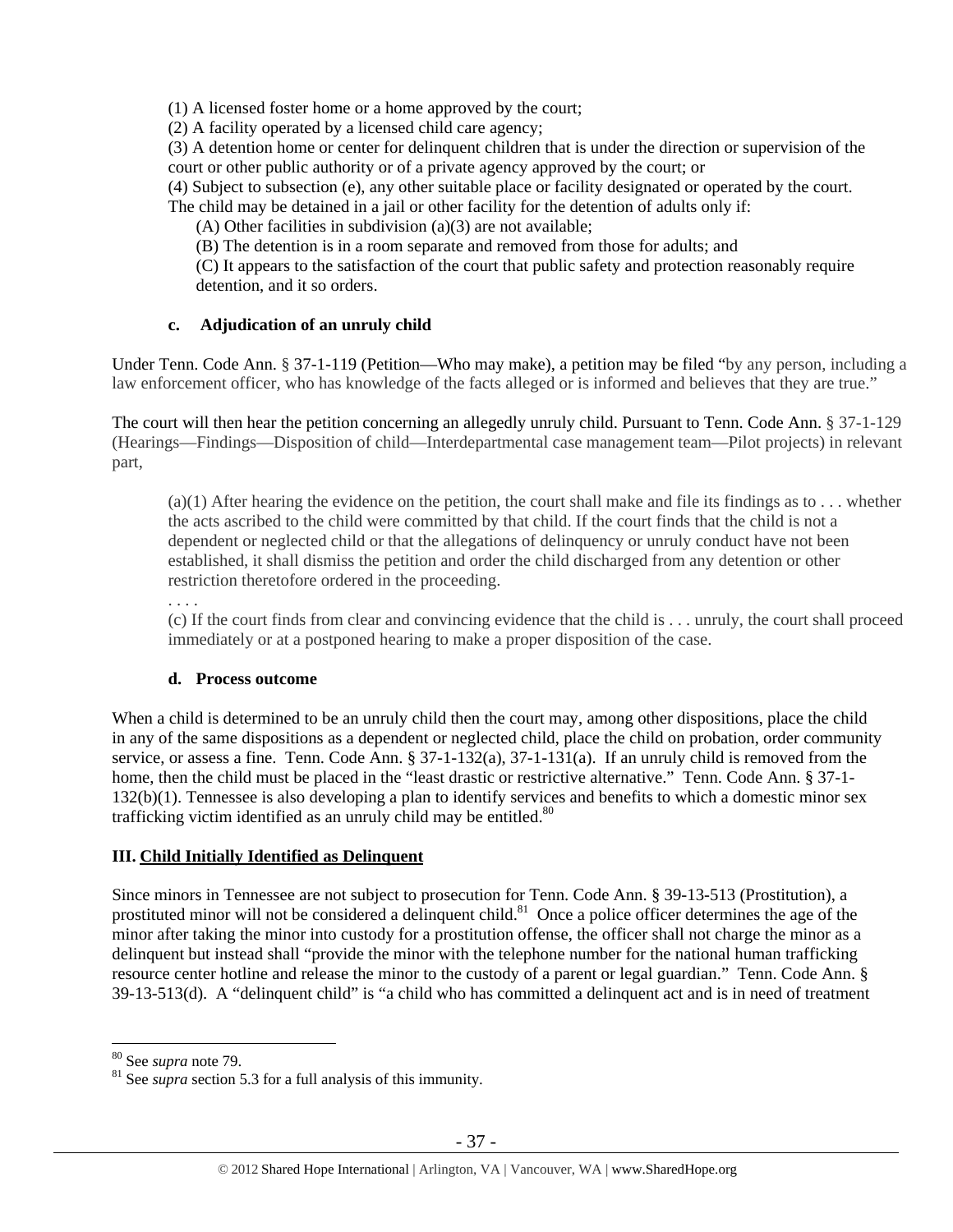(1) A licensed foster home or a home approved by the court;
(2) A facility operated by a licensed child care agency;
(3) A detention home or center for delinquent children that is under the direction or supervision of the court or other public authority or of a private agency approved by the court; or
(4) Subject to subsection (e), any other suitable place or facility designated or operated by the court. The child may be detained in a jail or other facility for the detention of adults only if:

> (A) Other facilities in subdivision (a)(3) are not available;
> (B) The detention is in a room separate and removed from those for adults; and
> (C) It appears to the satisfaction of the court that public safety and protection reasonably require detention, and it so orders.

#### c. Adjudication of an unruly child

Under Tenn. Code Ann. § 37-1-119 (Petition—Who may make), a petition may be filed "by any person, including a law enforcement officer, who has knowledge of the facts alleged or is informed and believes that they are true."

The court will then hear the petition concerning an allegedly unruly child. Pursuant to Tenn. Code Ann. § 37-1-129 (Hearings—Findings—Disposition of child—Interdepartmental case management team—Pilot projects) in relevant part,

> (a)(1) After hearing the evidence on the petition, the court shall make and file its findings as to . . . whether the acts ascribed to the child were committed by that child. If the court finds that the child is not a dependent or neglected child or that the allegations of delinquency or unruly conduct have not been established, it shall dismiss the petition and order the child discharged from any detention or other restriction theretofore ordered in the proceeding.
> . . . .
> (c) If the court finds from clear and convincing evidence that the child is . . . unruly, the court shall proceed immediately or at a postponed hearing to make a proper disposition of the case.

#### d. Process outcome

When a child is determined to be an unruly child then the court may, among other dispositions, place the child in any of the same dispositions as a dependent or neglected child, place the child on probation, order community service, or assess a fine. Tenn. Code Ann. § 37-1-132(a), 37-1-131(a). If an unruly child is removed from the home, then the child must be placed in the "least drastic or restrictive alternative." Tenn. Code Ann. § 37-1-132(b)(1). Tennessee is also developing a plan to identify services and benefits to which a domestic minor sex trafficking victim identified as an unruly child may be entitled.[80]

### III. Child Initially Identified as Delinquent

Since minors in Tennessee are not subject to prosecution for Tenn. Code Ann. § 39-13-513 (Prostitution), a prostituted minor will not be considered a delinquent child.[81] Once a police officer determines the age of the minor after taking the minor into custody for a prostitution offense, the officer shall not charge the minor as a delinquent but instead shall "provide the minor with the telephone number for the national human trafficking resource center hotline and release the minor to the custody of a parent or legal guardian." Tenn. Code Ann. § 39-13-513(d). A "delinquent child" is "a child who has committed a delinquent act and is in need of treatment

---

[80] See *supra* note 79.
[81] See *supra* section 5.3 for a full analysis of this immunity.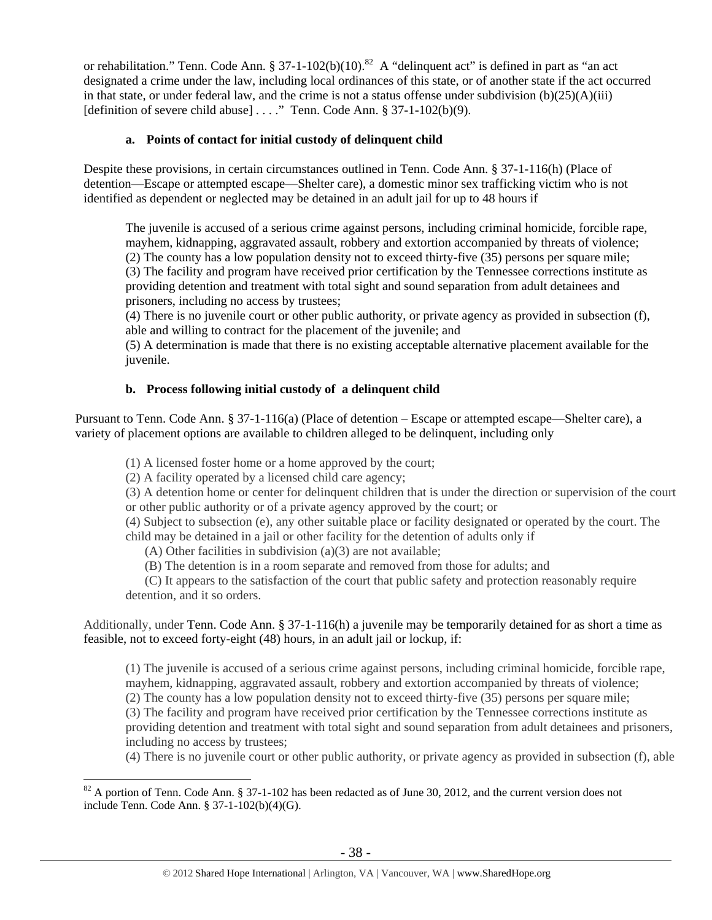or rehabilitation." Tenn. Code Ann. § 37-1-102(b)(10).[82] A "delinquent act" is defined in part as "an act designated a crime under the law, including local ordinances of this state, or of another state if the act occurred in that state, or under federal law, and the crime is not a status offense under subdivision (b)(25)(A)(iii) [definition of severe child abuse] . . . ." Tenn. Code Ann. § 37-1-102(b)(9).

### a. Points of contact for initial custody of delinquent child

Despite these provisions, in certain circumstances outlined in Tenn. Code Ann. § 37-1-116(h) (Place of detention—Escape or attempted escape—Shelter care), a domestic minor sex trafficking victim who is not identified as dependent or neglected may be detained in an adult jail for up to 48 hours if

> The juvenile is accused of a serious crime against persons, including criminal homicide, forcible rape, mayhem, kidnapping, aggravated assault, robbery and extortion accompanied by threats of violence;
> (2) The county has a low population density not to exceed thirty-five (35) persons per square mile;
> (3) The facility and program have received prior certification by the Tennessee corrections institute as providing detention and treatment with total sight and sound separation from adult detainees and prisoners, including no access by trustees;
> (4) There is no juvenile court or other public authority, or private agency as provided in subsection (f), able and willing to contract for the placement of the juvenile; and
> (5) A determination is made that there is no existing acceptable alternative placement available for the juvenile.

### b. Process following initial custody of a delinquent child

Pursuant to Tenn. Code Ann. § 37-1-116(a) (Place of detention – Escape or attempted escape—Shelter care), a variety of placement options are available to children alleged to be delinquent, including only

> (1) A licensed foster home or a home approved by the court;
> (2) A facility operated by a licensed child care agency;
> (3) A detention home or center for delinquent children that is under the direction or supervision of the court or other public authority or of a private agency approved by the court; or
> (4) Subject to subsection (e), any other suitable place or facility designated or operated by the court. The child may be detained in a jail or other facility for the detention of adults only if
> (A) Other facilities in subdivision (a)(3) are not available;
> (B) The detention is in a room separate and removed from those for adults; and
> (C) It appears to the satisfaction of the court that public safety and protection reasonably require detention, and it so orders.

Additionally, under Tenn. Code Ann. § 37-1-116(h) a juvenile may be temporarily detained for as short a time as feasible, not to exceed forty-eight (48) hours, in an adult jail or lockup, if:

> (1) The juvenile is accused of a serious crime against persons, including criminal homicide, forcible rape, mayhem, kidnapping, aggravated assault, robbery and extortion accompanied by threats of violence;
> (2) The county has a low population density not to exceed thirty-five (35) persons per square mile;
> (3) The facility and program have received prior certification by the Tennessee corrections institute as providing detention and treatment with total sight and sound separation from adult detainees and prisoners, including no access by trustees;
> (4) There is no juvenile court or other public authority, or private agency as provided in subsection (f), able

[82] A portion of Tenn. Code Ann. § 37-1-102 has been redacted as of June 30, 2012, and the current version does not include Tenn. Code Ann. § 37-1-102(b)(4)(G).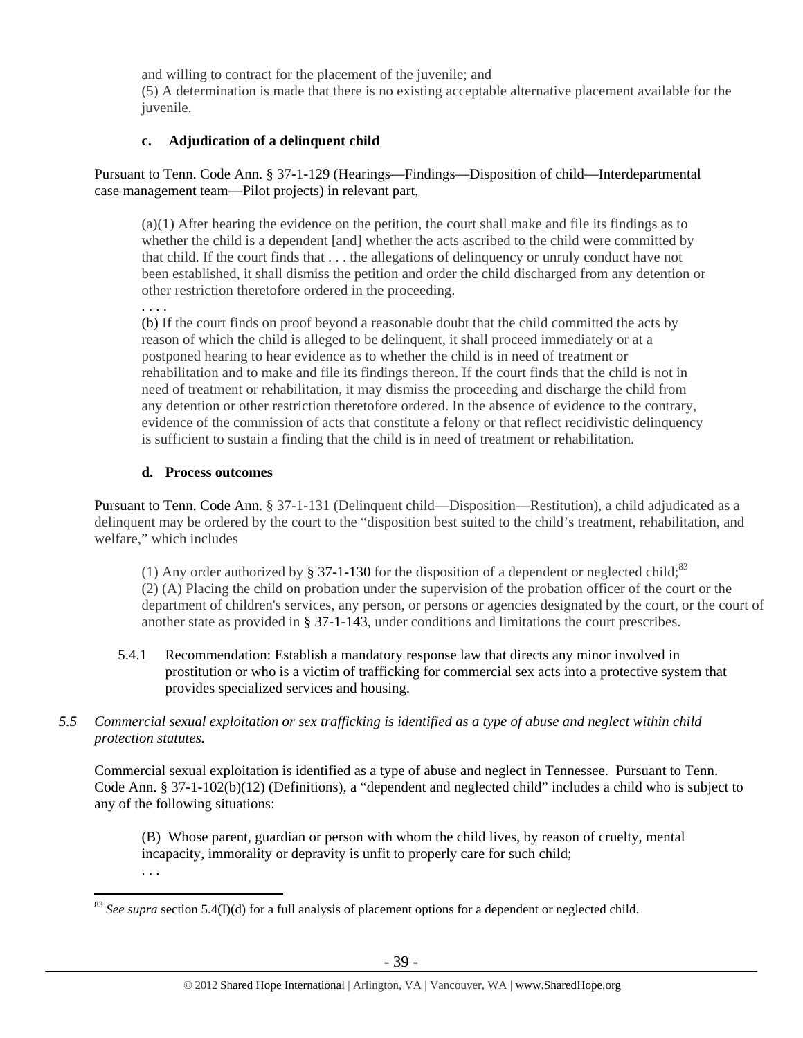and willing to contract for the placement of the juvenile; and
(5) A determination is made that there is no existing acceptable alternative placement available for the juvenile.

### c. Adjudication of a delinquent child

Pursuant to Tenn. Code Ann. § 37-1-129 (Hearings—Findings—Disposition of child—Interdepartmental case management team—Pilot projects) in relevant part,

> (a)(1) After hearing the evidence on the petition, the court shall make and file its findings as to whether the child is a dependent [and] whether the acts ascribed to the child were committed by that child. If the court finds that . . . the allegations of delinquency or unruly conduct have not been established, it shall dismiss the petition and order the child discharged from any detention or other restriction theretofore ordered in the proceeding.
> . . . .
> (b) If the court finds on proof beyond a reasonable doubt that the child committed the acts by reason of which the child is alleged to be delinquent, it shall proceed immediately or at a postponed hearing to hear evidence as to whether the child is in need of treatment or rehabilitation and to make and file its findings thereon. If the court finds that the child is not in need of treatment or rehabilitation, it may dismiss the proceeding and discharge the child from any detention or other restriction theretofore ordered. In the absence of evidence to the contrary, evidence of the commission of acts that constitute a felony or that reflect recidivistic delinquency is sufficient to sustain a finding that the child is in need of treatment or rehabilitation.

### d. Process outcomes

Pursuant to Tenn. Code Ann. § 37-1-131 (Delinquent child—Disposition—Restitution), a child adjudicated as a delinquent may be ordered by the court to the "disposition best suited to the child's treatment, rehabilitation, and welfare," which includes

> (1) Any order authorized by § 37-1-130 for the disposition of a dependent or neglected child;[83]
> (2) (A) Placing the child on probation under the supervision of the probation officer of the court or the department of children's services, any person, or persons or agencies designated by the court, or the court of another state as provided in § 37-1-143, under conditions and limitations the court prescribes.

5.4.1 Recommendation: Establish a mandatory response law that directs any minor involved in prostitution or who is a victim of trafficking for commercial sex acts into a protective system that provides specialized services and housing.

*5.5 Commercial sexual exploitation or sex trafficking is identified as a type of abuse and neglect within child protection statutes.*

Commercial sexual exploitation is identified as a type of abuse and neglect in Tennessee. Pursuant to Tenn. Code Ann. § 37-1-102(b)(12) (Definitions), a "dependent and neglected child" includes a child who is subject to any of the following situations:

> (B) Whose parent, guardian or person with whom the child lives, by reason of cruelty, mental incapacity, immorality or depravity is unfit to properly care for such child;
> . . .

---

[83] *See supra* section 5.4(I)(d) for a full analysis of placement options for a dependent or neglected child.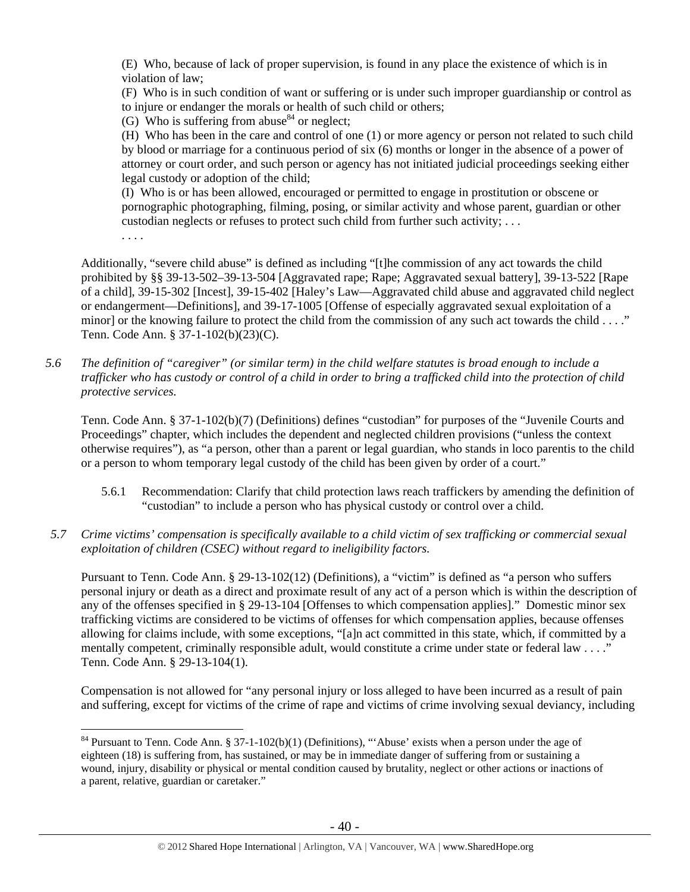(E) Who, because of lack of proper supervision, is found in any place the existence of which is in violation of law;

(F) Who is in such condition of want or suffering or is under such improper guardianship or control as to injure or endanger the morals or health of such child or others;

(G) Who is suffering from abuse[84] or neglect;

(H) Who has been in the care and control of one (1) or more agency or person not related to such child by blood or marriage for a continuous period of six (6) months or longer in the absence of a power of attorney or court order, and such person or agency has not initiated judicial proceedings seeking either legal custody or adoption of the child;

(I) Who is or has been allowed, encouraged or permitted to engage in prostitution or obscene or pornographic photographing, filming, posing, or similar activity and whose parent, guardian or other custodian neglects or refuses to protect such child from further such activity; . . .

. . . .

Additionally, "severe child abuse" is defined as including "[t]he commission of any act towards the child prohibited by §§ 39-13-502–39-13-504 [Aggravated rape; Rape; Aggravated sexual battery], 39-13-522 [Rape of a child], 39-15-302 [Incest], 39-15-402 [Haley's Law—Aggravated child abuse and aggravated child neglect or endangerment—Definitions], and 39-17-1005 [Offense of especially aggravated sexual exploitation of a minor] or the knowing failure to protect the child from the commission of any such act towards the child . . . ." Tenn. Code Ann. § 37-1-102(b)(23)(C).

*5.6 The definition of "caregiver" (or similar term) in the child welfare statutes is broad enough to include a trafficker who has custody or control of a child in order to bring a trafficked child into the protection of child protective services.*

Tenn. Code Ann. § 37-1-102(b)(7) (Definitions) defines "custodian" for purposes of the "Juvenile Courts and Proceedings" chapter, which includes the dependent and neglected children provisions ("unless the context otherwise requires"), as "a person, other than a parent or legal guardian, who stands in loco parentis to the child or a person to whom temporary legal custody of the child has been given by order of a court."

5.6.1 Recommendation: Clarify that child protection laws reach traffickers by amending the definition of "custodian" to include a person who has physical custody or control over a child.

*5.7 Crime victims' compensation is specifically available to a child victim of sex trafficking or commercial sexual exploitation of children (CSEC) without regard to ineligibility factors.*

Pursuant to Tenn. Code Ann. § 29-13-102(12) (Definitions), a "victim" is defined as "a person who suffers personal injury or death as a direct and proximate result of any act of a person which is within the description of any of the offenses specified in § 29-13-104 [Offenses to which compensation applies]." Domestic minor sex trafficking victims are considered to be victims of offenses for which compensation applies, because offenses allowing for claims include, with some exceptions, "[a]n act committed in this state, which, if committed by a mentally competent, criminally responsible adult, would constitute a crime under state or federal law . . . ." Tenn. Code Ann. § 29-13-104(1).

Compensation is not allowed for "any personal injury or loss alleged to have been incurred as a result of pain and suffering, except for victims of the crime of rape and victims of crime involving sexual deviancy, including

---

[84] Pursuant to Tenn. Code Ann. § 37-1-102(b)(1) (Definitions), "'Abuse' exists when a person under the age of eighteen (18) is suffering from, has sustained, or may be in immediate danger of suffering from or sustaining a wound, injury, disability or physical or mental condition caused by brutality, neglect or other actions or inactions of a parent, relative, guardian or caretaker."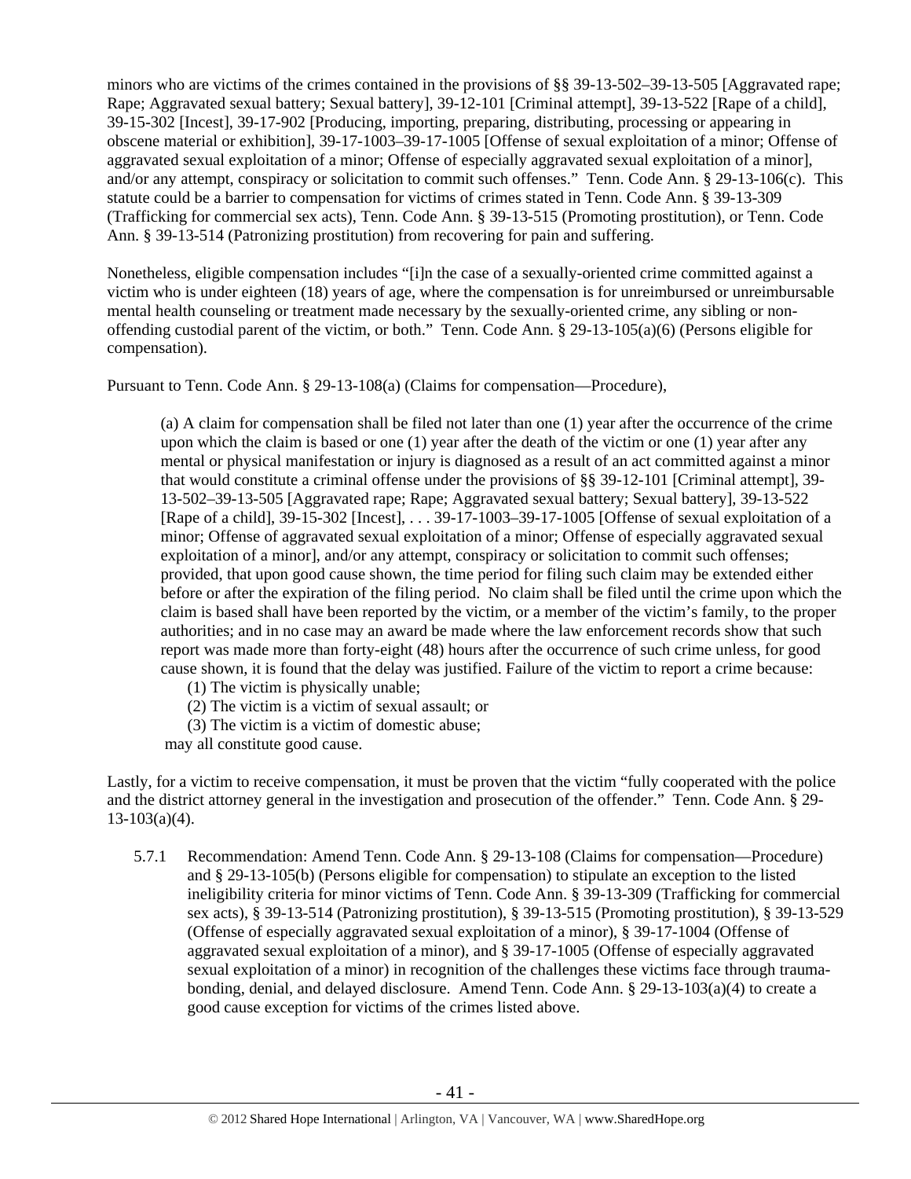minors who are victims of the crimes contained in the provisions of §§ 39-13-502–39-13-505 [Aggravated rape; Rape; Aggravated sexual battery; Sexual battery], 39-12-101 [Criminal attempt], 39-13-522 [Rape of a child], 39-15-302 [Incest], 39-17-902 [Producing, importing, preparing, distributing, processing or appearing in obscene material or exhibition], 39-17-1003–39-17-1005 [Offense of sexual exploitation of a minor; Offense of aggravated sexual exploitation of a minor; Offense of especially aggravated sexual exploitation of a minor], and/or any attempt, conspiracy or solicitation to commit such offenses." Tenn. Code Ann. § 29-13-106(c). This statute could be a barrier to compensation for victims of crimes stated in Tenn. Code Ann. § 39-13-309 (Trafficking for commercial sex acts), Tenn. Code Ann. § 39-13-515 (Promoting prostitution), or Tenn. Code Ann. § 39-13-514 (Patronizing prostitution) from recovering for pain and suffering.

Nonetheless, eligible compensation includes "[i]n the case of a sexually-oriented crime committed against a victim who is under eighteen (18) years of age, where the compensation is for unreimbursed or unreimbursable mental health counseling or treatment made necessary by the sexually-oriented crime, any sibling or non-offending custodial parent of the victim, or both." Tenn. Code Ann. § 29-13-105(a)(6) (Persons eligible for compensation).

Pursuant to Tenn. Code Ann. § 29-13-108(a) (Claims for compensation—Procedure),

> (a) A claim for compensation shall be filed not later than one (1) year after the occurrence of the crime upon which the claim is based or one (1) year after the death of the victim or one (1) year after any mental or physical manifestation or injury is diagnosed as a result of an act committed against a minor that would constitute a criminal offense under the provisions of §§ 39-12-101 [Criminal attempt], 39-13-502–39-13-505 [Aggravated rape; Rape; Aggravated sexual battery; Sexual battery], 39-13-522 [Rape of a child], 39-15-302 [Incest], . . . 39-17-1003–39-17-1005 [Offense of sexual exploitation of a minor; Offense of aggravated sexual exploitation of a minor; Offense of especially aggravated sexual exploitation of a minor], and/or any attempt, conspiracy or solicitation to commit such offenses; provided, that upon good cause shown, the time period for filing such claim may be extended either before or after the expiration of the filing period. No claim shall be filed until the crime upon which the claim is based shall have been reported by the victim, or a member of the victim's family, to the proper authorities; and in no case may an award be made where the law enforcement records show that such report was made more than forty-eight (48) hours after the occurrence of such crime unless, for good cause shown, it is found that the delay was justified. Failure of the victim to report a crime because:
>
> (1) The victim is physically unable;
>
> (2) The victim is a victim of sexual assault; or
>
> (3) The victim is a victim of domestic abuse;
>
> may all constitute good cause.

Lastly, for a victim to receive compensation, it must be proven that the victim "fully cooperated with the police and the district attorney general in the investigation and prosecution of the offender." Tenn. Code Ann. § 29-13-103(a)(4).

5.7.1 Recommendation: Amend Tenn. Code Ann. § 29-13-108 (Claims for compensation—Procedure) and § 29-13-105(b) (Persons eligible for compensation) to stipulate an exception to the listed ineligibility criteria for minor victims of Tenn. Code Ann. § 39-13-309 (Trafficking for commercial sex acts), § 39-13-514 (Patronizing prostitution), § 39-13-515 (Promoting prostitution), § 39-13-529 (Offense of especially aggravated sexual exploitation of a minor), § 39-17-1004 (Offense of aggravated sexual exploitation of a minor), and § 39-17-1005 (Offense of especially aggravated sexual exploitation of a minor) in recognition of the challenges these victims face through trauma-bonding, denial, and delayed disclosure. Amend Tenn. Code Ann. § 29-13-103(a)(4) to create a good cause exception for victims of the crimes listed above.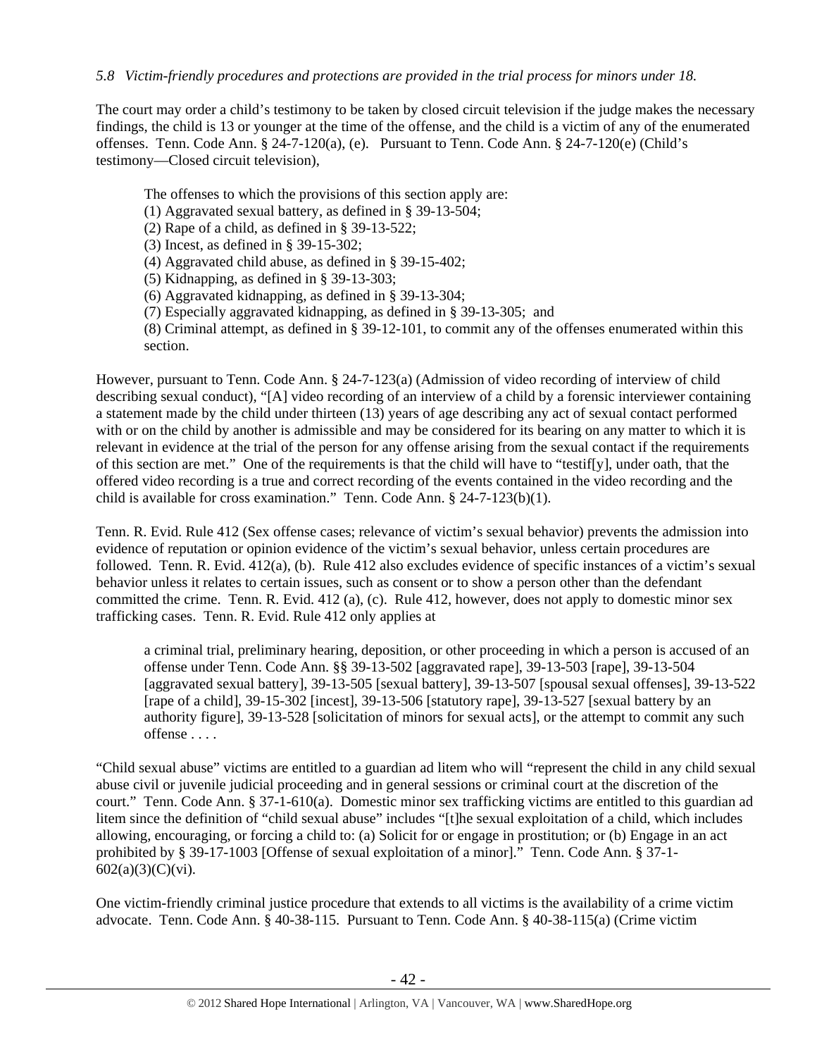*5.8 Victim-friendly procedures and protections are provided in the trial process for minors under 18.*

The court may order a child's testimony to be taken by closed circuit television if the judge makes the necessary findings, the child is 13 or younger at the time of the offense, and the child is a victim of any of the enumerated offenses. Tenn. Code Ann. § 24-7-120(a), (e). Pursuant to Tenn. Code Ann. § 24-7-120(e) (Child's testimony—Closed circuit television),

> The offenses to which the provisions of this section apply are:
> (1) Aggravated sexual battery, as defined in § 39-13-504;
> (2) Rape of a child, as defined in § 39-13-522;
> (3) Incest, as defined in § 39-15-302;
> (4) Aggravated child abuse, as defined in § 39-15-402;
> (5) Kidnapping, as defined in § 39-13-303;
> (6) Aggravated kidnapping, as defined in § 39-13-304;
> (7) Especially aggravated kidnapping, as defined in § 39-13-305; and
> (8) Criminal attempt, as defined in § 39-12-101, to commit any of the offenses enumerated within this section.

However, pursuant to Tenn. Code Ann. § 24-7-123(a) (Admission of video recording of interview of child describing sexual conduct), "[A] video recording of an interview of a child by a forensic interviewer containing a statement made by the child under thirteen (13) years of age describing any act of sexual contact performed with or on the child by another is admissible and may be considered for its bearing on any matter to which it is relevant in evidence at the trial of the person for any offense arising from the sexual contact if the requirements of this section are met." One of the requirements is that the child will have to "testif[y], under oath, that the offered video recording is a true and correct recording of the events contained in the video recording and the child is available for cross examination." Tenn. Code Ann. § 24-7-123(b)(1).

Tenn. R. Evid. Rule 412 (Sex offense cases; relevance of victim's sexual behavior) prevents the admission into evidence of reputation or opinion evidence of the victim's sexual behavior, unless certain procedures are followed. Tenn. R. Evid. 412(a), (b). Rule 412 also excludes evidence of specific instances of a victim's sexual behavior unless it relates to certain issues, such as consent or to show a person other than the defendant committed the crime. Tenn. R. Evid. 412 (a), (c). Rule 412, however, does not apply to domestic minor sex trafficking cases. Tenn. R. Evid. Rule 412 only applies at

> a criminal trial, preliminary hearing, deposition, or other proceeding in which a person is accused of an offense under Tenn. Code Ann. §§ 39-13-502 [aggravated rape], 39-13-503 [rape], 39-13-504 [aggravated sexual battery], 39-13-505 [sexual battery], 39-13-507 [spousal sexual offenses], 39-13-522 [rape of a child], 39-15-302 [incest], 39-13-506 [statutory rape], 39-13-527 [sexual battery by an authority figure], 39-13-528 [solicitation of minors for sexual acts], or the attempt to commit any such offense . . . .

"Child sexual abuse" victims are entitled to a guardian ad litem who will "represent the child in any child sexual abuse civil or juvenile judicial proceeding and in general sessions or criminal court at the discretion of the court." Tenn. Code Ann. § 37-1-610(a). Domestic minor sex trafficking victims are entitled to this guardian ad litem since the definition of "child sexual abuse" includes "[t]he sexual exploitation of a child, which includes allowing, encouraging, or forcing a child to: (a) Solicit for or engage in prostitution; or (b) Engage in an act prohibited by § 39-17-1003 [Offense of sexual exploitation of a minor]." Tenn. Code Ann. § 37-1-602(a)(3)(C)(vi).

One victim-friendly criminal justice procedure that extends to all victims is the availability of a crime victim advocate. Tenn. Code Ann. § 40-38-115. Pursuant to Tenn. Code Ann. § 40-38-115(a) (Crime victim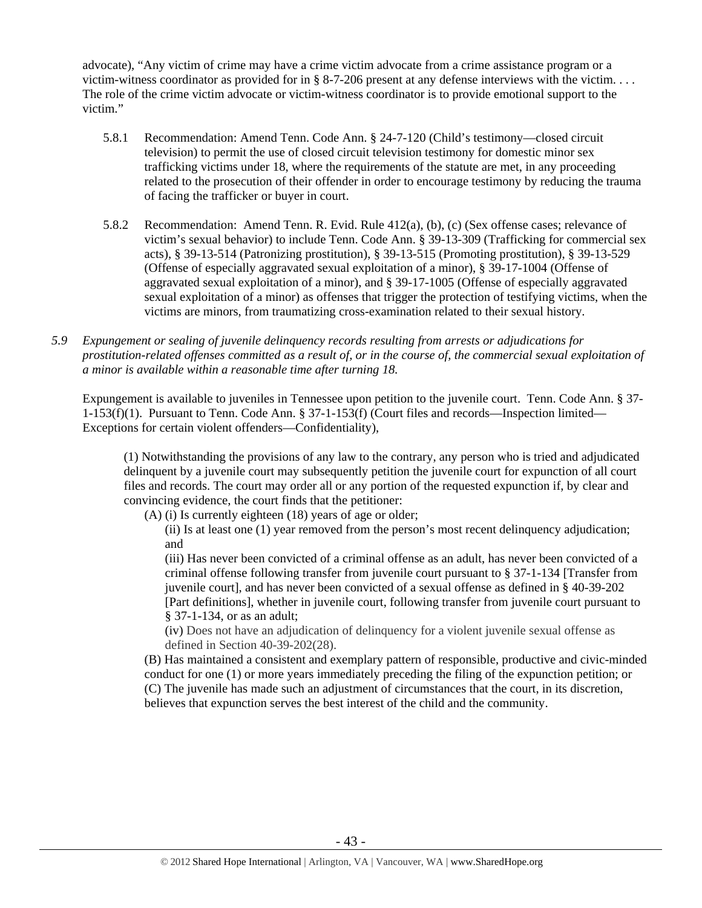advocate), "Any victim of crime may have a crime victim advocate from a crime assistance program or a victim-witness coordinator as provided for in § 8-7-206 present at any defense interviews with the victim. . . . The role of the crime victim advocate or victim-witness coordinator is to provide emotional support to the victim."

5.8.1 Recommendation: Amend Tenn. Code Ann. § 24-7-120 (Child's testimony—closed circuit television) to permit the use of closed circuit television testimony for domestic minor sex trafficking victims under 18, where the requirements of the statute are met, in any proceeding related to the prosecution of their offender in order to encourage testimony by reducing the trauma of facing the trafficker or buyer in court.

5.8.2 Recommendation: Amend Tenn. R. Evid. Rule 412(a), (b), (c) (Sex offense cases; relevance of victim's sexual behavior) to include Tenn. Code Ann. § 39-13-309 (Trafficking for commercial sex acts), § 39-13-514 (Patronizing prostitution), § 39-13-515 (Promoting prostitution), § 39-13-529 (Offense of especially aggravated sexual exploitation of a minor), § 39-17-1004 (Offense of aggravated sexual exploitation of a minor), and § 39-17-1005 (Offense of especially aggravated sexual exploitation of a minor) as offenses that trigger the protection of testifying victims, when the victims are minors, from traumatizing cross-examination related to their sexual history.

*5.9 Expungement or sealing of juvenile delinquency records resulting from arrests or adjudications for prostitution-related offenses committed as a result of, or in the course of, the commercial sexual exploitation of a minor is available within a reasonable time after turning 18.*

Expungement is available to juveniles in Tennessee upon petition to the juvenile court. Tenn. Code Ann. § 37-1-153(f)(1). Pursuant to Tenn. Code Ann. § 37-1-153(f) (Court files and records—Inspection limited—Exceptions for certain violent offenders—Confidentiality),

> (1) Notwithstanding the provisions of any law to the contrary, any person who is tried and adjudicated delinquent by a juvenile court may subsequently petition the juvenile court for expunction of all court files and records. The court may order all or any portion of the requested expunction if, by clear and convincing evidence, the court finds that the petitioner:
>
> (A) (i) Is currently eighteen (18) years of age or older;
>
> (ii) Is at least one (1) year removed from the person's most recent delinquency adjudication; and
>
> (iii) Has never been convicted of a criminal offense as an adult, has never been convicted of a criminal offense following transfer from juvenile court pursuant to § 37-1-134 [Transfer from juvenile court], and has never been convicted of a sexual offense as defined in § 40-39-202 [Part definitions], whether in juvenile court, following transfer from juvenile court pursuant to § 37-1-134, or as an adult;
>
> (iv) Does not have an adjudication of delinquency for a violent juvenile sexual offense as defined in Section 40-39-202(28).
>
> (B) Has maintained a consistent and exemplary pattern of responsible, productive and civic-minded conduct for one (1) or more years immediately preceding the filing of the expunction petition; or
>
> (C) The juvenile has made such an adjustment of circumstances that the court, in its discretion, believes that expunction serves the best interest of the child and the community.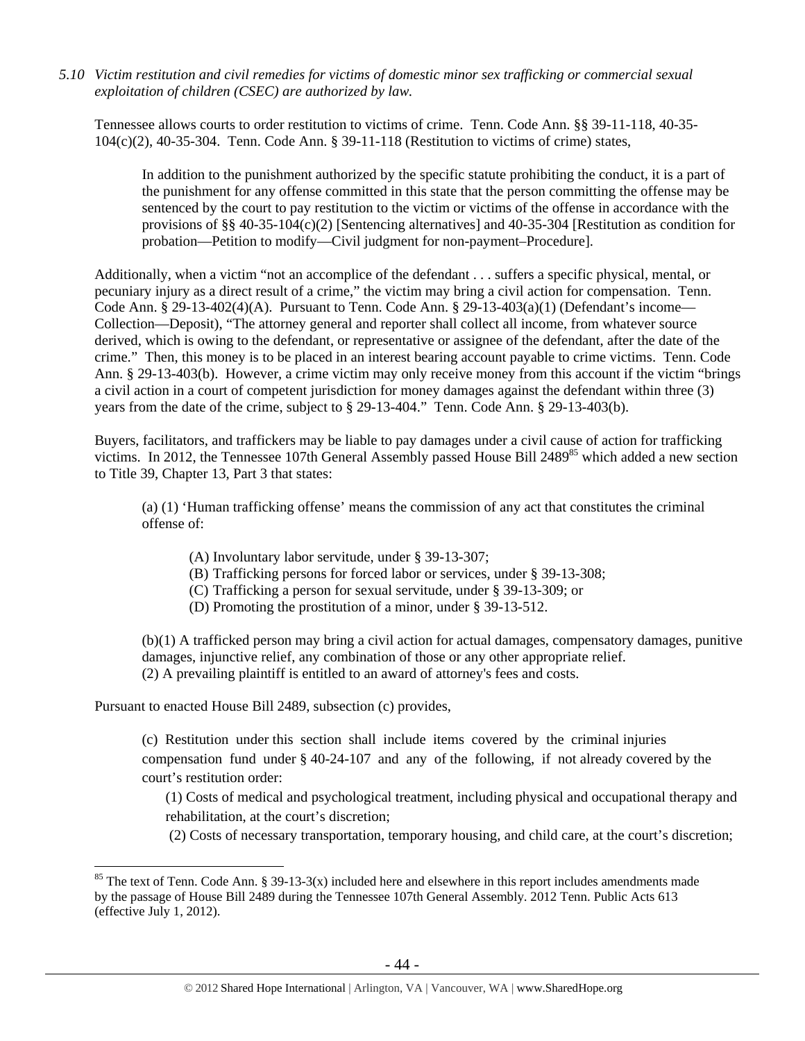*5.10 Victim restitution and civil remedies for victims of domestic minor sex trafficking or commercial sexual exploitation of children (CSEC) are authorized by law.*

Tennessee allows courts to order restitution to victims of crime. Tenn. Code Ann. §§ 39-11-118, 40-35-104(c)(2), 40-35-304. Tenn. Code Ann. § 39-11-118 (Restitution to victims of crime) states,

> In addition to the punishment authorized by the specific statute prohibiting the conduct, it is a part of the punishment for any offense committed in this state that the person committing the offense may be sentenced by the court to pay restitution to the victim or victims of the offense in accordance with the provisions of §§ 40-35-104(c)(2) [Sentencing alternatives] and 40-35-304 [Restitution as condition for probation—Petition to modify—Civil judgment for non-payment–Procedure].

Additionally, when a victim "not an accomplice of the defendant . . . suffers a specific physical, mental, or pecuniary injury as a direct result of a crime," the victim may bring a civil action for compensation. Tenn. Code Ann. § 29-13-402(4)(A). Pursuant to Tenn. Code Ann. § 29-13-403(a)(1) (Defendant's income—Collection—Deposit), "The attorney general and reporter shall collect all income, from whatever source derived, which is owing to the defendant, or representative or assignee of the defendant, after the date of the crime." Then, this money is to be placed in an interest bearing account payable to crime victims. Tenn. Code Ann. § 29-13-403(b). However, a crime victim may only receive money from this account if the victim "brings a civil action in a court of competent jurisdiction for money damages against the defendant within three (3) years from the date of the crime, subject to § 29-13-404." Tenn. Code Ann. § 29-13-403(b).

Buyers, facilitators, and traffickers may be liable to pay damages under a civil cause of action for trafficking victims. In 2012, the Tennessee 107th General Assembly passed House Bill 2489[85] which added a new section to Title 39, Chapter 13, Part 3 that states:

> (a) (1) 'Human trafficking offense' means the commission of any act that constitutes the criminal offense of:
>
> (A) Involuntary labor servitude, under § 39-13-307;
> (B) Trafficking persons for forced labor or services, under § 39-13-308;
> (C) Trafficking a person for sexual servitude, under § 39-13-309; or
> (D) Promoting the prostitution of a minor, under § 39-13-512.
>
> (b)(1) A trafficked person may bring a civil action for actual damages, compensatory damages, punitive damages, injunctive relief, any combination of those or any other appropriate relief.
> (2) A prevailing plaintiff is entitled to an award of attorney's fees and costs.

Pursuant to enacted House Bill 2489, subsection (c) provides,

> (c) Restitution under this section shall include items covered by the criminal injuries compensation fund under § 40-24-107 and any of the following, if not already covered by the court's restitution order:
>
> (1) Costs of medical and psychological treatment, including physical and occupational therapy and rehabilitation, at the court's discretion;
> (2) Costs of necessary transportation, temporary housing, and child care, at the court's discretion;

[85] The text of Tenn. Code Ann. § 39-13-3(x) included here and elsewhere in this report includes amendments made by the passage of House Bill 2489 during the Tennessee 107th General Assembly. 2012 Tenn. Public Acts 613 (effective July 1, 2012).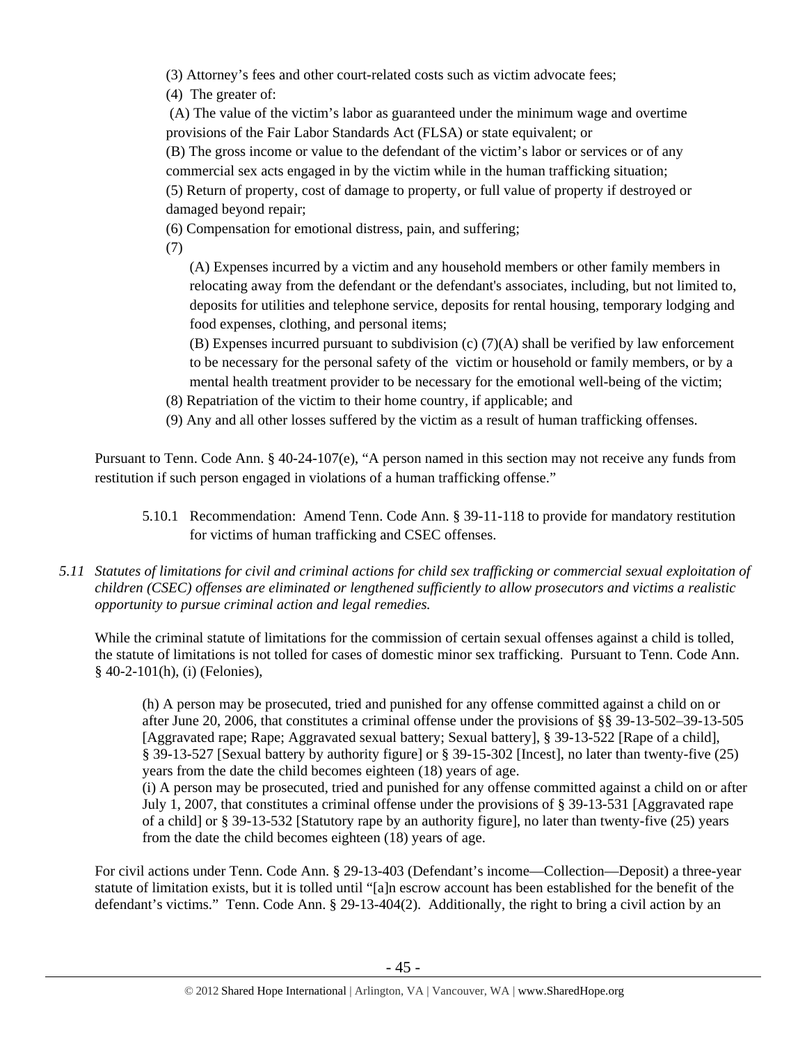(3) Attorney's fees and other court-related costs such as victim advocate fees;

(4) The greater of:

(A) The value of the victim's labor as guaranteed under the minimum wage and overtime provisions of the Fair Labor Standards Act (FLSA) or state equivalent; or

(B) The gross income or value to the defendant of the victim's labor or services or of any commercial sex acts engaged in by the victim while in the human trafficking situation;

(5) Return of property, cost of damage to property, or full value of property if destroyed or damaged beyond repair;

(6) Compensation for emotional distress, pain, and suffering;

(7)

(A) Expenses incurred by a victim and any household members or other family members in relocating away from the defendant or the defendant's associates, including, but not limited to, deposits for utilities and telephone service, deposits for rental housing, temporary lodging and food expenses, clothing, and personal items;

(B) Expenses incurred pursuant to subdivision (c) (7)(A) shall be verified by law enforcement to be necessary for the personal safety of the victim or household or family members, or by a mental health treatment provider to be necessary for the emotional well-being of the victim;

(8) Repatriation of the victim to their home country, if applicable; and

(9) Any and all other losses suffered by the victim as a result of human trafficking offenses.

Pursuant to Tenn. Code Ann. § 40-24-107(e), "A person named in this section may not receive any funds from restitution if such person engaged in violations of a human trafficking offense."

5.10.1 Recommendation: Amend Tenn. Code Ann. § 39-11-118 to provide for mandatory restitution for victims of human trafficking and CSEC offenses.

*5.11 Statutes of limitations for civil and criminal actions for child sex trafficking or commercial sexual exploitation of children (CSEC) offenses are eliminated or lengthened sufficiently to allow prosecutors and victims a realistic opportunity to pursue criminal action and legal remedies.*

While the criminal statute of limitations for the commission of certain sexual offenses against a child is tolled, the statute of limitations is not tolled for cases of domestic minor sex trafficking. Pursuant to Tenn. Code Ann. § 40-2-101(h), (i) (Felonies),

> (h) A person may be prosecuted, tried and punished for any offense committed against a child on or after June 20, 2006, that constitutes a criminal offense under the provisions of §§ 39-13-502–39-13-505 [Aggravated rape; Rape; Aggravated sexual battery; Sexual battery], § 39-13-522 [Rape of a child], § 39-13-527 [Sexual battery by authority figure] or § 39-15-302 [Incest], no later than twenty-five (25) years from the date the child becomes eighteen (18) years of age.
>
> (i) A person may be prosecuted, tried and punished for any offense committed against a child on or after July 1, 2007, that constitutes a criminal offense under the provisions of § 39-13-531 [Aggravated rape of a child] or § 39-13-532 [Statutory rape by an authority figure], no later than twenty-five (25) years from the date the child becomes eighteen (18) years of age.

For civil actions under Tenn. Code Ann. § 29-13-403 (Defendant's income—Collection—Deposit) a three-year statute of limitation exists, but it is tolled until "[a]n escrow account has been established for the benefit of the defendant's victims." Tenn. Code Ann. § 29-13-404(2). Additionally, the right to bring a civil action by an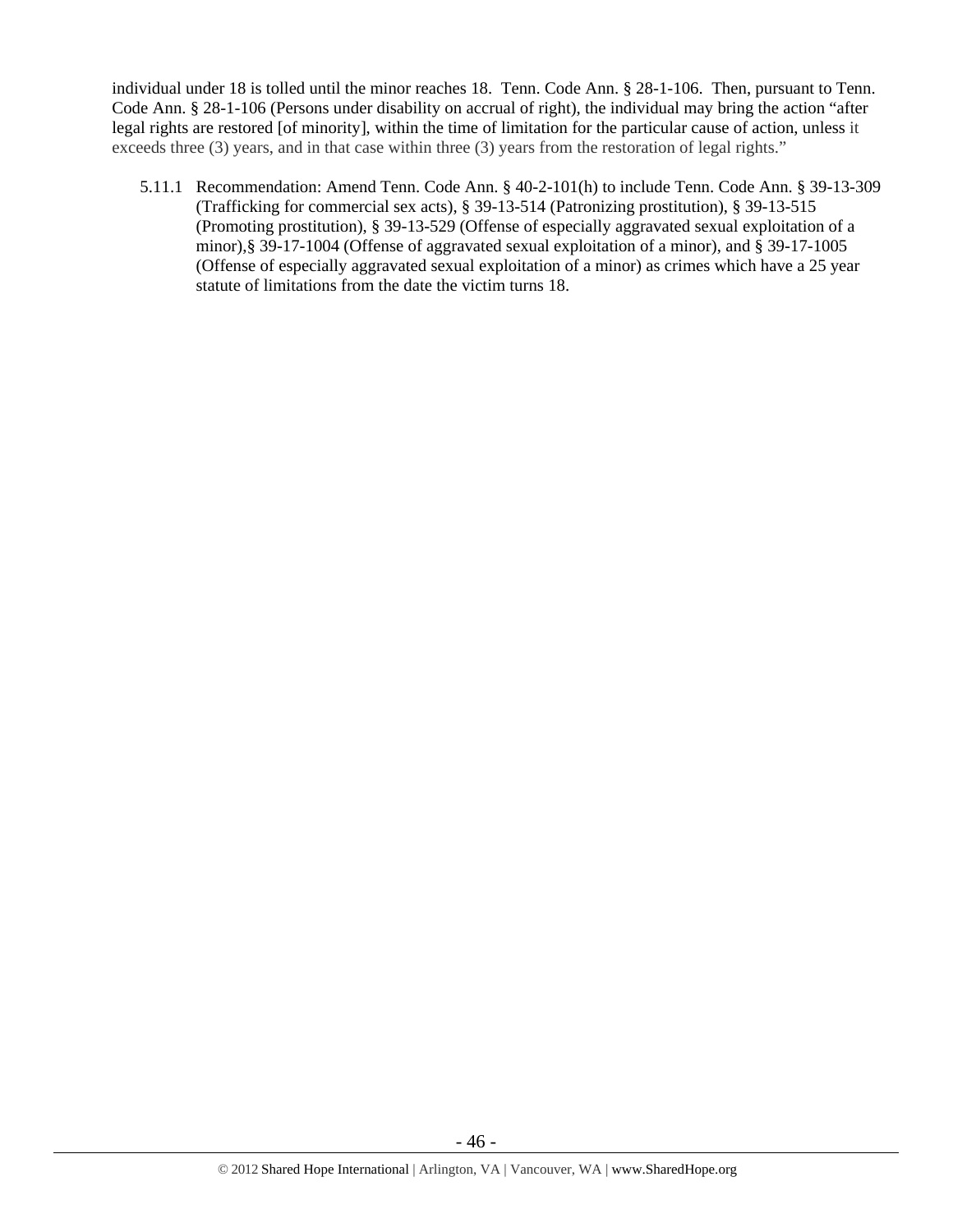individual under 18 is tolled until the minor reaches 18. Tenn. Code Ann. § 28-1-106. Then, pursuant to Tenn. Code Ann. § 28-1-106 (Persons under disability on accrual of right), the individual may bring the action "after legal rights are restored [of minority], within the time of limitation for the particular cause of action, unless it exceeds three (3) years, and in that case within three (3) years from the restoration of legal rights."

5.11.1 Recommendation: Amend Tenn. Code Ann. § 40-2-101(h) to include Tenn. Code Ann. § 39-13-309 (Trafficking for commercial sex acts), § 39-13-514 (Patronizing prostitution), § 39-13-515 (Promoting prostitution), § 39-13-529 (Offense of especially aggravated sexual exploitation of a minor),§ 39-17-1004 (Offense of aggravated sexual exploitation of a minor), and § 39-17-1005 (Offense of especially aggravated sexual exploitation of a minor) as crimes which have a 25 year statute of limitations from the date the victim turns 18.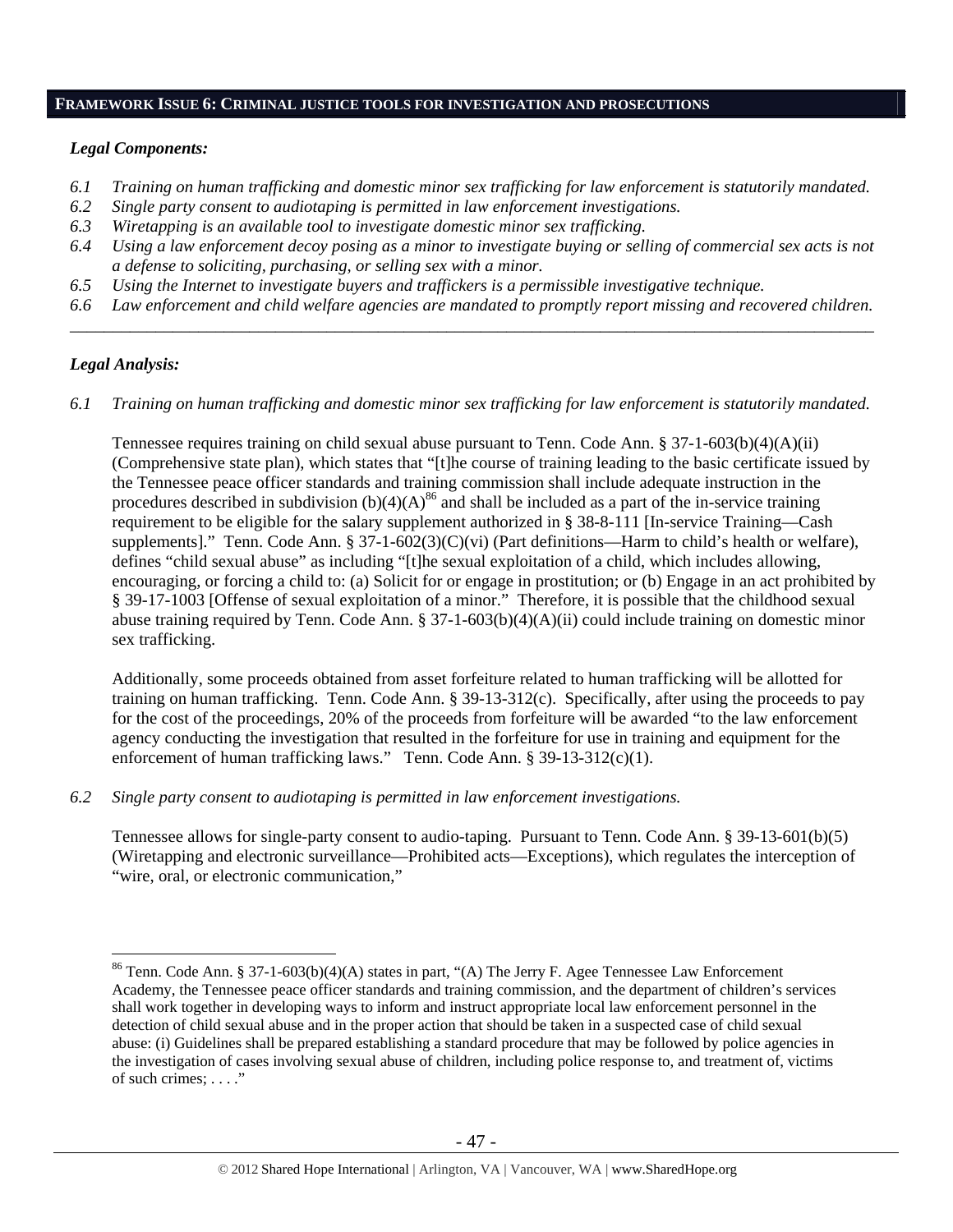## FRAMEWORK ISSUE 6: CRIMINAL JUSTICE TOOLS FOR INVESTIGATION AND PROSECUTIONS

### *Legal Components:*

*6.1 Training on human trafficking and domestic minor sex trafficking for law enforcement is statutorily mandated.*
*6.2 Single party consent to audiotaping is permitted in law enforcement investigations.*
*6.3 Wiretapping is an available tool to investigate domestic minor sex trafficking.*
*6.4 Using a law enforcement decoy posing as a minor to investigate buying or selling of commercial sex acts is not a defense to soliciting, purchasing, or selling sex with a minor.*
*6.5 Using the Internet to investigate buyers and traffickers is a permissible investigative technique.*
*6.6 Law enforcement and child welfare agencies are mandated to promptly report missing and recovered children.*

---

### *Legal Analysis:*

*6.1 Training on human trafficking and domestic minor sex trafficking for law enforcement is statutorily mandated.*

Tennessee requires training on child sexual abuse pursuant to Tenn. Code Ann. § 37-1-603(b)(4)(A)(ii) (Comprehensive state plan), which states that "[t]he course of training leading to the basic certificate issued by the Tennessee peace officer standards and training commission shall include adequate instruction in the procedures described in subdivision (b)(4)(A)[86] and shall be included as a part of the in-service training requirement to be eligible for the salary supplement authorized in § 38-8-111 [In-service Training—Cash supplements]." Tenn. Code Ann. § 37-1-602(3)(C)(vi) (Part definitions—Harm to child's health or welfare), defines "child sexual abuse" as including "[t]he sexual exploitation of a child, which includes allowing, encouraging, or forcing a child to: (a) Solicit for or engage in prostitution; or (b) Engage in an act prohibited by § 39-17-1003 [Offense of sexual exploitation of a minor." Therefore, it is possible that the childhood sexual abuse training required by Tenn. Code Ann. § 37-1-603(b)(4)(A)(ii) could include training on domestic minor sex trafficking.

Additionally, some proceeds obtained from asset forfeiture related to human trafficking will be allotted for training on human trafficking. Tenn. Code Ann. § 39-13-312(c). Specifically, after using the proceeds to pay for the cost of the proceedings, 20% of the proceeds from forfeiture will be awarded "to the law enforcement agency conducting the investigation that resulted in the forfeiture for use in training and equipment for the enforcement of human trafficking laws." Tenn. Code Ann. § 39-13-312(c)(1).

*6.2 Single party consent to audiotaping is permitted in law enforcement investigations.*

Tennessee allows for single-party consent to audio-taping. Pursuant to Tenn. Code Ann. § 39-13-601(b)(5) (Wiretapping and electronic surveillance—Prohibited acts—Exceptions), which regulates the interception of "wire, oral, or electronic communication,"

---

[86] Tenn. Code Ann. § 37-1-603(b)(4)(A) states in part, "(A) The Jerry F. Agee Tennessee Law Enforcement Academy, the Tennessee peace officer standards and training commission, and the department of children's services shall work together in developing ways to inform and instruct appropriate local law enforcement personnel in the detection of child sexual abuse and in the proper action that should be taken in a suspected case of child sexual abuse: (i) Guidelines shall be prepared establishing a standard procedure that may be followed by police agencies in the investigation of cases involving sexual abuse of children, including police response to, and treatment of, victims of such crimes; . . . ."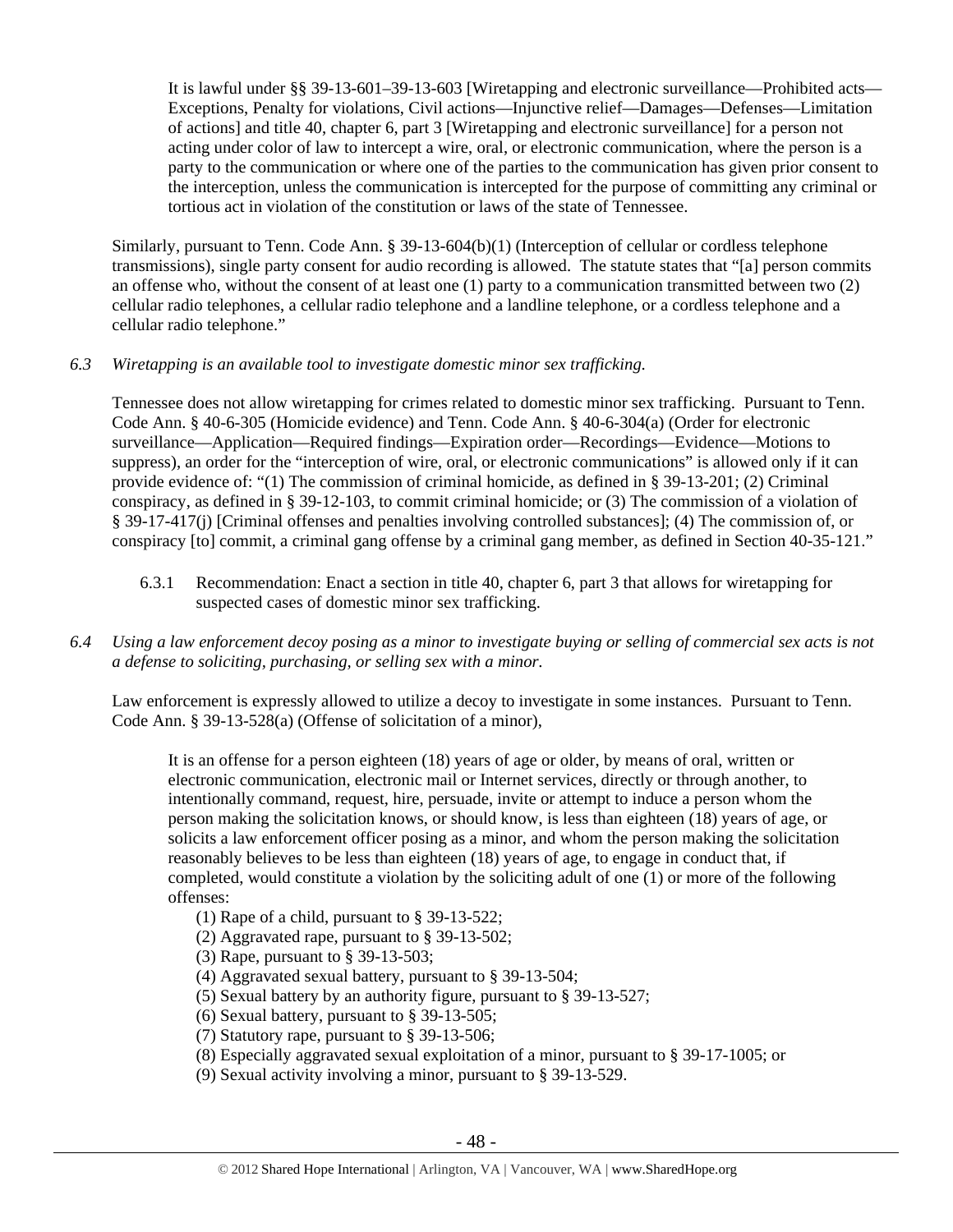> It is lawful under §§ 39-13-601–39-13-603 [Wiretapping and electronic surveillance—Prohibited acts—Exceptions, Penalty for violations, Civil actions—Injunctive relief—Damages—Defenses—Limitation of actions] and title 40, chapter 6, part 3 [Wiretapping and electronic surveillance] for a person not acting under color of law to intercept a wire, oral, or electronic communication, where the person is a party to the communication or where one of the parties to the communication has given prior consent to the interception, unless the communication is intercepted for the purpose of committing any criminal or tortious act in violation of the constitution or laws of the state of Tennessee.

Similarly, pursuant to Tenn. Code Ann. § 39-13-604(b)(1) (Interception of cellular or cordless telephone transmissions), single party consent for audio recording is allowed. The statute states that "[a] person commits an offense who, without the consent of at least one (1) party to a communication transmitted between two (2) cellular radio telephones, a cellular radio telephone and a landline telephone, or a cordless telephone and a cellular radio telephone."

*6.3 Wiretapping is an available tool to investigate domestic minor sex trafficking.*

Tennessee does not allow wiretapping for crimes related to domestic minor sex trafficking. Pursuant to Tenn. Code Ann. § 40-6-305 (Homicide evidence) and Tenn. Code Ann. § 40-6-304(a) (Order for electronic surveillance—Application—Required findings—Expiration order—Recordings—Evidence—Motions to suppress), an order for the "interception of wire, oral, or electronic communications" is allowed only if it can provide evidence of: "(1) The commission of criminal homicide, as defined in § 39-13-201; (2) Criminal conspiracy, as defined in § 39-12-103, to commit criminal homicide; or (3) The commission of a violation of § 39-17-417(j) [Criminal offenses and penalties involving controlled substances]; (4) The commission of, or conspiracy [to] commit, a criminal gang offense by a criminal gang member, as defined in Section 40-35-121."

6.3.1 Recommendation: Enact a section in title 40, chapter 6, part 3 that allows for wiretapping for suspected cases of domestic minor sex trafficking.

*6.4 Using a law enforcement decoy posing as a minor to investigate buying or selling of commercial sex acts is not a defense to soliciting, purchasing, or selling sex with a minor.*

Law enforcement is expressly allowed to utilize a decoy to investigate in some instances. Pursuant to Tenn. Code Ann. § 39-13-528(a) (Offense of solicitation of a minor),

> It is an offense for a person eighteen (18) years of age or older, by means of oral, written or electronic communication, electronic mail or Internet services, directly or through another, to intentionally command, request, hire, persuade, invite or attempt to induce a person whom the person making the solicitation knows, or should know, is less than eighteen (18) years of age, or solicits a law enforcement officer posing as a minor, and whom the person making the solicitation reasonably believes to be less than eighteen (18) years of age, to engage in conduct that, if completed, would constitute a violation by the soliciting adult of one (1) or more of the following offenses:
>
> (1) Rape of a child, pursuant to § 39-13-522;
> (2) Aggravated rape, pursuant to § 39-13-502;
> (3) Rape, pursuant to § 39-13-503;
> (4) Aggravated sexual battery, pursuant to § 39-13-504;
> (5) Sexual battery by an authority figure, pursuant to § 39-13-527;
> (6) Sexual battery, pursuant to § 39-13-505;
> (7) Statutory rape, pursuant to § 39-13-506;
> (8) Especially aggravated sexual exploitation of a minor, pursuant to § 39-17-1005; or
> (9) Sexual activity involving a minor, pursuant to § 39-13-529.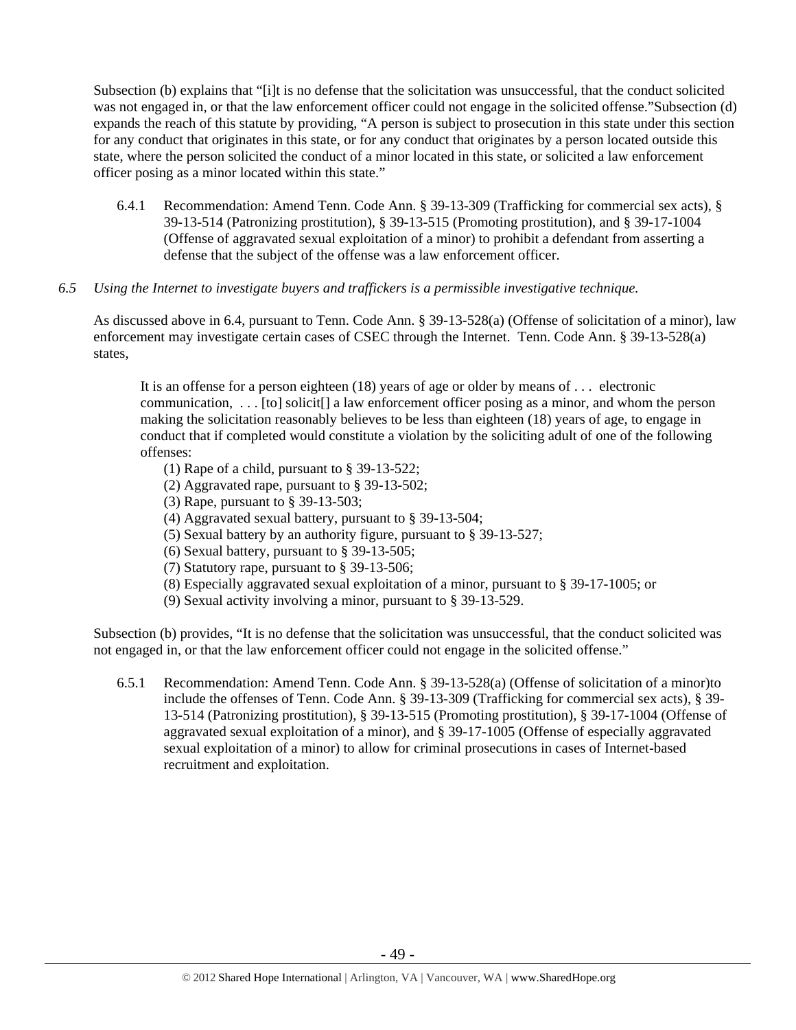Subsection (b) explains that "[i]t is no defense that the solicitation was unsuccessful, that the conduct solicited was not engaged in, or that the law enforcement officer could not engage in the solicited offense."Subsection (d) expands the reach of this statute by providing, "A person is subject to prosecution in this state under this section for any conduct that originates in this state, or for any conduct that originates by a person located outside this state, where the person solicited the conduct of a minor located in this state, or solicited a law enforcement officer posing as a minor located within this state."

6.4.1 Recommendation: Amend Tenn. Code Ann. § 39-13-309 (Trafficking for commercial sex acts), § 39-13-514 (Patronizing prostitution), § 39-13-515 (Promoting prostitution), and § 39-17-1004 (Offense of aggravated sexual exploitation of a minor) to prohibit a defendant from asserting a defense that the subject of the offense was a law enforcement officer.

*6.5 Using the Internet to investigate buyers and traffickers is a permissible investigative technique.*

As discussed above in 6.4, pursuant to Tenn. Code Ann. § 39-13-528(a) (Offense of solicitation of a minor), law enforcement may investigate certain cases of CSEC through the Internet. Tenn. Code Ann. § 39-13-528(a) states,

> It is an offense for a person eighteen (18) years of age or older by means of . . . electronic communication, . . . [to] solicit[] a law enforcement officer posing as a minor, and whom the person making the solicitation reasonably believes to be less than eighteen (18) years of age, to engage in conduct that if completed would constitute a violation by the soliciting adult of one of the following offenses:
>
> (1) Rape of a child, pursuant to § 39-13-522;
> (2) Aggravated rape, pursuant to § 39-13-502;
> (3) Rape, pursuant to § 39-13-503;
> (4) Aggravated sexual battery, pursuant to § 39-13-504;
> (5) Sexual battery by an authority figure, pursuant to § 39-13-527;
> (6) Sexual battery, pursuant to § 39-13-505;
> (7) Statutory rape, pursuant to § 39-13-506;
> (8) Especially aggravated sexual exploitation of a minor, pursuant to § 39-17-1005; or
> (9) Sexual activity involving a minor, pursuant to § 39-13-529.

Subsection (b) provides, "It is no defense that the solicitation was unsuccessful, that the conduct solicited was not engaged in, or that the law enforcement officer could not engage in the solicited offense."

6.5.1 Recommendation: Amend Tenn. Code Ann. § 39-13-528(a) (Offense of solicitation of a minor)to include the offenses of Tenn. Code Ann. § 39-13-309 (Trafficking for commercial sex acts), § 39-13-514 (Patronizing prostitution), § 39-13-515 (Promoting prostitution), § 39-17-1004 (Offense of aggravated sexual exploitation of a minor), and § 39-17-1005 (Offense of especially aggravated sexual exploitation of a minor) to allow for criminal prosecutions in cases of Internet-based recruitment and exploitation.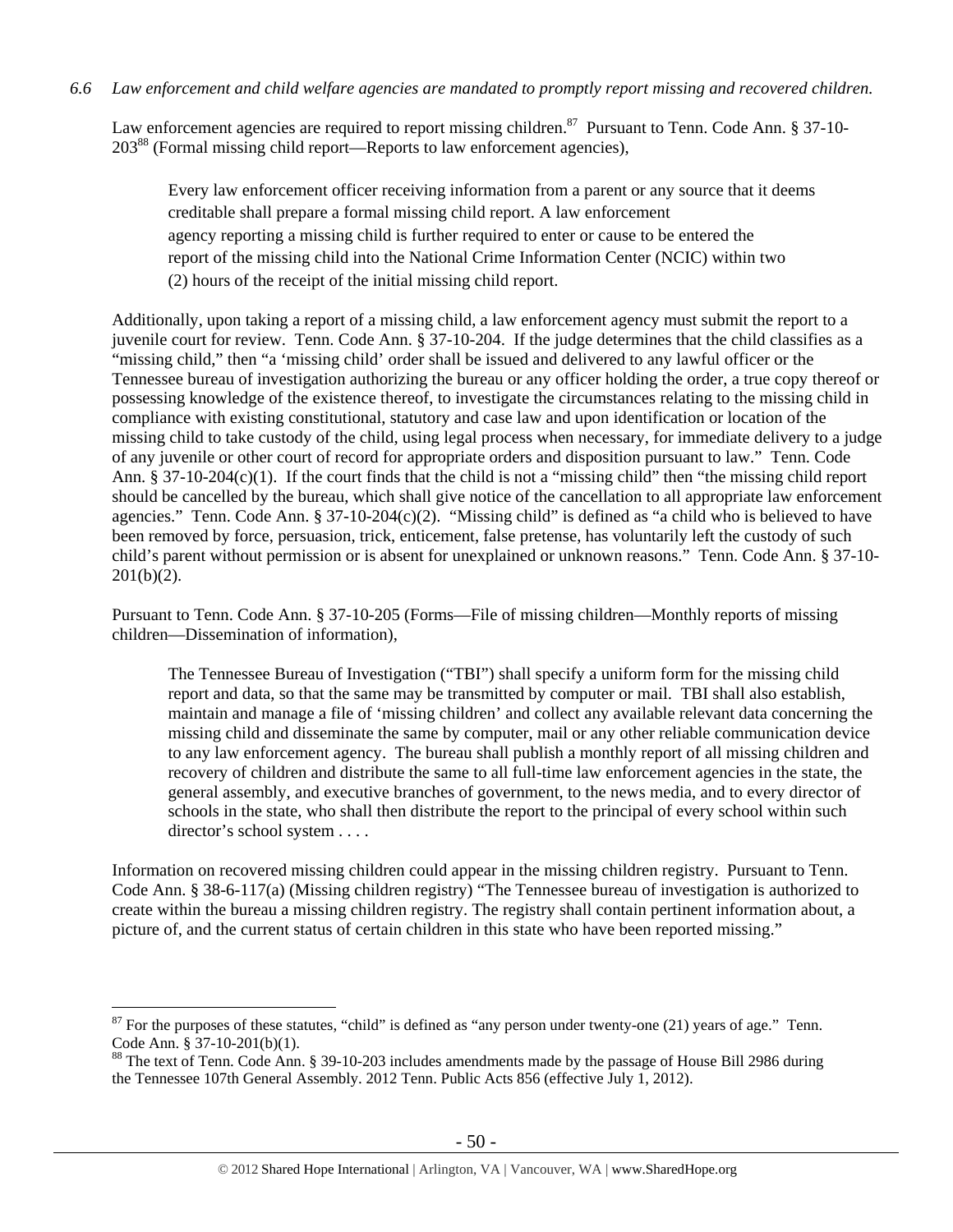*6.6 Law enforcement and child welfare agencies are mandated to promptly report missing and recovered children.*

Law enforcement agencies are required to report missing children.[87] Pursuant to Tenn. Code Ann. § 37-10-203[88] (Formal missing child report—Reports to law enforcement agencies),

> Every law enforcement officer receiving information from a parent or any source that it deems creditable shall prepare a formal missing child report. A law enforcement agency reporting a missing child is further required to enter or cause to be entered the report of the missing child into the National Crime Information Center (NCIC) within two (2) hours of the receipt of the initial missing child report.

Additionally, upon taking a report of a missing child, a law enforcement agency must submit the report to a juvenile court for review. Tenn. Code Ann. § 37-10-204. If the judge determines that the child classifies as a "missing child," then "a 'missing child' order shall be issued and delivered to any lawful officer or the Tennessee bureau of investigation authorizing the bureau or any officer holding the order, a true copy thereof or possessing knowledge of the existence thereof, to investigate the circumstances relating to the missing child in compliance with existing constitutional, statutory and case law and upon identification or location of the missing child to take custody of the child, using legal process when necessary, for immediate delivery to a judge of any juvenile or other court of record for appropriate orders and disposition pursuant to law." Tenn. Code Ann. § 37-10-204(c)(1). If the court finds that the child is not a "missing child" then "the missing child report should be cancelled by the bureau, which shall give notice of the cancellation to all appropriate law enforcement agencies." Tenn. Code Ann. § 37-10-204(c)(2). "Missing child" is defined as "a child who is believed to have been removed by force, persuasion, trick, enticement, false pretense, has voluntarily left the custody of such child's parent without permission or is absent for unexplained or unknown reasons." Tenn. Code Ann. § 37-10-201(b)(2).

Pursuant to Tenn. Code Ann. § 37-10-205 (Forms—File of missing children—Monthly reports of missing children—Dissemination of information),

> The Tennessee Bureau of Investigation ("TBI") shall specify a uniform form for the missing child report and data, so that the same may be transmitted by computer or mail. TBI shall also establish, maintain and manage a file of 'missing children' and collect any available relevant data concerning the missing child and disseminate the same by computer, mail or any other reliable communication device to any law enforcement agency. The bureau shall publish a monthly report of all missing children and recovery of children and distribute the same to all full-time law enforcement agencies in the state, the general assembly, and executive branches of government, to the news media, and to every director of schools in the state, who shall then distribute the report to the principal of every school within such director's school system . . . .

Information on recovered missing children could appear in the missing children registry. Pursuant to Tenn. Code Ann. § 38-6-117(a) (Missing children registry) "The Tennessee bureau of investigation is authorized to create within the bureau a missing children registry. The registry shall contain pertinent information about, a picture of, and the current status of certain children in this state who have been reported missing."

---

[87] For the purposes of these statutes, "child" is defined as "any person under twenty-one (21) years of age." Tenn. Code Ann. § 37-10-201(b)(1).

[88] The text of Tenn. Code Ann. § 39-10-203 includes amendments made by the passage of House Bill 2986 during the Tennessee 107th General Assembly. 2012 Tenn. Public Acts 856 (effective July 1, 2012).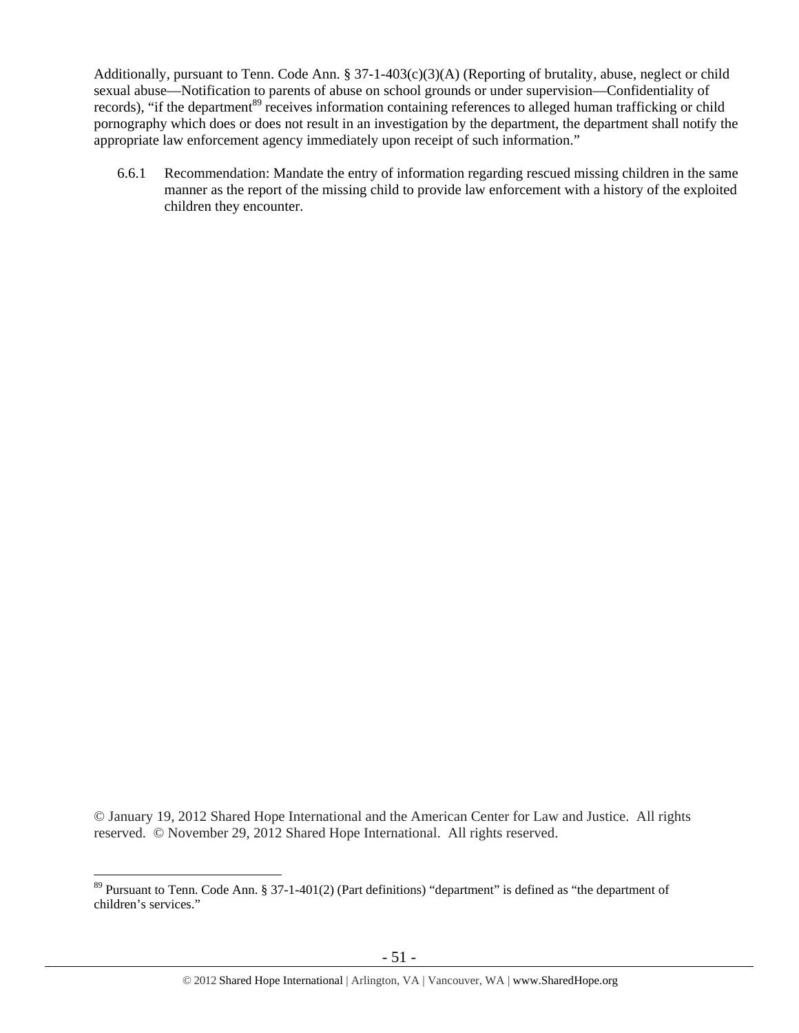Additionally, pursuant to Tenn. Code Ann. § 37-1-403(c)(3)(A) (Reporting of brutality, abuse, neglect or child sexual abuse—Notification to parents of abuse on school grounds or under supervision—Confidentiality of records), "if the department[89] receives information containing references to alleged human trafficking or child pornography which does or does not result in an investigation by the department, the department shall notify the appropriate law enforcement agency immediately upon receipt of such information."

6.6.1 Recommendation: Mandate the entry of information regarding rescued missing children in the same manner as the report of the missing child to provide law enforcement with a history of the exploited children they encounter.

© January 19, 2012 Shared Hope International and the American Center for Law and Justice. All rights reserved. © November 29, 2012 Shared Hope International. All rights reserved.

[89] Pursuant to Tenn. Code Ann. § 37-1-401(2) (Part definitions) "department" is defined as "the department of children's services."